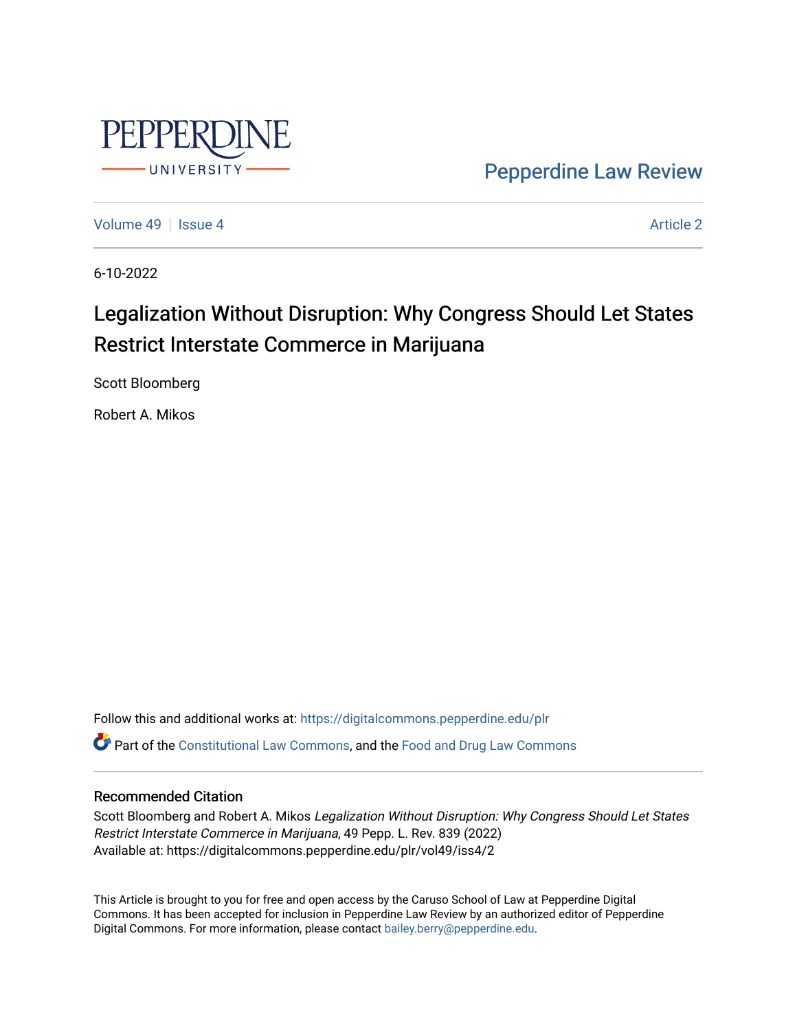Pepperdine Law Review

Volume 49 | Issue 4 | Article 2

6-10-2022

# Legalization Without Disruption: Why Congress Should Let States Restrict Interstate Commerce in Marijuana

Scott Bloomberg

Robert A. Mikos

Follow this and additional works at: https://digitalcommons.pepperdine.edu/plr

Part of the Constitutional Law Commons, and the Food and Drug Law Commons

## Recommended Citation

Scott Bloomberg and Robert A. Mikos *Legalization Without Disruption: Why Congress Should Let States Restrict Interstate Commerce in Marijuana*, 49 Pepp. L. Rev. 839 (2022)
Available at: https://digitalcommons.pepperdine.edu/plr/vol49/iss4/2

This Article is brought to you for free and open access by the Caruso School of Law at Pepperdine Digital Commons. It has been accepted for inclusion in Pepperdine Law Review by an authorized editor of Pepperdine Digital Commons. For more information, please contact bailey.berry@pepperdine.edu.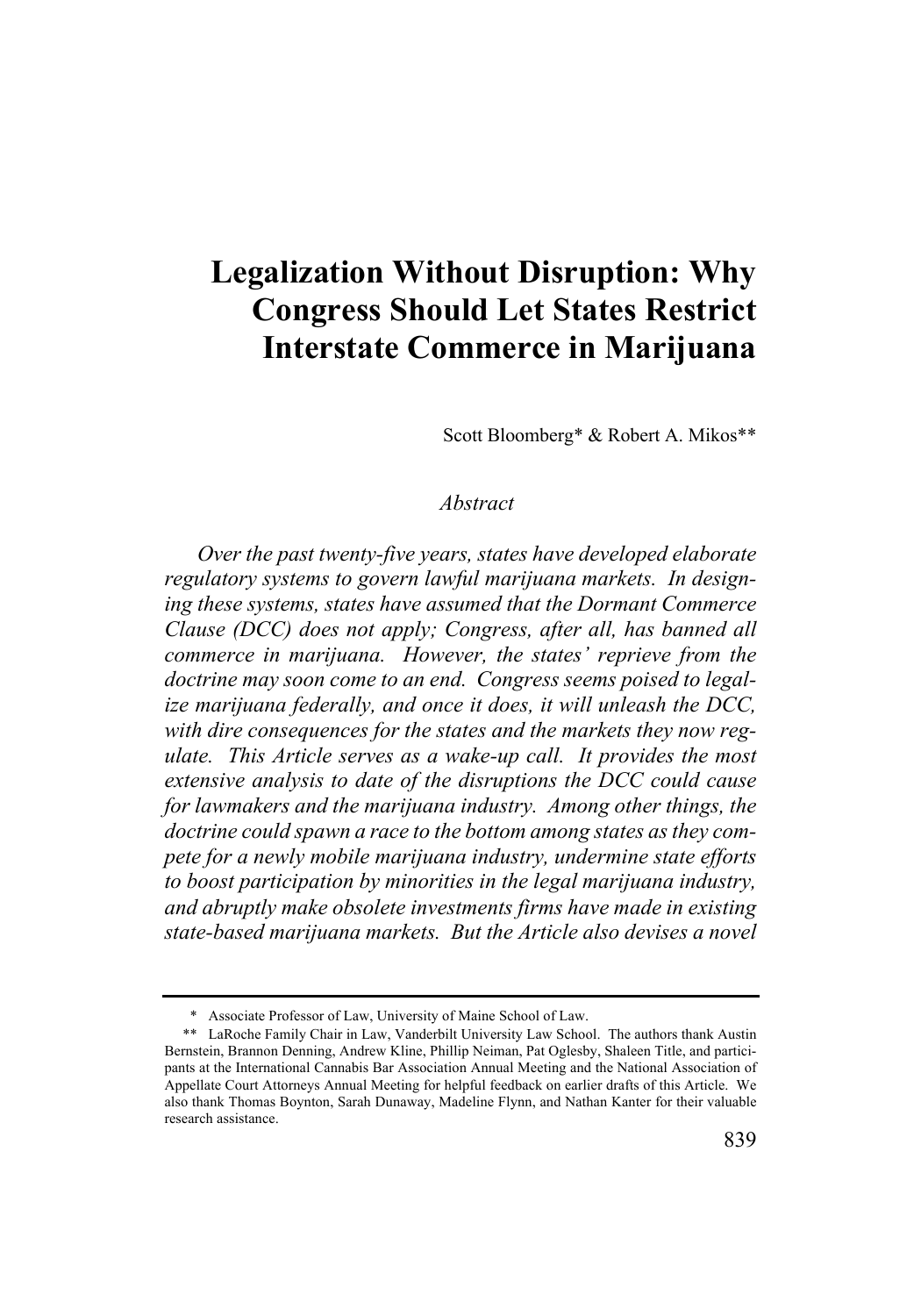# Legalization Without Disruption: Why Congress Should Let States Restrict Interstate Commerce in Marijuana

Scott Bloomberg* & Robert A. Mikos**

*Abstract*

*Over the past twenty-five years, states have developed elaborate regulatory systems to govern lawful marijuana markets. In designing these systems, states have assumed that the Dormant Commerce Clause (DCC) does not apply; Congress, after all, has banned all commerce in marijuana. However, the states' reprieve from the doctrine may soon come to an end. Congress seems poised to legalize marijuana federally, and once it does, it will unleash the DCC, with dire consequences for the states and the markets they now regulate. This Article serves as a wake-up call. It provides the most extensive analysis to date of the disruptions the DCC could cause for lawmakers and the marijuana industry. Among other things, the doctrine could spawn a race to the bottom among states as they compete for a newly mobile marijuana industry, undermine state efforts to boost participation by minorities in the legal marijuana industry, and abruptly make obsolete investments firms have made in existing state-based marijuana markets. But the Article also devises a novel*

---

\* Associate Professor of Law, University of Maine School of Law.

\*\* LaRoche Family Chair in Law, Vanderbilt University Law School. The authors thank Austin Bernstein, Brannon Denning, Andrew Kline, Phillip Neiman, Pat Oglesby, Shaleen Title, and participants at the International Cannabis Bar Association Annual Meeting and the National Association of Appellate Court Attorneys Annual Meeting for helpful feedback on earlier drafts of this Article. We also thank Thomas Boynton, Sarah Dunaway, Madeline Flynn, and Nathan Kanter for their valuable research assistance.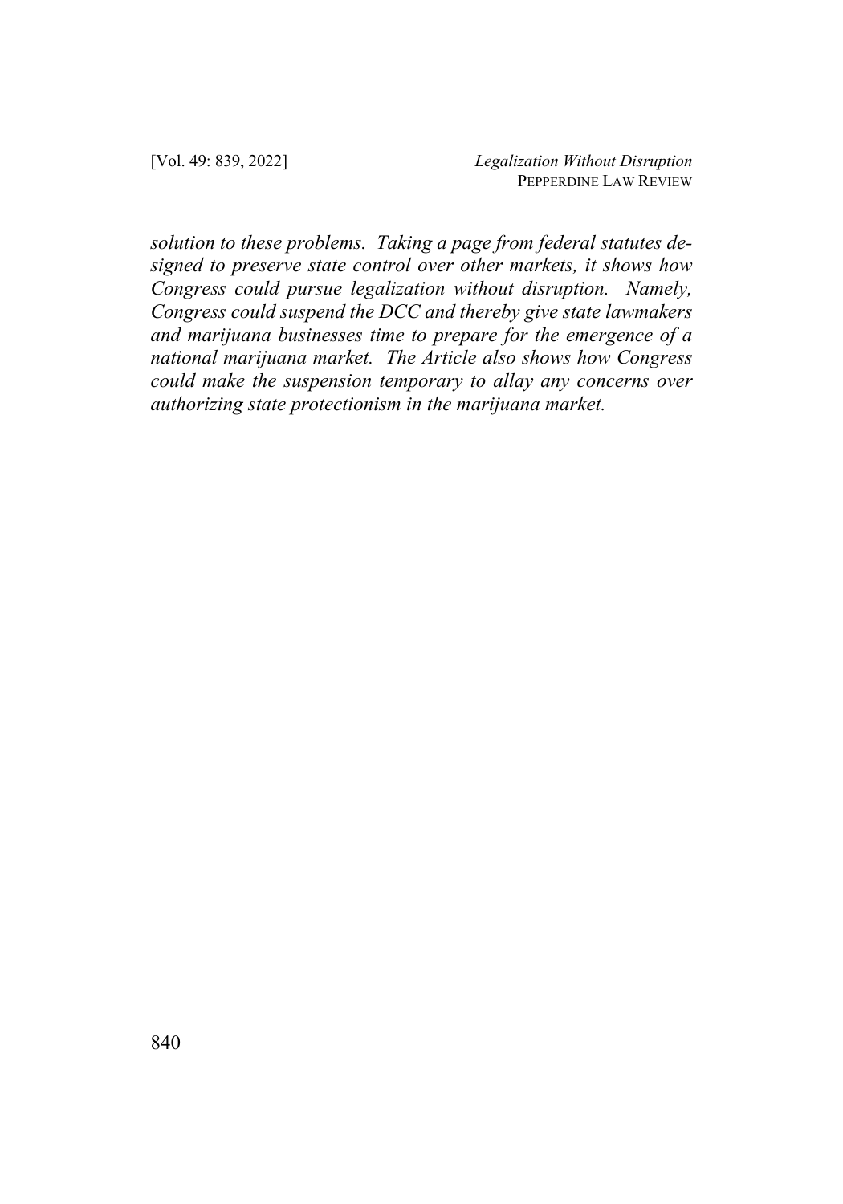*solution to these problems. Taking a page from federal statutes designed to preserve state control over other markets, it shows how Congress could pursue legalization without disruption. Namely, Congress could suspend the DCC and thereby give state lawmakers and marijuana businesses time to prepare for the emergence of a national marijuana market. The Article also shows how Congress could make the suspension temporary to allay any concerns over authorizing state protectionism in the marijuana market.*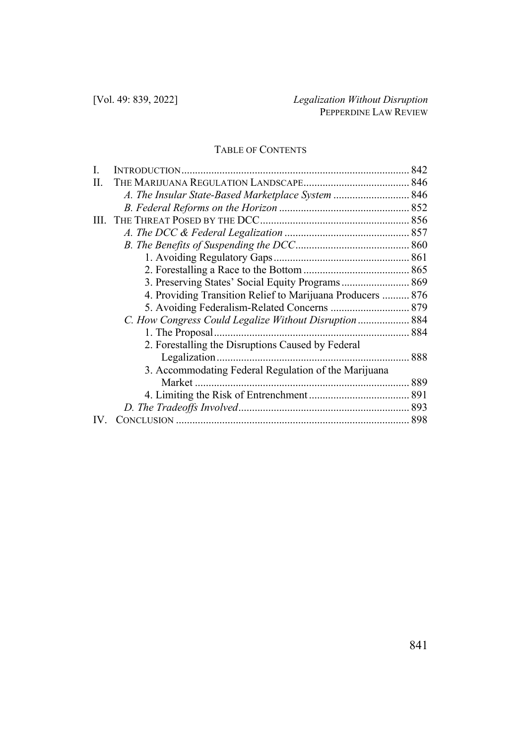## TABLE OF CONTENTS

I. INTRODUCTION .................................................................................... 842
II. THE MARIJUANA REGULATION LANDSCAPE ....................................... 846
    *A. The Insular State-Based Marketplace System* ............................ 846
    *B. Federal Reforms on the Horizon* ................................................ 852
III. THE THREAT POSED BY THE DCC ....................................................... 856
    *A. The DCC & Federal Legalization* .............................................. 857
    *B. The Benefits of Suspending the DCC* .......................................... 860
        1. Avoiding Regulatory Gaps .................................................. 861
        2. Forestalling a Race to the Bottom ....................................... 865
        3. Preserving States' Social Equity Programs .......................... 869
        4. Providing Transition Relief to Marijuana Producers .......... 876
        5. Avoiding Federalism-Related Concerns ............................. 879
    *C. How Congress Could Legalize Without Disruption* ................... 884
        1. The Proposal ........................................................................ 884
        2. Forestalling the Disruptions Caused by Federal Legalization ....................................................................... 888
        3. Accommodating Federal Regulation of the Marijuana Market ............................................................................... 889
        4. Limiting the Risk of Entrenchment ..................................... 891
    *D. The Tradeoffs Involved* ............................................................... 893
IV. CONCLUSION ...................................................................................... 898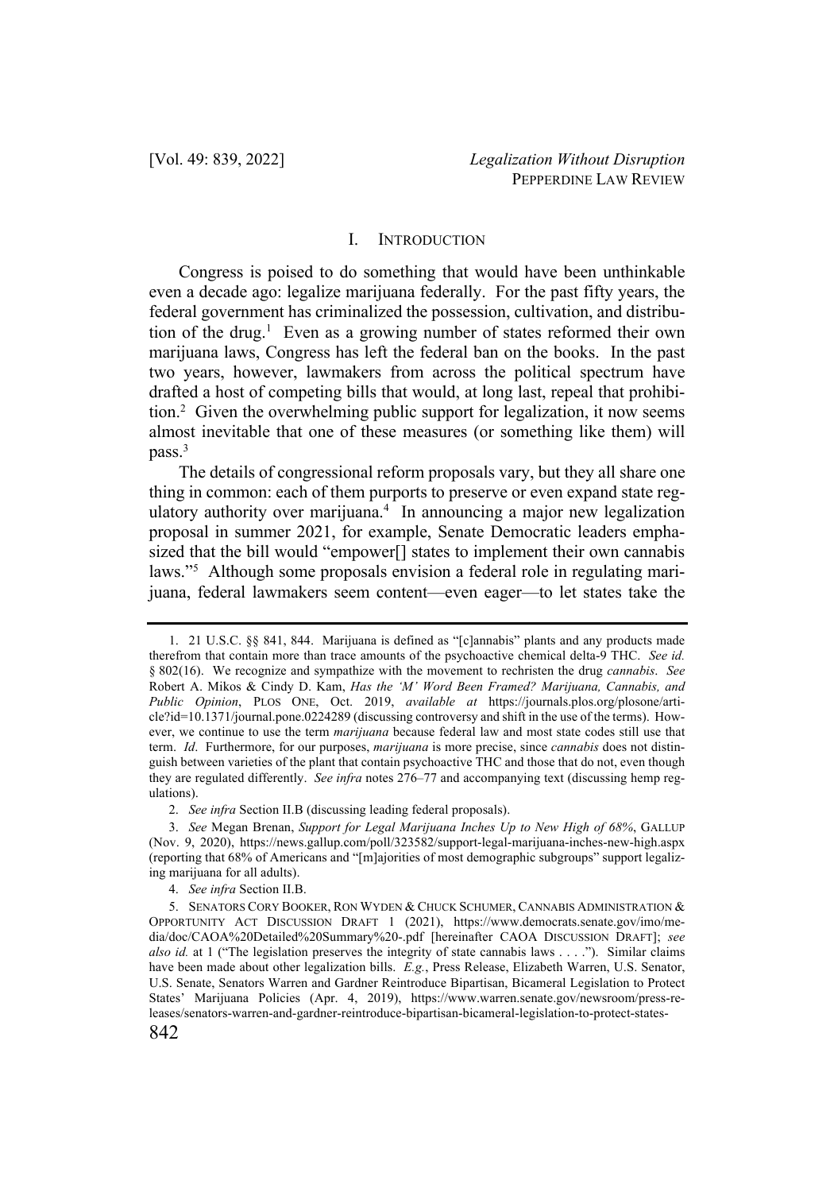## I. INTRODUCTION

Congress is poised to do something that would have been unthinkable even a decade ago: legalize marijuana federally. For the past fifty years, the federal government has criminalized the possession, cultivation, and distribution of the drug.[1] Even as a growing number of states reformed their own marijuana laws, Congress has left the federal ban on the books. In the past two years, however, lawmakers from across the political spectrum have drafted a host of competing bills that would, at long last, repeal that prohibition.[2] Given the overwhelming public support for legalization, it now seems almost inevitable that one of these measures (or something like them) will pass.[3]

The details of congressional reform proposals vary, but they all share one thing in common: each of them purports to preserve or even expand state regulatory authority over marijuana.[4] In announcing a major new legalization proposal in summer 2021, for example, Senate Democratic leaders emphasized that the bill would "empower[] states to implement their own cannabis laws."[5] Although some proposals envision a federal role in regulating marijuana, federal lawmakers seem content—even eager—to let states take the

---

1. 21 U.S.C. §§ 841, 844. Marijuana is defined as "[c]annabis" plants and any products made therefrom that contain more than trace amounts of the psychoactive chemical delta-9 THC. *See id.* § 802(16). We recognize and sympathize with the movement to rechristen the drug *cannabis*. *See* Robert A. Mikos & Cindy D. Kam, *Has the 'M' Word Been Framed? Marijuana, Cannabis, and Public Opinion*, PLOS ONE, Oct. 2019, *available at* https://journals.plos.org/plosone/article?id=10.1371/journal.pone.0224289 (discussing controversy and shift in the use of the terms). However, we continue to use the term *marijuana* because federal law and most state codes still use that term. *Id*. Furthermore, for our purposes, *marijuana* is more precise, since *cannabis* does not distinguish between varieties of the plant that contain psychoactive THC and those that do not, even though they are regulated differently. *See infra* notes 276–77 and accompanying text (discussing hemp regulations).

2. *See infra* Section II.B (discussing leading federal proposals).

3. *See* Megan Brenan, *Support for Legal Marijuana Inches Up to New High of 68%*, GALLUP (Nov. 9, 2020), https://news.gallup.com/poll/323582/support-legal-marijuana-inches-new-high.aspx (reporting that 68% of Americans and "[m]ajorities of most demographic subgroups" support legalizing marijuana for all adults).

4. *See infra* Section II.B.

5. SENATORS CORY BOOKER, RON WYDEN & CHUCK SCHUMER, CANNABIS ADMINISTRATION & OPPORTUNITY ACT DISCUSSION DRAFT 1 (2021), https://www.democrats.senate.gov/imo/media/doc/CAOA%20Detailed%20Summary%20-.pdf [hereinafter CAOA DISCUSSION DRAFT]; *see also id.* at 1 ("The legislation preserves the integrity of state cannabis laws . . . ."). Similar claims have been made about other legalization bills. *E.g.*, Press Release, Elizabeth Warren, U.S. Senator, U.S. Senate, Senators Warren and Gardner Reintroduce Bipartisan, Bicameral Legislation to Protect States' Marijuana Policies (Apr. 4, 2019), https://www.warren.senate.gov/newsroom/press-releases/senators-warren-and-gardner-reintroduce-bipartisan-bicameral-legislation-to-protect-states-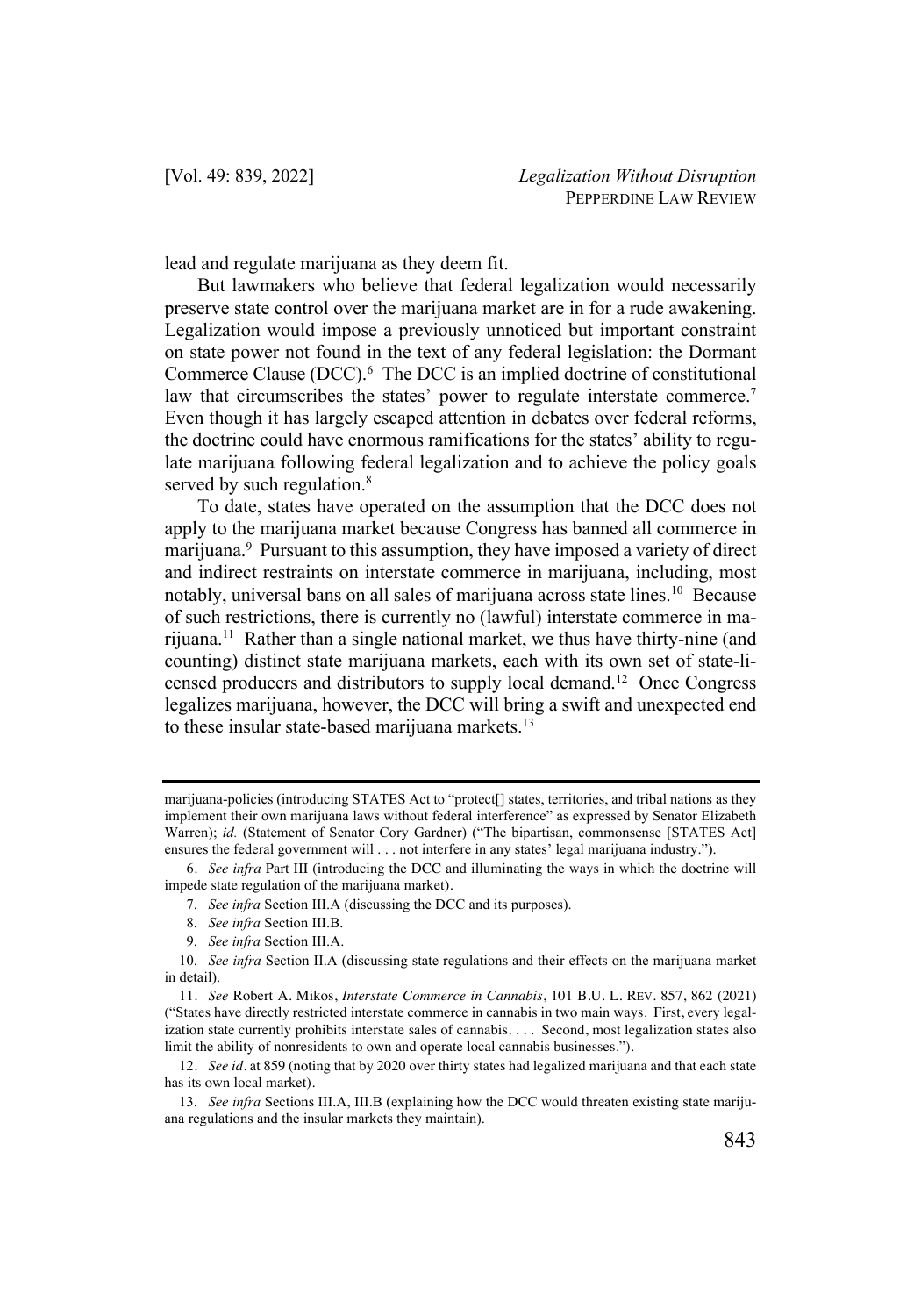lead and regulate marijuana as they deem fit.

But lawmakers who believe that federal legalization would necessarily preserve state control over the marijuana market are in for a rude awakening. Legalization would impose a previously unnoticed but important constraint on state power not found in the text of any federal legislation: the Dormant Commerce Clause (DCC).[6] The DCC is an implied doctrine of constitutional law that circumscribes the states' power to regulate interstate commerce.[7] Even though it has largely escaped attention in debates over federal reforms, the doctrine could have enormous ramifications for the states' ability to regulate marijuana following federal legalization and to achieve the policy goals served by such regulation.[8]

To date, states have operated on the assumption that the DCC does not apply to the marijuana market because Congress has banned all commerce in marijuana.[9] Pursuant to this assumption, they have imposed a variety of direct and indirect restraints on interstate commerce in marijuana, including, most notably, universal bans on all sales of marijuana across state lines.[10] Because of such restrictions, there is currently no (lawful) interstate commerce in marijuana.[11] Rather than a single national market, we thus have thirty-nine (and counting) distinct state marijuana markets, each with its own set of state-licensed producers and distributors to supply local demand.[12] Once Congress legalizes marijuana, however, the DCC will bring a swift and unexpected end to these insular state-based marijuana markets.[13]

---

marijuana-policies (introducing STATES Act to "protect[] states, territories, and tribal nations as they implement their own marijuana laws without federal interference" as expressed by Senator Elizabeth Warren); *id.* (Statement of Senator Cory Gardner) ("The bipartisan, commonsense [STATES Act] ensures the federal government will . . . not interfere in any states' legal marijuana industry.").

6. *See infra* Part III (introducing the DCC and illuminating the ways in which the doctrine will impede state regulation of the marijuana market).

7. *See infra* Section III.A (discussing the DCC and its purposes).

8. *See infra* Section III.B.

9. *See infra* Section III.A.

10. *See infra* Section II.A (discussing state regulations and their effects on the marijuana market in detail).

11. *See* Robert A. Mikos, *Interstate Commerce in Cannabis*, 101 B.U. L. REV. 857, 862 (2021) ("States have directly restricted interstate commerce in cannabis in two main ways. First, every legalization state currently prohibits interstate sales of cannabis. . . . Second, most legalization states also limit the ability of nonresidents to own and operate local cannabis businesses.").

12. *See id.* at 859 (noting that by 2020 over thirty states had legalized marijuana and that each state has its own local market).

13. *See infra* Sections III.A, III.B (explaining how the DCC would threaten existing state marijuana regulations and the insular markets they maintain).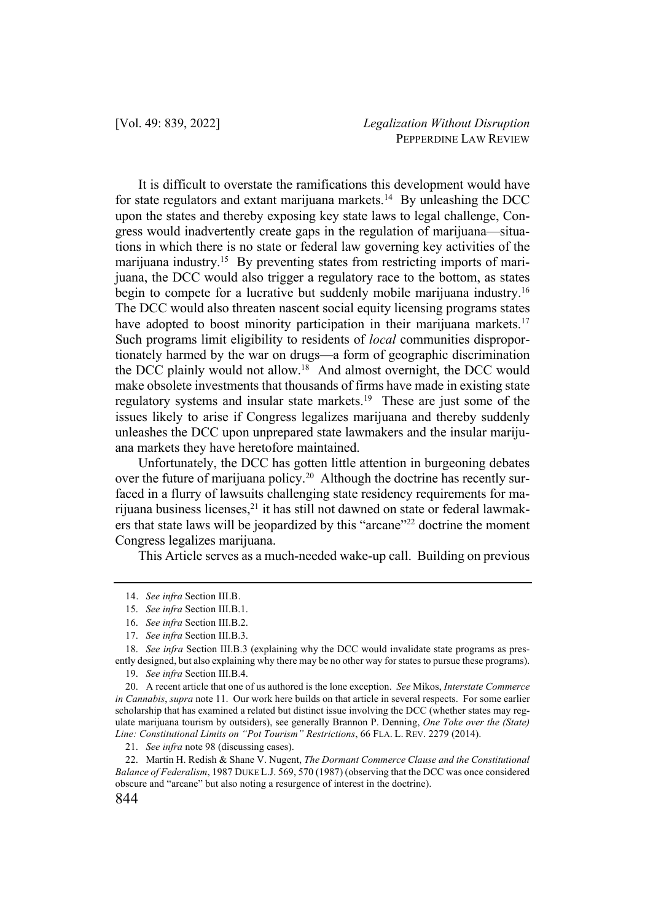It is difficult to overstate the ramifications this development would have for state regulators and extant marijuana markets.[14] By unleashing the DCC upon the states and thereby exposing key state laws to legal challenge, Congress would inadvertently create gaps in the regulation of marijuana—situations in which there is no state or federal law governing key activities of the marijuana industry.[15] By preventing states from restricting imports of marijuana, the DCC would also trigger a regulatory race to the bottom, as states begin to compete for a lucrative but suddenly mobile marijuana industry.[16] The DCC would also threaten nascent social equity licensing programs states have adopted to boost minority participation in their marijuana markets.[17] Such programs limit eligibility to residents of *local* communities disproportionately harmed by the war on drugs—a form of geographic discrimination the DCC plainly would not allow.[18] And almost overnight, the DCC would make obsolete investments that thousands of firms have made in existing state regulatory systems and insular state markets.[19] These are just some of the issues likely to arise if Congress legalizes marijuana and thereby suddenly unleashes the DCC upon unprepared state lawmakers and the insular marijuana markets they have heretofore maintained.

Unfortunately, the DCC has gotten little attention in burgeoning debates over the future of marijuana policy.[20] Although the doctrine has recently surfaced in a flurry of lawsuits challenging state residency requirements for marijuana business licenses,[21] it has still not dawned on state or federal lawmakers that state laws will be jeopardized by this "arcane"[22] doctrine the moment Congress legalizes marijuana.

This Article serves as a much-needed wake-up call. Building on previous

---

14. *See infra* Section III.B.

15. *See infra* Section III.B.1.

16. *See infra* Section III.B.2.

17. *See infra* Section III.B.3.

18. *See infra* Section III.B.3 (explaining why the DCC would invalidate state programs as presently designed, but also explaining why there may be no other way for states to pursue these programs).

19. *See infra* Section III.B.4.

20. A recent article that one of us authored is the lone exception. *See* Mikos, *Interstate Commerce in Cannabis*, *supra* note 11. Our work here builds on that article in several respects. For some earlier scholarship that has examined a related but distinct issue involving the DCC (whether states may regulate marijuana tourism by outsiders), see generally Brannon P. Denning, *One Toke over the (State) Line: Constitutional Limits on "Pot Tourism" Restrictions*, 66 FLA. L. REV. 2279 (2014).

21. *See infra* note 98 (discussing cases).

22. Martin H. Redish & Shane V. Nugent, *The Dormant Commerce Clause and the Constitutional Balance of Federalism*, 1987 DUKE L.J. 569, 570 (1987) (observing that the DCC was once considered obscure and "arcane" but also noting a resurgence of interest in the doctrine).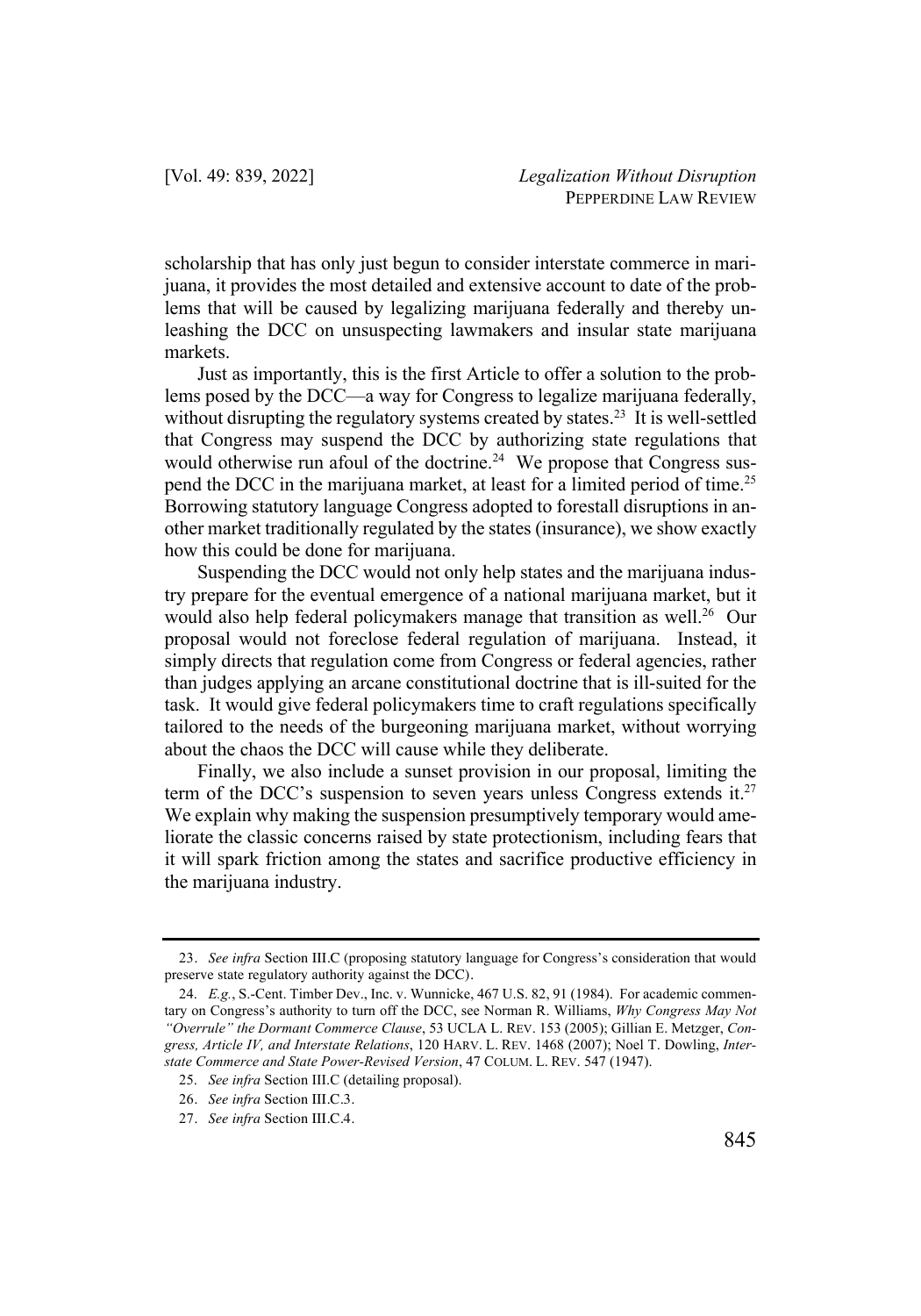scholarship that has only just begun to consider interstate commerce in marijuana, it provides the most detailed and extensive account to date of the problems that will be caused by legalizing marijuana federally and thereby unleashing the DCC on unsuspecting lawmakers and insular state marijuana markets.

Just as importantly, this is the first Article to offer a solution to the problems posed by the DCC—a way for Congress to legalize marijuana federally, without disrupting the regulatory systems created by states.[23] It is well-settled that Congress may suspend the DCC by authorizing state regulations that would otherwise run afoul of the doctrine.[24] We propose that Congress suspend the DCC in the marijuana market, at least for a limited period of time.[25] Borrowing statutory language Congress adopted to forestall disruptions in another market traditionally regulated by the states (insurance), we show exactly how this could be done for marijuana.

Suspending the DCC would not only help states and the marijuana industry prepare for the eventual emergence of a national marijuana market, but it would also help federal policymakers manage that transition as well.[26] Our proposal would not foreclose federal regulation of marijuana. Instead, it simply directs that regulation come from Congress or federal agencies, rather than judges applying an arcane constitutional doctrine that is ill-suited for the task. It would give federal policymakers time to craft regulations specifically tailored to the needs of the burgeoning marijuana market, without worrying about the chaos the DCC will cause while they deliberate.

Finally, we also include a sunset provision in our proposal, limiting the term of the DCC's suspension to seven years unless Congress extends it.[27] We explain why making the suspension presumptively temporary would ameliorate the classic concerns raised by state protectionism, including fears that it will spark friction among the states and sacrifice productive efficiency in the marijuana industry.

---

23. *See infra* Section III.C (proposing statutory language for Congress's consideration that would preserve state regulatory authority against the DCC).

24. *E.g.*, S.-Cent. Timber Dev., Inc. v. Wunnicke, 467 U.S. 82, 91 (1984). For academic commentary on Congress's authority to turn off the DCC, see Norman R. Williams, *Why Congress May Not "Overrule" the Dormant Commerce Clause*, 53 UCLA L. REV. 153 (2005); Gillian E. Metzger, *Congress, Article IV, and Interstate Relations*, 120 HARV. L. REV. 1468 (2007); Noel T. Dowling, *Interstate Commerce and State Power-Revised Version*, 47 COLUM. L. REV. 547 (1947).

25. *See infra* Section III.C (detailing proposal).

26. *See infra* Section III.C.3.

27. *See infra* Section III.C.4.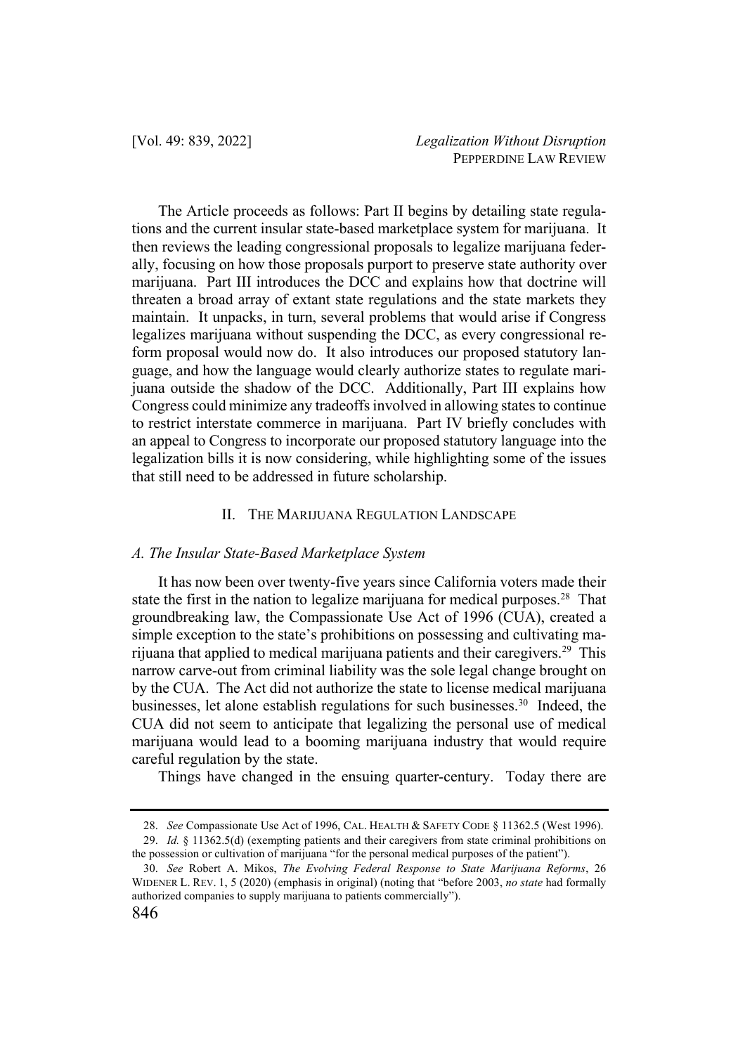The Article proceeds as follows: Part II begins by detailing state regulations and the current insular state-based marketplace system for marijuana. It then reviews the leading congressional proposals to legalize marijuana federally, focusing on how those proposals purport to preserve state authority over marijuana. Part III introduces the DCC and explains how that doctrine will threaten a broad array of extant state regulations and the state markets they maintain. It unpacks, in turn, several problems that would arise if Congress legalizes marijuana without suspending the DCC, as every congressional reform proposal would now do. It also introduces our proposed statutory language, and how the language would clearly authorize states to regulate marijuana outside the shadow of the DCC. Additionally, Part III explains how Congress could minimize any tradeoffs involved in allowing states to continue to restrict interstate commerce in marijuana. Part IV briefly concludes with an appeal to Congress to incorporate our proposed statutory language into the legalization bills it is now considering, while highlighting some of the issues that still need to be addressed in future scholarship.

## II. THE MARIJUANA REGULATION LANDSCAPE

### *A. The Insular State-Based Marketplace System*

It has now been over twenty-five years since California voters made their state the first in the nation to legalize marijuana for medical purposes.[28] That groundbreaking law, the Compassionate Use Act of 1996 (CUA), created a simple exception to the state's prohibitions on possessing and cultivating marijuana that applied to medical marijuana patients and their caregivers.[29] This narrow carve-out from criminal liability was the sole legal change brought on by the CUA. The Act did not authorize the state to license medical marijuana businesses, let alone establish regulations for such businesses.[30] Indeed, the CUA did not seem to anticipate that legalizing the personal use of medical marijuana would lead to a booming marijuana industry that would require careful regulation by the state.

Things have changed in the ensuing quarter-century. Today there are

---

28. *See* Compassionate Use Act of 1996, CAL. HEALTH & SAFETY CODE § 11362.5 (West 1996).

29. *Id.* § 11362.5(d) (exempting patients and their caregivers from state criminal prohibitions on the possession or cultivation of marijuana "for the personal medical purposes of the patient").

30. *See* Robert A. Mikos, *The Evolving Federal Response to State Marijuana Reforms*, 26 WIDENER L. REV. 1, 5 (2020) (emphasis in original) (noting that "before 2003, *no state* had formally authorized companies to supply marijuana to patients commercially").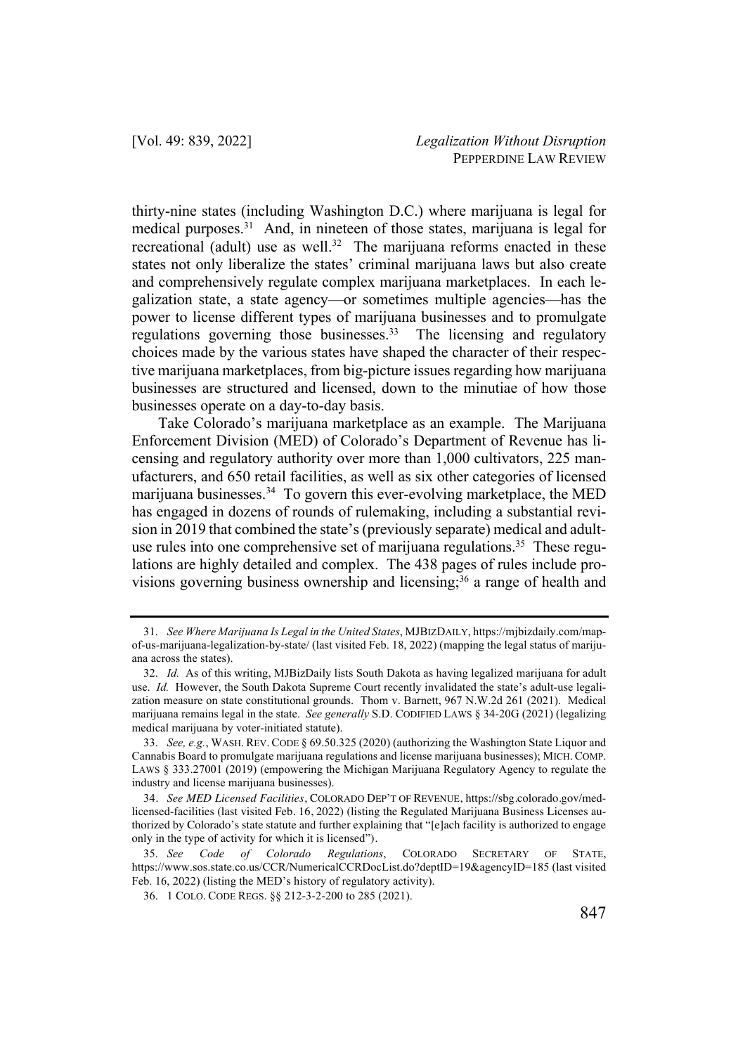thirty-nine states (including Washington D.C.) where marijuana is legal for medical purposes.[31] And, in nineteen of those states, marijuana is legal for recreational (adult) use as well.[32] The marijuana reforms enacted in these states not only liberalize the states' criminal marijuana laws but also create and comprehensively regulate complex marijuana marketplaces. In each legalization state, a state agency—or sometimes multiple agencies—has the power to license different types of marijuana businesses and to promulgate regulations governing those businesses.[33] The licensing and regulatory choices made by the various states have shaped the character of their respective marijuana marketplaces, from big-picture issues regarding how marijuana businesses are structured and licensed, down to the minutiae of how those businesses operate on a day-to-day basis.

Take Colorado's marijuana marketplace as an example. The Marijuana Enforcement Division (MED) of Colorado's Department of Revenue has licensing and regulatory authority over more than 1,000 cultivators, 225 manufacturers, and 650 retail facilities, as well as six other categories of licensed marijuana businesses.[34] To govern this ever-evolving marketplace, the MED has engaged in dozens of rounds of rulemaking, including a substantial revision in 2019 that combined the state's (previously separate) medical and adult-use rules into one comprehensive set of marijuana regulations.[35] These regulations are highly detailed and complex. The 438 pages of rules include provisions governing business ownership and licensing;[36] a range of health and

---

31. *See Where Marijuana Is Legal in the United States*, MJBIZDAILY, https://mjbizdaily.com/map-of-us-marijuana-legalization-by-state/ (last visited Feb. 18, 2022) (mapping the legal status of marijuana across the states).

32. *Id.* As of this writing, MJBizDaily lists South Dakota as having legalized marijuana for adult use. *Id.* However, the South Dakota Supreme Court recently invalidated the state's adult-use legalization measure on state constitutional grounds. Thom v. Barnett, 967 N.W.2d 261 (2021). Medical marijuana remains legal in the state. *See generally* S.D. CODIFIED LAWS § 34-20G (2021) (legalizing medical marijuana by voter-initiated statute).

33. *See, e.g.*, WASH. REV. CODE § 69.50.325 (2020) (authorizing the Washington State Liquor and Cannabis Board to promulgate marijuana regulations and license marijuana businesses); MICH. COMP. LAWS § 333.27001 (2019) (empowering the Michigan Marijuana Regulatory Agency to regulate the industry and license marijuana businesses).

34. *See MED Licensed Facilities*, COLORADO DEP'T OF REVENUE, https://sbg.colorado.gov/med-licensed-facilities (last visited Feb. 16, 2022) (listing the Regulated Marijuana Business Licenses authorized by Colorado's state statute and further explaining that "[e]ach facility is authorized to engage only in the type of activity for which it is licensed").

35. *See Code of Colorado Regulations*, COLORADO SECRETARY OF STATE, https://www.sos.state.co.us/CCR/NumericalCCRDocList.do?deptID=19&agencyID=185 (last visited Feb. 16, 2022) (listing the MED's history of regulatory activity).

36. 1 COLO. CODE REGS. §§ 212-3-2-200 to 285 (2021).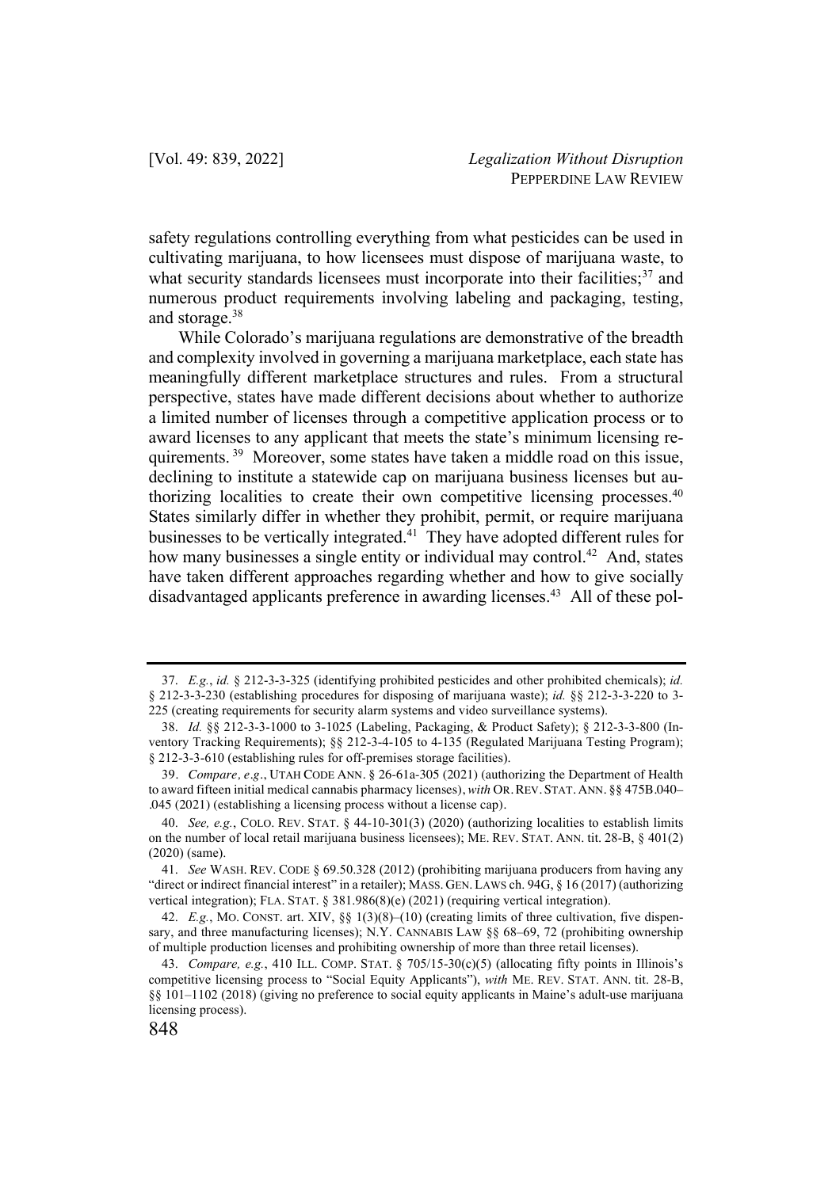safety regulations controlling everything from what pesticides can be used in cultivating marijuana, to how licensees must dispose of marijuana waste, to what security standards licensees must incorporate into their facilities;[37] and numerous product requirements involving labeling and packaging, testing, and storage.[38]

While Colorado's marijuana regulations are demonstrative of the breadth and complexity involved in governing a marijuana marketplace, each state has meaningfully different marketplace structures and rules. From a structural perspective, states have made different decisions about whether to authorize a limited number of licenses through a competitive application process or to award licenses to any applicant that meets the state's minimum licensing requirements.[39] Moreover, some states have taken a middle road on this issue, declining to institute a statewide cap on marijuana business licenses but authorizing localities to create their own competitive licensing processes.[40] States similarly differ in whether they prohibit, permit, or require marijuana businesses to be vertically integrated.[41] They have adopted different rules for how many businesses a single entity or individual may control.[42] And, states have taken different approaches regarding whether and how to give socially disadvantaged applicants preference in awarding licenses.[43] All of these pol-

---

37. *E.g.*, *id.* § 212-3-3-325 (identifying prohibited pesticides and other prohibited chemicals); *id.* § 212-3-3-230 (establishing procedures for disposing of marijuana waste); *id.* §§ 212-3-3-220 to 3-225 (creating requirements for security alarm systems and video surveillance systems).

38. *Id.* §§ 212-3-3-1000 to 3-1025 (Labeling, Packaging, & Product Safety); § 212-3-3-800 (Inventory Tracking Requirements); §§ 212-3-4-105 to 4-135 (Regulated Marijuana Testing Program); § 212-3-3-610 (establishing rules for off-premises storage facilities).

39. *Compare, e.g.*, UTAH CODE ANN. § 26-61a-305 (2021) (authorizing the Department of Health to award fifteen initial medical cannabis pharmacy licenses), *with* OR. REV. STAT. ANN. §§ 475B.040–.045 (2021) (establishing a licensing process without a license cap).

40. *See, e.g.*, COLO. REV. STAT. § 44-10-301(3) (2020) (authorizing localities to establish limits on the number of local retail marijuana business licensees); ME. REV. STAT. ANN. tit. 28-B, § 401(2) (2020) (same).

41. *See* WASH. REV. CODE § 69.50.328 (2012) (prohibiting marijuana producers from having any "direct or indirect financial interest" in a retailer); MASS. GEN. LAWS ch. 94G, § 16 (2017) (authorizing vertical integration); FLA. STAT. § 381.986(8)(e) (2021) (requiring vertical integration).

42. *E.g.*, MO. CONST. art. XIV, §§ 1(3)(8)–(10) (creating limits of three cultivation, five dispensary, and three manufacturing licenses); N.Y. CANNABIS LAW §§ 68–69, 72 (prohibiting ownership of multiple production licenses and prohibiting ownership of more than three retail licenses).

43. *Compare, e.g.*, 410 ILL. COMP. STAT. § 705/15-30(c)(5) (allocating fifty points in Illinois's competitive licensing process to "Social Equity Applicants"), *with* ME. REV. STAT. ANN. tit. 28-B, §§ 101–1102 (2018) (giving no preference to social equity applicants in Maine's adult-use marijuana licensing process).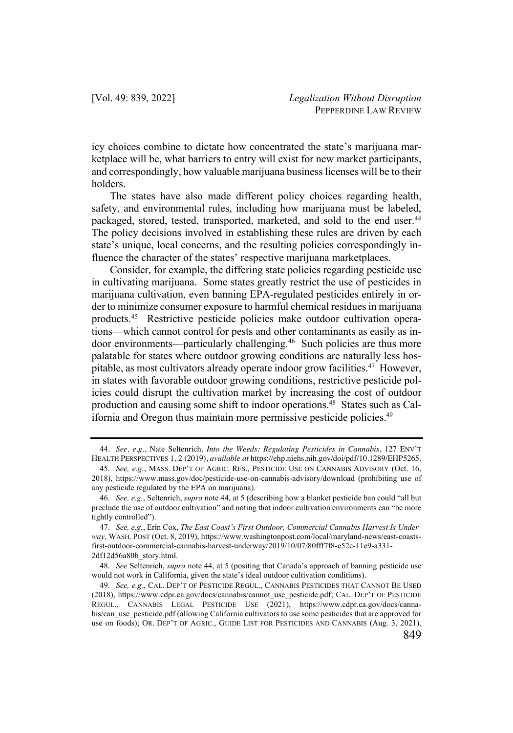icy choices combine to dictate how concentrated the state's marijuana marketplace will be, what barriers to entry will exist for new market participants, and correspondingly, how valuable marijuana business licenses will be to their holders.

The states have also made different policy choices regarding health, safety, and environmental rules, including how marijuana must be labeled, packaged, stored, tested, transported, marketed, and sold to the end user.[44] The policy decisions involved in establishing these rules are driven by each state's unique, local concerns, and the resulting policies correspondingly influence the character of the states' respective marijuana marketplaces.

Consider, for example, the differing state policies regarding pesticide use in cultivating marijuana. Some states greatly restrict the use of pesticides in marijuana cultivation, even banning EPA-regulated pesticides entirely in order to minimize consumer exposure to harmful chemical residues in marijuana products.[45] Restrictive pesticide policies make outdoor cultivation operations—which cannot control for pests and other contaminants as easily as indoor environments—particularly challenging.[46] Such policies are thus more palatable for states where outdoor growing conditions are naturally less hospitable, as most cultivators already operate indoor grow facilities.[47] However, in states with favorable outdoor growing conditions, restrictive pesticide policies could disrupt the cultivation market by increasing the cost of outdoor production and causing some shift to indoor operations.[48] States such as California and Oregon thus maintain more permissive pesticide policies.[49]

---

44. *See, e.g.*, Nate Seltenrich, *Into the Weeds: Regulating Pesticides in Cannabis*, 127 ENV'T HEALTH PERSPECTIVES 1, 2 (2019), *available at* https://ehp.niehs.nih.gov/doi/pdf/10.1289/EHP5265.

45. *See, e.g.*, MASS. DEP'T OF AGRIC. RES., PESTICIDE USE ON CANNABIS ADVISORY (Oct. 16, 2018), https://www.mass.gov/doc/pesticide-use-on-cannabis-advisory/download (prohibiting use of any pesticide regulated by the EPA on marijuana).

46. *See, e.g.*, Seltenrich, *supra* note 44, at 5 (describing how a blanket pesticide ban could "all but preclude the use of outdoor cultivation" and noting that indoor cultivation environments can "be more tightly controlled").

47. *See, e.g.*, Erin Cox, *The East Coast's First Outdoor, Commercial Cannabis Harvest Is Underway*, WASH. POST (Oct. 8, 2019), https://www.washingtonpost.com/local/maryland-news/east-coasts-first-outdoor-commercial-cannabis-harvest-underway/2019/10/07/80fff7f8-e52c-11e9-a331-2df12d56a80b_story.html.

48. *See* Seltenrich, *supra* note 44, at 5 (positing that Canada's approach of banning pesticide use would not work in California, given the state's ideal outdoor cultivation conditions).

49. *See, e.g.*, CAL. DEP'T OF PESTICIDE REGUL., CANNABIS PESTICIDES THAT CANNOT BE USED (2018), https://www.cdpr.ca.gov/docs/cannabis/cannot_use_pesticide.pdf; CAL. DEP'T OF PESTICIDE REGUL., CANNABIS LEGAL PESTICIDE USE (2021), https://www.cdpr.ca.gov/docs/cannabis/can_use_pesticide.pdf (allowing California cultivators to use some pesticides that are approved for use on foods); OR. DEP'T OF AGRIC., GUIDE LIST FOR PESTICIDES AND CANNABIS (Aug. 3, 2021),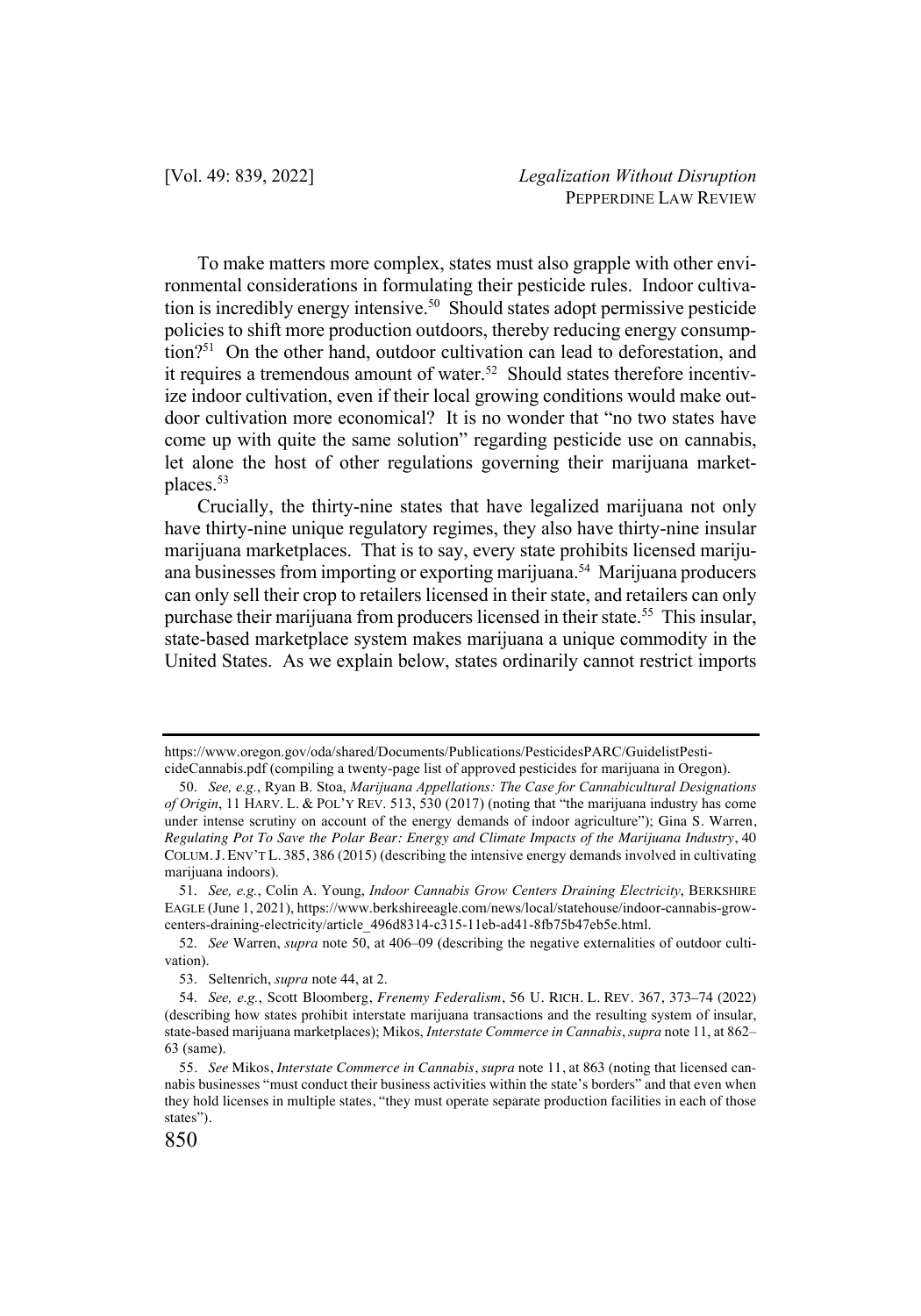To make matters more complex, states must also grapple with other environmental considerations in formulating their pesticide rules. Indoor cultivation is incredibly energy intensive.[50] Should states adopt permissive pesticide policies to shift more production outdoors, thereby reducing energy consumption?[51] On the other hand, outdoor cultivation can lead to deforestation, and it requires a tremendous amount of water.[52] Should states therefore incentivize indoor cultivation, even if their local growing conditions would make outdoor cultivation more economical? It is no wonder that "no two states have come up with quite the same solution" regarding pesticide use on cannabis, let alone the host of other regulations governing their marijuana marketplaces.[53]

Crucially, the thirty-nine states that have legalized marijuana not only have thirty-nine unique regulatory regimes, they also have thirty-nine insular marijuana marketplaces. That is to say, every state prohibits licensed marijuana businesses from importing or exporting marijuana.[54] Marijuana producers can only sell their crop to retailers licensed in their state, and retailers can only purchase their marijuana from producers licensed in their state.[55] This insular, state-based marketplace system makes marijuana a unique commodity in the United States. As we explain below, states ordinarily cannot restrict imports

---

https://www.oregon.gov/oda/shared/Documents/Publications/PesticidesPARC/GuidelistPesticideCannabis.pdf (compiling a twenty-page list of approved pesticides for marijuana in Oregon).

50. *See, e.g.*, Ryan B. Stoa, *Marijuana Appellations: The Case for Cannabicultural Designations of Origin*, 11 HARV. L. & POL'Y REV. 513, 530 (2017) (noting that "the marijuana industry has come under intense scrutiny on account of the energy demands of indoor agriculture"); Gina S. Warren, *Regulating Pot To Save the Polar Bear: Energy and Climate Impacts of the Marijuana Industry*, 40 COLUM. J. ENV'T L. 385, 386 (2015) (describing the intensive energy demands involved in cultivating marijuana indoors).

51. *See, e.g.*, Colin A. Young, *Indoor Cannabis Grow Centers Draining Electricity*, BERKSHIRE EAGLE (June 1, 2021), https://www.berkshireeagle.com/news/local/statehouse/indoor-cannabis-grow-centers-draining-electricity/article_496d8314-c315-11eb-ad41-8fb75b47eb5e.html.

52. *See* Warren, *supra* note 50, at 406–09 (describing the negative externalities of outdoor cultivation).

53. Seltenrich, *supra* note 44, at 2.

54. *See, e.g.*, Scott Bloomberg, *Frenemy Federalism*, 56 U. RICH. L. REV. 367, 373–74 (2022) (describing how states prohibit interstate marijuana transactions and the resulting system of insular, state-based marijuana marketplaces); Mikos, *Interstate Commerce in Cannabis*, *supra* note 11, at 862–63 (same).

55. *See* Mikos, *Interstate Commerce in Cannabis*, *supra* note 11, at 863 (noting that licensed cannabis businesses "must conduct their business activities within the state's borders" and that even when they hold licenses in multiple states, "they must operate separate production facilities in each of those states").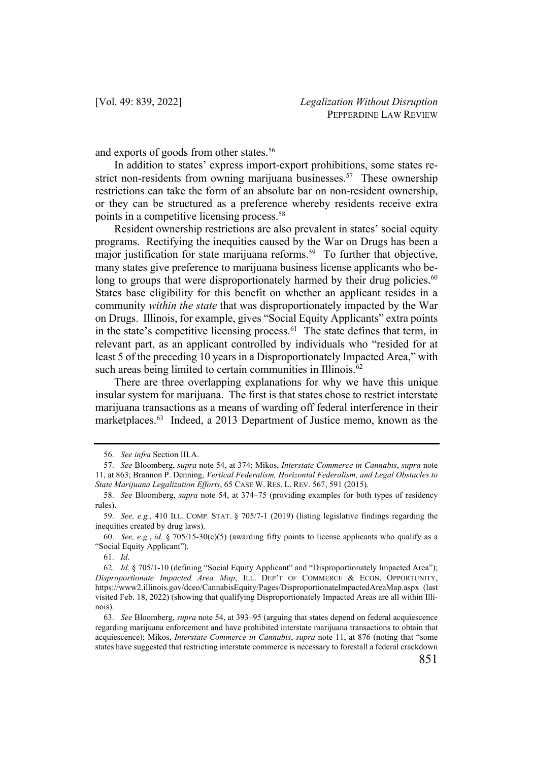and exports of goods from other states.[56]

In addition to states' express import-export prohibitions, some states restrict non-residents from owning marijuana businesses.[57] These ownership restrictions can take the form of an absolute bar on non-resident ownership, or they can be structured as a preference whereby residents receive extra points in a competitive licensing process.[58]

Resident ownership restrictions are also prevalent in states' social equity programs. Rectifying the inequities caused by the War on Drugs has been a major justification for state marijuana reforms.[59] To further that objective, many states give preference to marijuana business license applicants who belong to groups that were disproportionately harmed by their drug policies.[60] States base eligibility for this benefit on whether an applicant resides in a community *within the state* that was disproportionately impacted by the War on Drugs. Illinois, for example, gives "Social Equity Applicants" extra points in the state's competitive licensing process.[61] The state defines that term, in relevant part, as an applicant controlled by individuals who "resided for at least 5 of the preceding 10 years in a Disproportionately Impacted Area," with such areas being limited to certain communities in Illinois.[62]

There are three overlapping explanations for why we have this unique insular system for marijuana. The first is that states chose to restrict interstate marijuana transactions as a means of warding off federal interference in their marketplaces.[63] Indeed, a 2013 Department of Justice memo, known as the

---

56. *See infra* Section III.A.

57. *See* Bloomberg, *supra* note 54, at 374; Mikos, *Interstate Commerce in Cannabis*, *supra* note 11, at 863; Brannon P. Denning, *Vertical Federalism, Horizontal Federalism, and Legal Obstacles to State Marijuana Legalization Efforts*, 65 CASE W. RES. L. REV. 567, 591 (2015).

58. *See* Bloomberg, *supra* note 54, at 374–75 (providing examples for both types of residency rules).

59. *See, e.g.*, 410 ILL. COMP. STAT. § 705/7-1 (2019) (listing legislative findings regarding the inequities created by drug laws).

60. *See, e.g.*, *id.* § 705/15-30(c)(5) (awarding fifty points to license applicants who qualify as a "Social Equity Applicant").

61. *Id*.

62. *Id.* § 705/1-10 (defining "Social Equity Applicant" and "Disproportionately Impacted Area"); *Disproportionate Impacted Area Map*, ILL. DEP'T OF COMMERCE & ECON. OPPORTUNITY, https://www2.illinois.gov/dceo/CannabisEquity/Pages/DisproportionateImpactedAreaMap.aspx (last visited Feb. 18, 2022) (showing that qualifying Disproportionately Impacted Areas are all within Illinois).

63. *See* Bloomberg, *supra* note 54, at 393–95 (arguing that states depend on federal acquiescence regarding marijuana enforcement and have prohibited interstate marijuana transactions to obtain that acquiescence); Mikos, *Interstate Commerce in Cannabis*, *supra* note 11, at 876 (noting that "some states have suggested that restricting interstate commerce is necessary to forestall a federal crackdown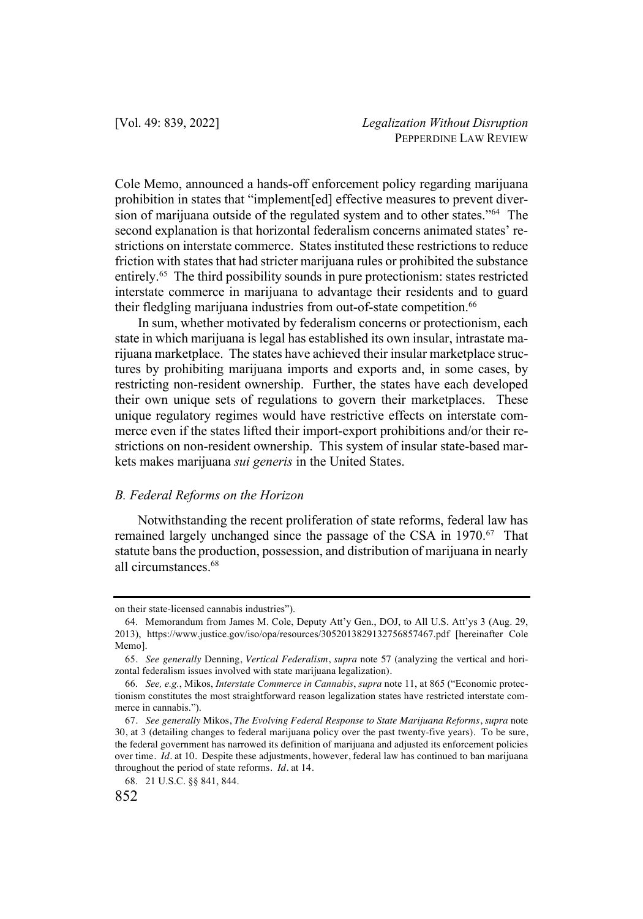Cole Memo, announced a hands-off enforcement policy regarding marijuana prohibition in states that "implement[ed] effective measures to prevent diversion of marijuana outside of the regulated system and to other states."[64] The second explanation is that horizontal federalism concerns animated states' restrictions on interstate commerce. States instituted these restrictions to reduce friction with states that had stricter marijuana rules or prohibited the substance entirely.[65] The third possibility sounds in pure protectionism: states restricted interstate commerce in marijuana to advantage their residents and to guard their fledgling marijuana industries from out-of-state competition.[66]

In sum, whether motivated by federalism concerns or protectionism, each state in which marijuana is legal has established its own insular, intrastate marijuana marketplace. The states have achieved their insular marketplace structures by prohibiting marijuana imports and exports and, in some cases, by restricting non-resident ownership. Further, the states have each developed their own unique sets of regulations to govern their marketplaces. These unique regulatory regimes would have restrictive effects on interstate commerce even if the states lifted their import-export prohibitions and/or their restrictions on non-resident ownership. This system of insular state-based markets makes marijuana *sui generis* in the United States.

### *B. Federal Reforms on the Horizon*

Notwithstanding the recent proliferation of state reforms, federal law has remained largely unchanged since the passage of the CSA in 1970.[67] That statute bans the production, possession, and distribution of marijuana in nearly all circumstances.[68]

---

on their state-licensed cannabis industries").

64. Memorandum from James M. Cole, Deputy Att'y Gen., DOJ, to All U.S. Att'ys 3 (Aug. 29, 2013), https://www.justice.gov/iso/opa/resources/3052013829132756857467.pdf [hereinafter Cole Memo].

65. *See generally* Denning, *Vertical Federalism*, *supra* note 57 (analyzing the vertical and horizontal federalism issues involved with state marijuana legalization).

66. *See, e.g.*, Mikos, *Interstate Commerce in Cannabis*, *supra* note 11, at 865 ("Economic protectionism constitutes the most straightforward reason legalization states have restricted interstate commerce in cannabis.").

67. *See generally* Mikos, *The Evolving Federal Response to State Marijuana Reforms*, *supra* note 30, at 3 (detailing changes to federal marijuana policy over the past twenty-five years). To be sure, the federal government has narrowed its definition of marijuana and adjusted its enforcement policies over time. *Id.* at 10. Despite these adjustments, however, federal law has continued to ban marijuana throughout the period of state reforms. *Id.* at 14.

68. 21 U.S.C. §§ 841, 844.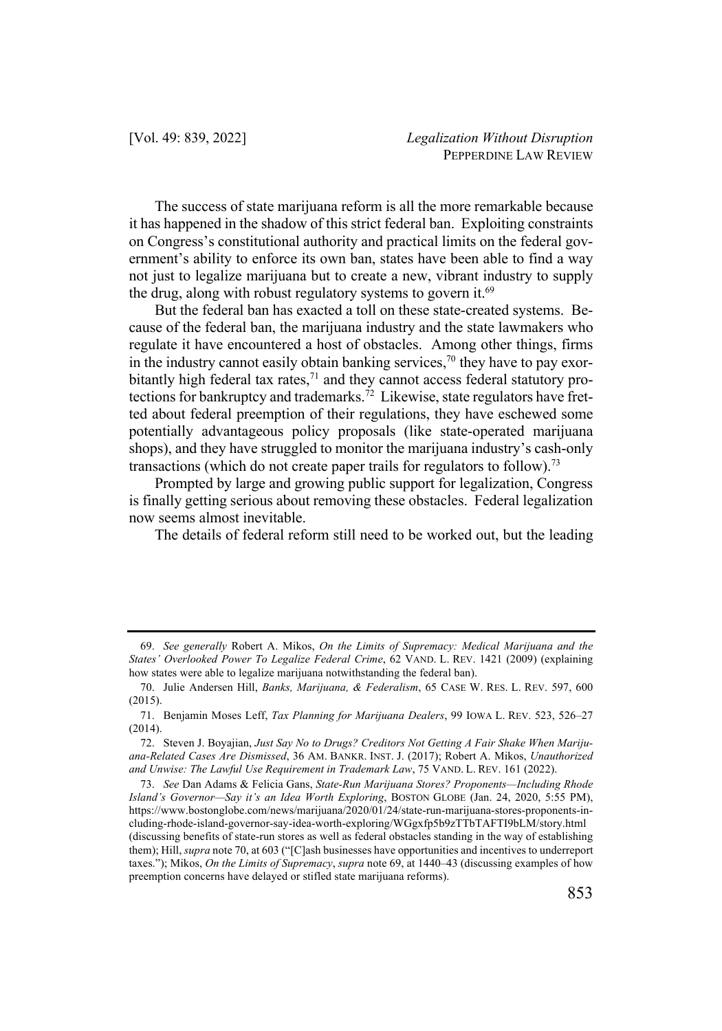The success of state marijuana reform is all the more remarkable because it has happened in the shadow of this strict federal ban. Exploiting constraints on Congress's constitutional authority and practical limits on the federal government's ability to enforce its own ban, states have been able to find a way not just to legalize marijuana but to create a new, vibrant industry to supply the drug, along with robust regulatory systems to govern it.[69]

But the federal ban has exacted a toll on these state-created systems. Because of the federal ban, the marijuana industry and the state lawmakers who regulate it have encountered a host of obstacles. Among other things, firms in the industry cannot easily obtain banking services,[70] they have to pay exorbitantly high federal tax rates,[71] and they cannot access federal statutory protections for bankruptcy and trademarks.[72] Likewise, state regulators have fretted about federal preemption of their regulations, they have eschewed some potentially advantageous policy proposals (like state-operated marijuana shops), and they have struggled to monitor the marijuana industry's cash-only transactions (which do not create paper trails for regulators to follow).[73]

Prompted by large and growing public support for legalization, Congress is finally getting serious about removing these obstacles. Federal legalization now seems almost inevitable.

The details of federal reform still need to be worked out, but the leading

---

69. *See generally* Robert A. Mikos, *On the Limits of Supremacy: Medical Marijuana and the States' Overlooked Power To Legalize Federal Crime*, 62 VAND. L. REV. 1421 (2009) (explaining how states were able to legalize marijuana notwithstanding the federal ban).

70. Julie Andersen Hill, *Banks, Marijuana, & Federalism*, 65 CASE W. RES. L. REV. 597, 600 (2015).

71. Benjamin Moses Leff, *Tax Planning for Marijuana Dealers*, 99 IOWA L. REV. 523, 526–27 (2014).

72. Steven J. Boyajian, *Just Say No to Drugs? Creditors Not Getting A Fair Shake When Marijuana-Related Cases Are Dismissed*, 36 AM. BANKR. INST. J. (2017); Robert A. Mikos, *Unauthorized and Unwise: The Lawful Use Requirement in Trademark Law*, 75 VAND. L. REV. 161 (2022).

73. *See* Dan Adams & Felicia Gans, *State-Run Marijuana Stores? Proponents—Including Rhode Island's Governor—Say it's an Idea Worth Exploring*, BOSTON GLOBE (Jan. 24, 2020, 5:55 PM), https://www.bostonglobe.com/news/marijuana/2020/01/24/state-run-marijuana-stores-proponents-including-rhode-island-governor-say-idea-worth-exploring/WGgxfp5b9zTTbTAFTI9bLM/story.html (discussing benefits of state-run stores as well as federal obstacles standing in the way of establishing them); Hill, *supra* note 70, at 603 ("[C]ash businesses have opportunities and incentives to underreport taxes."); Mikos, *On the Limits of Supremacy*, *supra* note 69, at 1440–43 (discussing examples of how preemption concerns have delayed or stifled state marijuana reforms).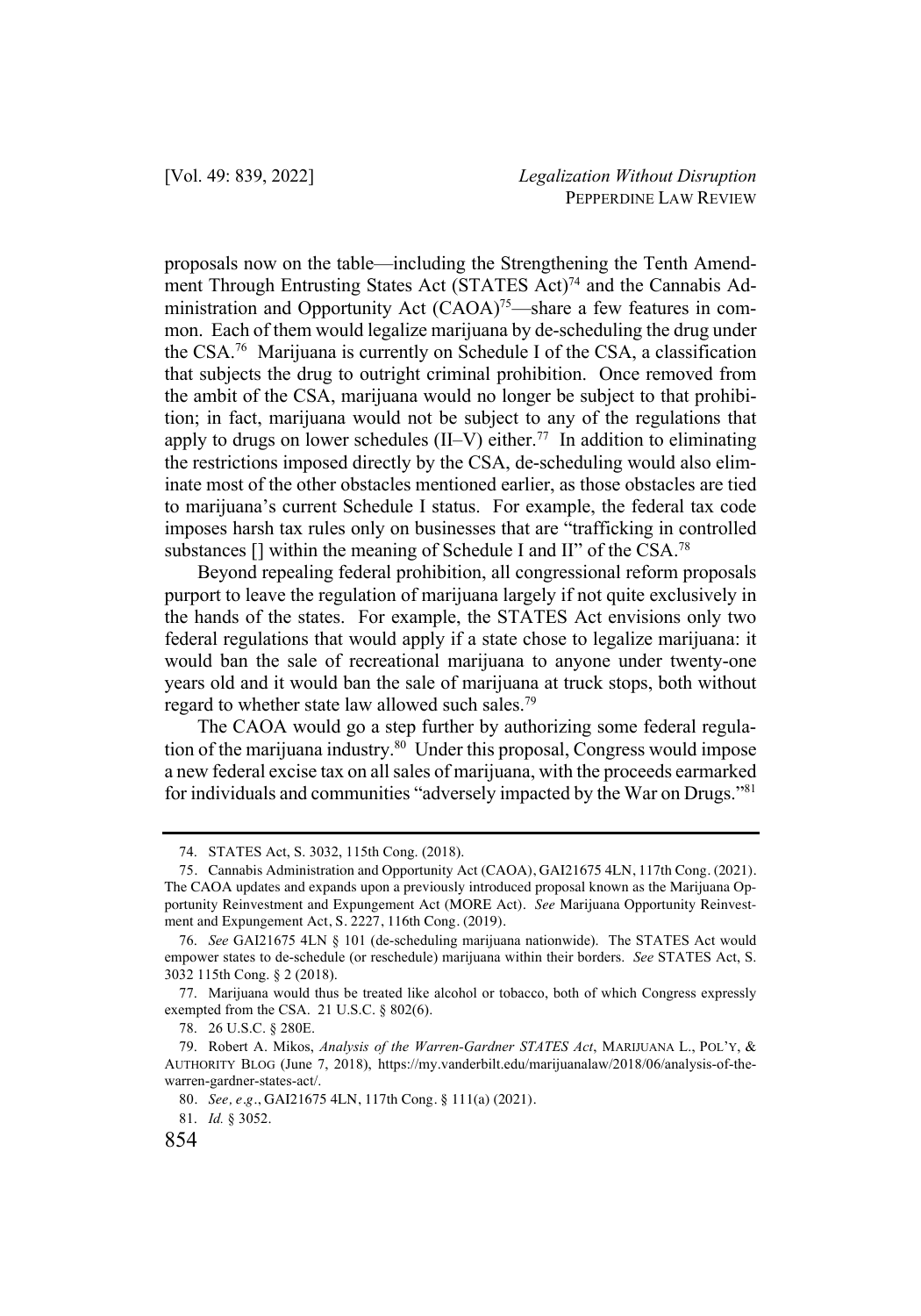proposals now on the table—including the Strengthening the Tenth Amendment Through Entrusting States Act (STATES Act)[74] and the Cannabis Administration and Opportunity Act (CAOA)[75]—share a few features in common. Each of them would legalize marijuana by de-scheduling the drug under the CSA.[76] Marijuana is currently on Schedule I of the CSA, a classification that subjects the drug to outright criminal prohibition. Once removed from the ambit of the CSA, marijuana would no longer be subject to that prohibition; in fact, marijuana would not be subject to any of the regulations that apply to drugs on lower schedules (II–V) either.[77] In addition to eliminating the restrictions imposed directly by the CSA, de-scheduling would also eliminate most of the other obstacles mentioned earlier, as those obstacles are tied to marijuana's current Schedule I status. For example, the federal tax code imposes harsh tax rules only on businesses that are "trafficking in controlled substances [] within the meaning of Schedule I and II" of the CSA.[78]

Beyond repealing federal prohibition, all congressional reform proposals purport to leave the regulation of marijuana largely if not quite exclusively in the hands of the states. For example, the STATES Act envisions only two federal regulations that would apply if a state chose to legalize marijuana: it would ban the sale of recreational marijuana to anyone under twenty-one years old and it would ban the sale of marijuana at truck stops, both without regard to whether state law allowed such sales.[79]

The CAOA would go a step further by authorizing some federal regulation of the marijuana industry.[80] Under this proposal, Congress would impose a new federal excise tax on all sales of marijuana, with the proceeds earmarked for individuals and communities "adversely impacted by the War on Drugs."[81]

---

74. STATES Act, S. 3032, 115th Cong. (2018).

75. Cannabis Administration and Opportunity Act (CAOA), GAI21675 4LN, 117th Cong. (2021). The CAOA updates and expands upon a previously introduced proposal known as the Marijuana Opportunity Reinvestment and Expungement Act (MORE Act). *See* Marijuana Opportunity Reinvestment and Expungement Act, S. 2227, 116th Cong. (2019).

76. *See* GAI21675 4LN § 101 (de-scheduling marijuana nationwide). The STATES Act would empower states to de-schedule (or reschedule) marijuana within their borders. *See* STATES Act, S. 3032 115th Cong. § 2 (2018).

77. Marijuana would thus be treated like alcohol or tobacco, both of which Congress expressly exempted from the CSA. 21 U.S.C. § 802(6).

78. 26 U.S.C. § 280E.

79. Robert A. Mikos, *Analysis of the Warren-Gardner STATES Act*, MARIJUANA L., POL'Y, & AUTHORITY BLOG (June 7, 2018), https://my.vanderbilt.edu/marijuanalaw/2018/06/analysis-of-the-warren-gardner-states-act/.

80. *See, e.g.*, GAI21675 4LN, 117th Cong. § 111(a) (2021).

81. *Id.* § 3052.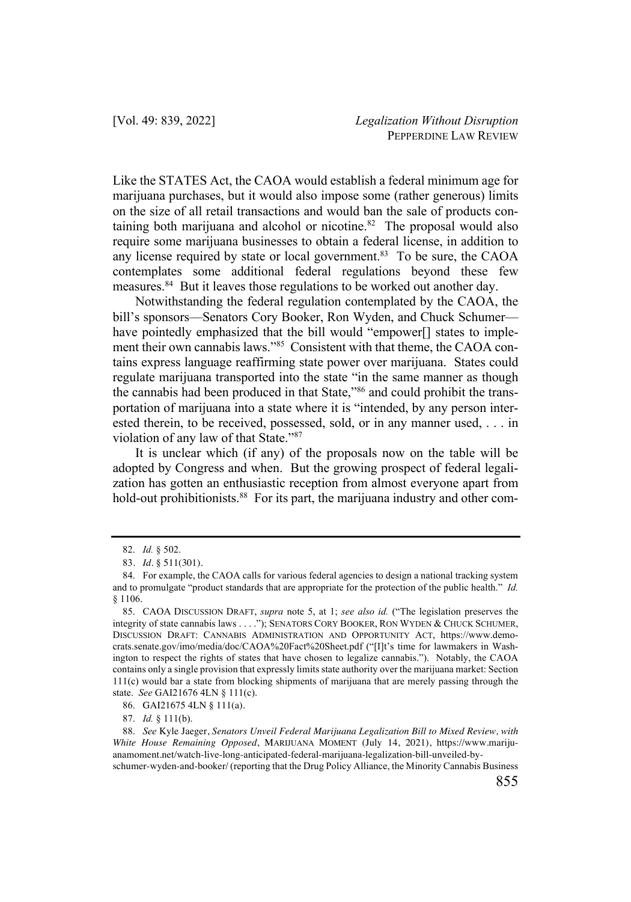Like the STATES Act, the CAOA would establish a federal minimum age for marijuana purchases, but it would also impose some (rather generous) limits on the size of all retail transactions and would ban the sale of products containing both marijuana and alcohol or nicotine.[82] The proposal would also require some marijuana businesses to obtain a federal license, in addition to any license required by state or local government.[83] To be sure, the CAOA contemplates some additional federal regulations beyond these few measures.[84] But it leaves those regulations to be worked out another day.

Notwithstanding the federal regulation contemplated by the CAOA, the bill's sponsors—Senators Cory Booker, Ron Wyden, and Chuck Schumer—have pointedly emphasized that the bill would "empower[] states to implement their own cannabis laws."[85] Consistent with that theme, the CAOA contains express language reaffirming state power over marijuana. States could regulate marijuana transported into the state "in the same manner as though the cannabis had been produced in that State,"[86] and could prohibit the transportation of marijuana into a state where it is "intended, by any person interested therein, to be received, possessed, sold, or in any manner used, . . . in violation of any law of that State."[87]

It is unclear which (if any) of the proposals now on the table will be adopted by Congress and when. But the growing prospect of federal legalization has gotten an enthusiastic reception from almost everyone apart from hold-out prohibitionists.[88] For its part, the marijuana industry and other com-

---

82. *Id.* § 502.

83. *Id*. § 511(301).

84. For example, the CAOA calls for various federal agencies to design a national tracking system and to promulgate "product standards that are appropriate for the protection of the public health." *Id.* § 1106.

85. CAOA DISCUSSION DRAFT, *supra* note 5, at 1; *see also id.* ("The legislation preserves the integrity of state cannabis laws . . . ."); SENATORS CORY BOOKER, RON WYDEN & CHUCK SCHUMER, DISCUSSION DRAFT: CANNABIS ADMINISTRATION AND OPPORTUNITY ACT, https://www.democrats.senate.gov/imo/media/doc/CAOA%20Fact%20Sheet.pdf ("[I]t's time for lawmakers in Washington to respect the rights of states that have chosen to legalize cannabis."). Notably, the CAOA contains only a single provision that expressly limits state authority over the marijuana market: Section 111(c) would bar a state from blocking shipments of marijuana that are merely passing through the state. *See* GAI21676 4LN § 111(c).

86. GAI21675 4LN § 111(a).

87. *Id.* § 111(b).

88. *See* Kyle Jaeger, *Senators Unveil Federal Marijuana Legalization Bill to Mixed Review, with White House Remaining Opposed*, MARIJUANA MOMENT (July 14, 2021), https://www.marijuanamoment.net/watch-live-long-anticipated-federal-marijuana-legalization-bill-unveiled-by-schumer-wyden-and-booker/ (reporting that the Drug Policy Alliance, the Minority Cannabis Business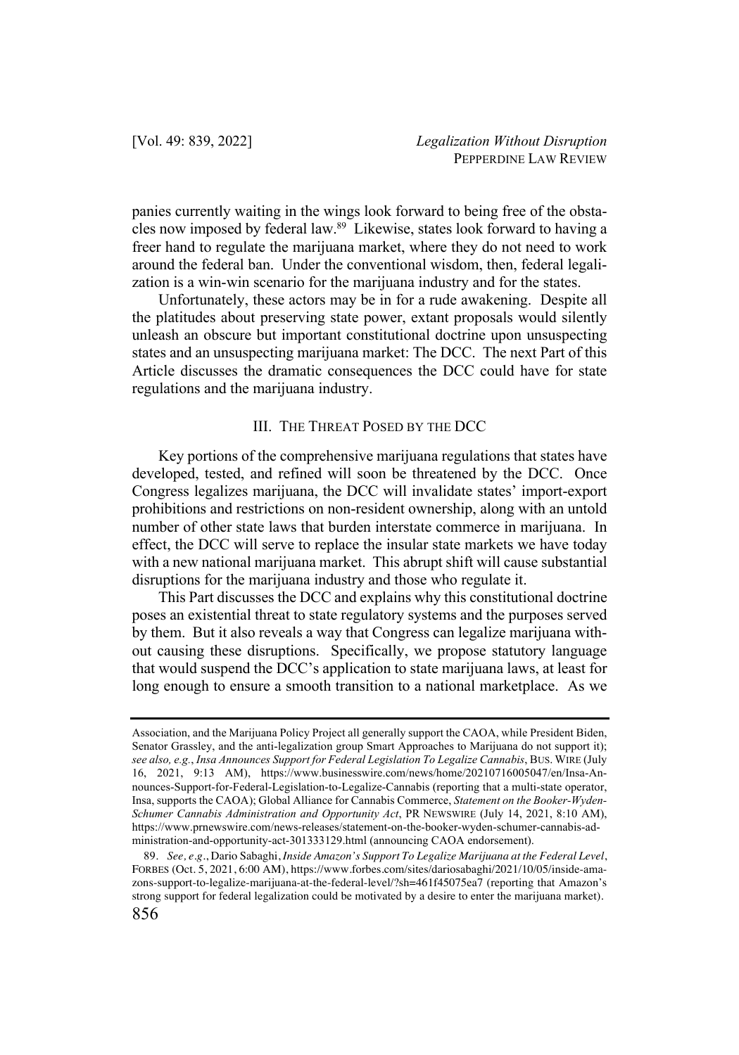panies currently waiting in the wings look forward to being free of the obstacles now imposed by federal law.[89] Likewise, states look forward to having a freer hand to regulate the marijuana market, where they do not need to work around the federal ban. Under the conventional wisdom, then, federal legalization is a win-win scenario for the marijuana industry and for the states.

Unfortunately, these actors may be in for a rude awakening. Despite all the platitudes about preserving state power, extant proposals would silently unleash an obscure but important constitutional doctrine upon unsuspecting states and an unsuspecting marijuana market: The DCC. The next Part of this Article discusses the dramatic consequences the DCC could have for state regulations and the marijuana industry.

## III. THE THREAT POSED BY THE DCC

Key portions of the comprehensive marijuana regulations that states have developed, tested, and refined will soon be threatened by the DCC. Once Congress legalizes marijuana, the DCC will invalidate states' import-export prohibitions and restrictions on non-resident ownership, along with an untold number of other state laws that burden interstate commerce in marijuana. In effect, the DCC will serve to replace the insular state markets we have today with a new national marijuana market. This abrupt shift will cause substantial disruptions for the marijuana industry and those who regulate it.

This Part discusses the DCC and explains why this constitutional doctrine poses an existential threat to state regulatory systems and the purposes served by them. But it also reveals a way that Congress can legalize marijuana without causing these disruptions. Specifically, we propose statutory language that would suspend the DCC's application to state marijuana laws, at least for long enough to ensure a smooth transition to a national marketplace. As we

---

Association, and the Marijuana Policy Project all generally support the CAOA, while President Biden, Senator Grassley, and the anti-legalization group Smart Approaches to Marijuana do not support it); *see also, e.g.*, *Insa Announces Support for Federal Legislation To Legalize Cannabis*, BUS. WIRE (July 16, 2021, 9:13 AM), https://www.businesswire.com/news/home/20210716005047/en/Insa-Announces-Support-for-Federal-Legislation-to-Legalize-Cannabis (reporting that a multi-state operator, Insa, supports the CAOA); Global Alliance for Cannabis Commerce, *Statement on the Booker-Wyden-Schumer Cannabis Administration and Opportunity Act*, PR NEWSWIRE (July 14, 2021, 8:10 AM), https://www.prnewswire.com/news-releases/statement-on-the-booker-wyden-schumer-cannabis-administration-and-opportunity-act-301333129.html (announcing CAOA endorsement).

89. *See, e.g.*, Dario Sabaghi, *Inside Amazon's Support To Legalize Marijuana at the Federal Level*, FORBES (Oct. 5, 2021, 6:00 AM), https://www.forbes.com/sites/dariosabaghi/2021/10/05/inside-amazons-support-to-legalize-marijuana-at-the-federal-level/?sh=461f45075ea7 (reporting that Amazon's strong support for federal legalization could be motivated by a desire to enter the marijuana market).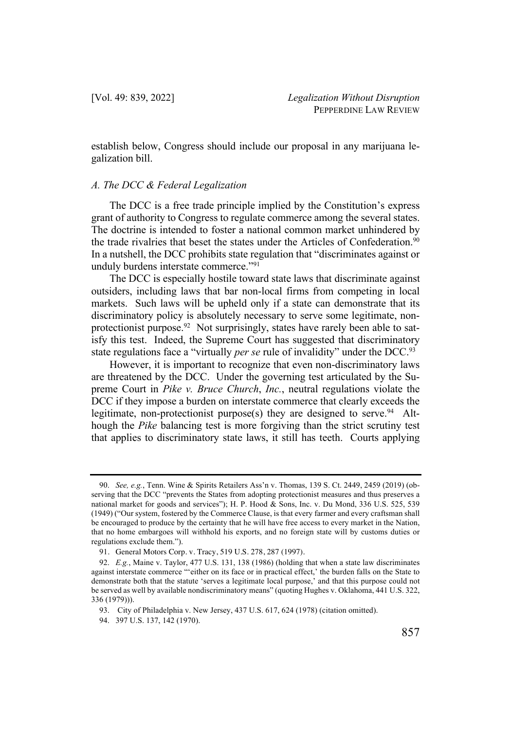establish below, Congress should include our proposal in any marijuana legalization bill.

### *A. The DCC & Federal Legalization*

The DCC is a free trade principle implied by the Constitution's express grant of authority to Congress to regulate commerce among the several states. The doctrine is intended to foster a national common market unhindered by the trade rivalries that beset the states under the Articles of Confederation.[90] In a nutshell, the DCC prohibits state regulation that "discriminates against or unduly burdens interstate commerce."[91]

The DCC is especially hostile toward state laws that discriminate against outsiders, including laws that bar non-local firms from competing in local markets. Such laws will be upheld only if a state can demonstrate that its discriminatory policy is absolutely necessary to serve some legitimate, non-protectionist purpose.[92] Not surprisingly, states have rarely been able to satisfy this test. Indeed, the Supreme Court has suggested that discriminatory state regulations face a "virtually *per se* rule of invalidity" under the DCC.[93]

However, it is important to recognize that even non-discriminatory laws are threatened by the DCC. Under the governing test articulated by the Supreme Court in *Pike v. Bruce Church*, *Inc.*, neutral regulations violate the DCC if they impose a burden on interstate commerce that clearly exceeds the legitimate, non-protectionist purpose(s) they are designed to serve.[94] Although the *Pike* balancing test is more forgiving than the strict scrutiny test that applies to discriminatory state laws, it still has teeth. Courts applying

---

90. *See, e.g.*, Tenn. Wine & Spirits Retailers Ass'n v. Thomas, 139 S. Ct. 2449, 2459 (2019) (observing that the DCC "prevents the States from adopting protectionist measures and thus preserves a national market for goods and services"); H. P. Hood & Sons, Inc. v. Du Mond, 336 U.S. 525, 539 (1949) ("Our system, fostered by the Commerce Clause, is that every farmer and every craftsman shall be encouraged to produce by the certainty that he will have free access to every market in the Nation, that no home embargoes will withhold his exports, and no foreign state will by customs duties or regulations exclude them.").

91. General Motors Corp. v. Tracy, 519 U.S. 278, 287 (1997).

92. *E.g.*, Maine v. Taylor, 477 U.S. 131, 138 (1986) (holding that when a state law discriminates against interstate commerce "'either on its face or in practical effect,' the burden falls on the State to demonstrate both that the statute 'serves a legitimate local purpose,' and that this purpose could not be served as well by available nondiscriminatory means" (quoting Hughes v. Oklahoma, 441 U.S. 322, 336 (1979))).

93. City of Philadelphia v. New Jersey, 437 U.S. 617, 624 (1978) (citation omitted).

94. 397 U.S. 137, 142 (1970).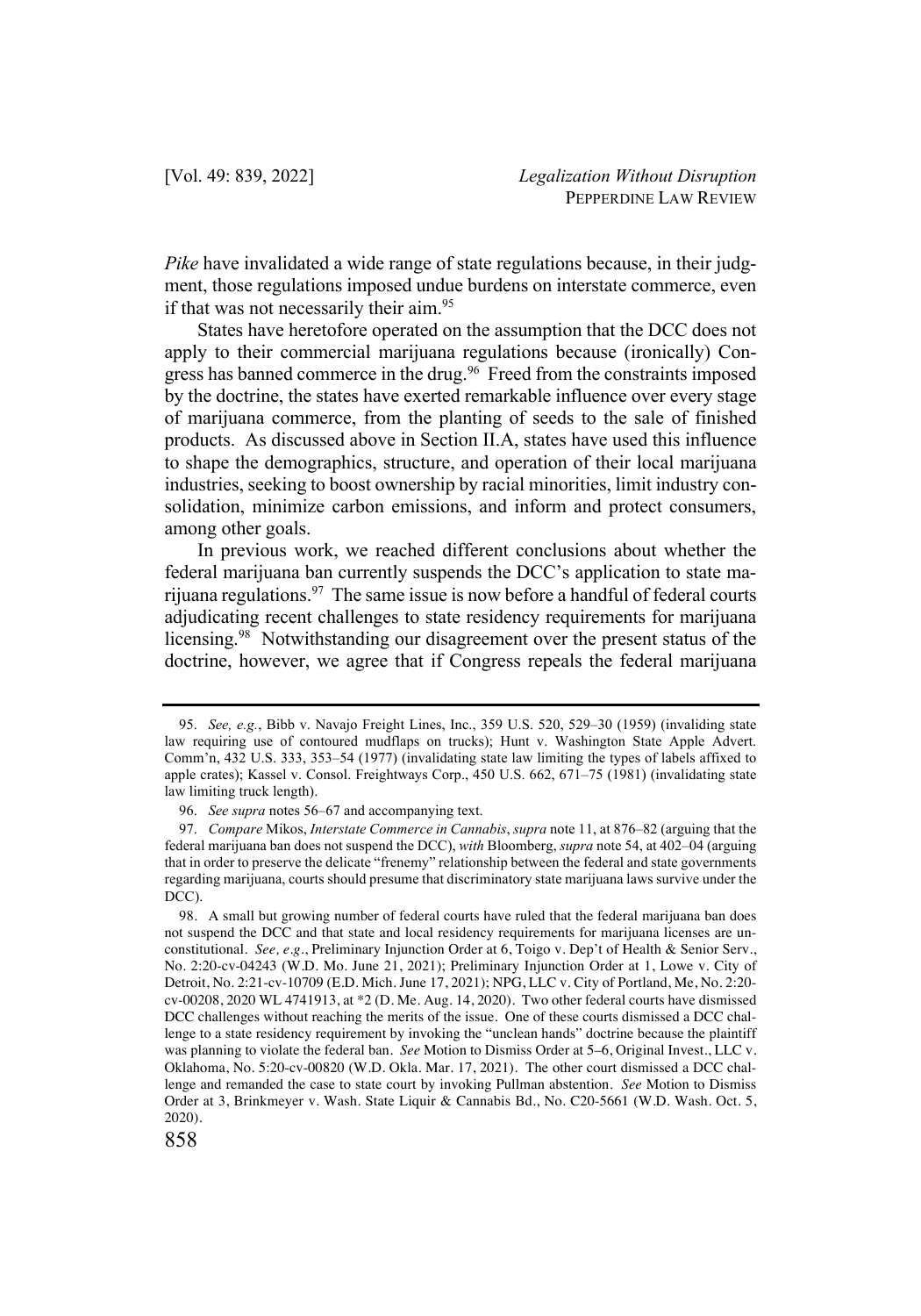*Pike* have invalidated a wide range of state regulations because, in their judgment, those regulations imposed undue burdens on interstate commerce, even if that was not necessarily their aim.[95]

States have heretofore operated on the assumption that the DCC does not apply to their commercial marijuana regulations because (ironically) Congress has banned commerce in the drug.[96] Freed from the constraints imposed by the doctrine, the states have exerted remarkable influence over every stage of marijuana commerce, from the planting of seeds to the sale of finished products. As discussed above in Section II.A, states have used this influence to shape the demographics, structure, and operation of their local marijuana industries, seeking to boost ownership by racial minorities, limit industry consolidation, minimize carbon emissions, and inform and protect consumers, among other goals.

In previous work, we reached different conclusions about whether the federal marijuana ban currently suspends the DCC's application to state marijuana regulations.[97] The same issue is now before a handful of federal courts adjudicating recent challenges to state residency requirements for marijuana licensing.[98] Notwithstanding our disagreement over the present status of the doctrine, however, we agree that if Congress repeals the federal marijuana

---

95. *See, e.g.*, Bibb v. Navajo Freight Lines, Inc., 359 U.S. 520, 529–30 (1959) (invaliding state law requiring use of contoured mudflaps on trucks); Hunt v. Washington State Apple Advert. Comm'n, 432 U.S. 333, 353–54 (1977) (invalidating state law limiting the types of labels affixed to apple crates); Kassel v. Consol. Freightways Corp., 450 U.S. 662, 671–75 (1981) (invalidating state law limiting truck length).

96. *See supra* notes 56–67 and accompanying text.

97. *Compare* Mikos, *Interstate Commerce in Cannabis*, *supra* note 11, at 876–82 (arguing that the federal marijuana ban does not suspend the DCC), *with* Bloomberg, *supra* note 54, at 402–04 (arguing that in order to preserve the delicate "frenemy" relationship between the federal and state governments regarding marijuana, courts should presume that discriminatory state marijuana laws survive under the DCC).

98. A small but growing number of federal courts have ruled that the federal marijuana ban does not suspend the DCC and that state and local residency requirements for marijuana licenses are unconstitutional. *See, e.g*., Preliminary Injunction Order at 6, Toigo v. Dep't of Health & Senior Serv., No. 2:20-cv-04243 (W.D. Mo. June 21, 2021); Preliminary Injunction Order at 1, Lowe v. City of Detroit, No. 2:21-cv-10709 (E.D. Mich. June 17, 2021); NPG, LLC v. City of Portland, Me, No. 2:20-cv-00208, 2020 WL 4741913, at *2 (D. Me. Aug. 14, 2020). Two other federal courts have dismissed DCC challenges without reaching the merits of the issue. One of these courts dismissed a DCC challenge to a state residency requirement by invoking the "unclean hands" doctrine because the plaintiff was planning to violate the federal ban. *See* Motion to Dismiss Order at 5–6, Original Invest., LLC v. Oklahoma, No. 5:20-cv-00820 (W.D. Okla. Mar. 17, 2021). The other court dismissed a DCC challenge and remanded the case to state court by invoking Pullman abstention. *See* Motion to Dismiss Order at 3, Brinkmeyer v. Wash. State Liquir & Cannabis Bd., No. C20-5661 (W.D. Wash. Oct. 5, 2020).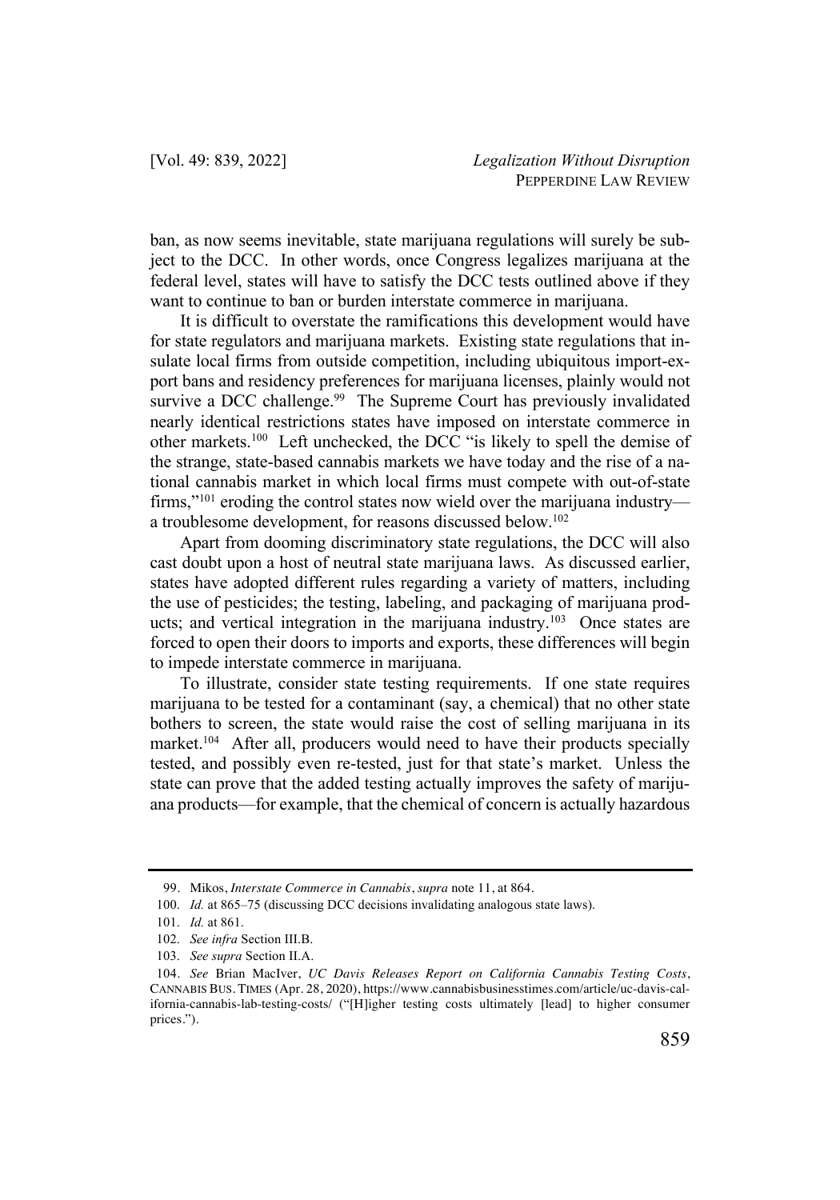ban, as now seems inevitable, state marijuana regulations will surely be subject to the DCC. In other words, once Congress legalizes marijuana at the federal level, states will have to satisfy the DCC tests outlined above if they want to continue to ban or burden interstate commerce in marijuana.

It is difficult to overstate the ramifications this development would have for state regulators and marijuana markets. Existing state regulations that insulate local firms from outside competition, including ubiquitous import-export bans and residency preferences for marijuana licenses, plainly would not survive a DCC challenge.[99] The Supreme Court has previously invalidated nearly identical restrictions states have imposed on interstate commerce in other markets.[100] Left unchecked, the DCC "is likely to spell the demise of the strange, state-based cannabis markets we have today and the rise of a national cannabis market in which local firms must compete with out-of-state firms,"[101] eroding the control states now wield over the marijuana industry—a troublesome development, for reasons discussed below.[102]

Apart from dooming discriminatory state regulations, the DCC will also cast doubt upon a host of neutral state marijuana laws. As discussed earlier, states have adopted different rules regarding a variety of matters, including the use of pesticides; the testing, labeling, and packaging of marijuana products; and vertical integration in the marijuana industry.[103] Once states are forced to open their doors to imports and exports, these differences will begin to impede interstate commerce in marijuana.

To illustrate, consider state testing requirements. If one state requires marijuana to be tested for a contaminant (say, a chemical) that no other state bothers to screen, the state would raise the cost of selling marijuana in its market.[104] After all, producers would need to have their products specially tested, and possibly even re-tested, just for that state's market. Unless the state can prove that the added testing actually improves the safety of marijuana products—for example, that the chemical of concern is actually hazardous

---

99. Mikos, *Interstate Commerce in Cannabis*, *supra* note 11, at 864.

100. *Id.* at 865–75 (discussing DCC decisions invalidating analogous state laws).

101. *Id.* at 861.

102. *See infra* Section III.B.

103. *See supra* Section II.A.

104. *See* Brian MacIver, *UC Davis Releases Report on California Cannabis Testing Costs*, CANNABIS BUS. TIMES (Apr. 28, 2020), https://www.cannabisbusinesstimes.com/article/uc-davis-california-cannabis-lab-testing-costs/ ("[H]igher testing costs ultimately [lead] to higher consumer prices.").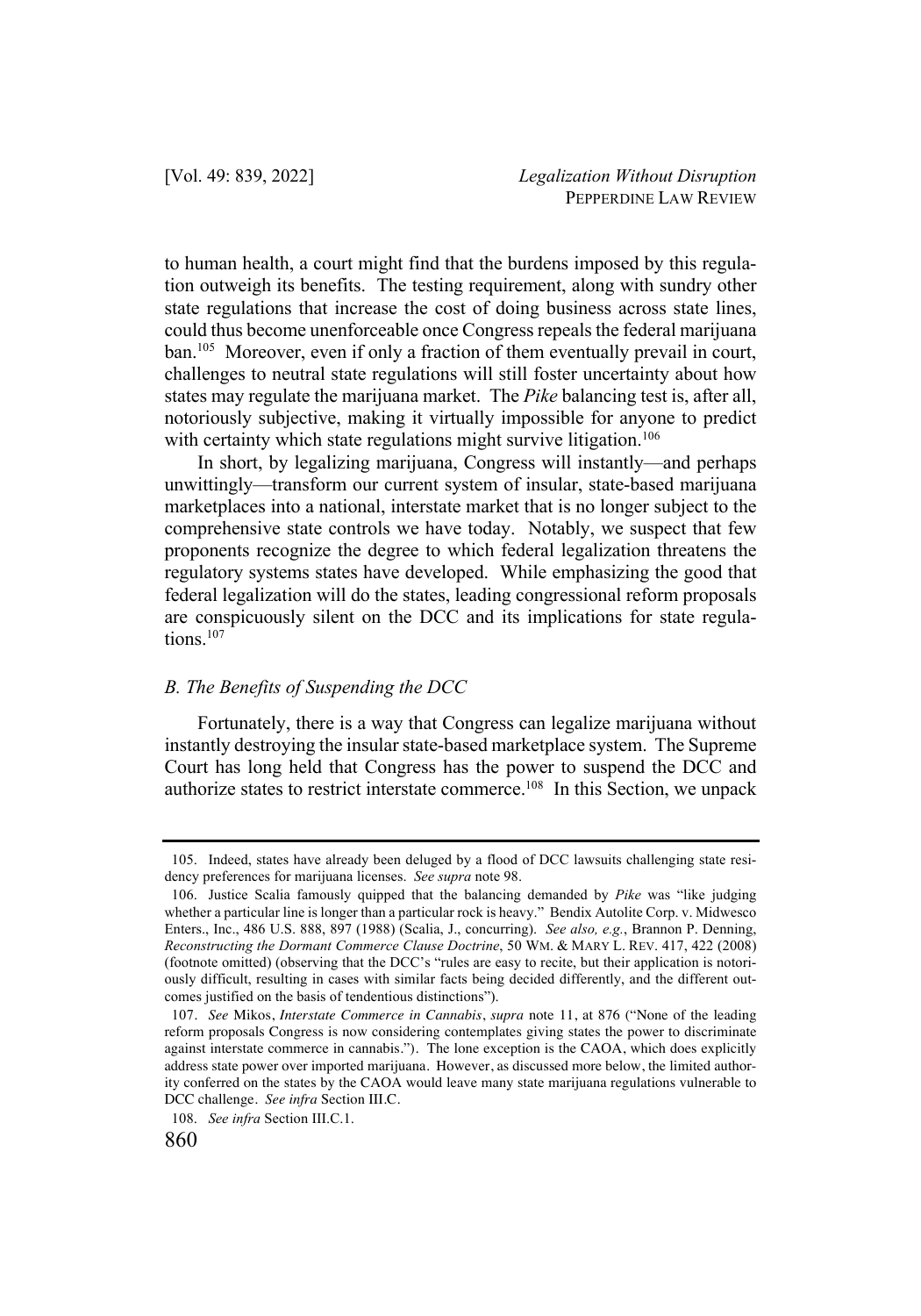to human health, a court might find that the burdens imposed by this regulation outweigh its benefits. The testing requirement, along with sundry other state regulations that increase the cost of doing business across state lines, could thus become unenforceable once Congress repeals the federal marijuana ban.[105] Moreover, even if only a fraction of them eventually prevail in court, challenges to neutral state regulations will still foster uncertainty about how states may regulate the marijuana market. The *Pike* balancing test is, after all, notoriously subjective, making it virtually impossible for anyone to predict with certainty which state regulations might survive litigation.[106]

In short, by legalizing marijuana, Congress will instantly—and perhaps unwittingly—transform our current system of insular, state-based marijuana marketplaces into a national, interstate market that is no longer subject to the comprehensive state controls we have today. Notably, we suspect that few proponents recognize the degree to which federal legalization threatens the regulatory systems states have developed. While emphasizing the good that federal legalization will do the states, leading congressional reform proposals are conspicuously silent on the DCC and its implications for state regulations.[107]

### *B. The Benefits of Suspending the DCC*

Fortunately, there is a way that Congress can legalize marijuana without instantly destroying the insular state-based marketplace system. The Supreme Court has long held that Congress has the power to suspend the DCC and authorize states to restrict interstate commerce.[108] In this Section, we unpack

---

105. Indeed, states have already been deluged by a flood of DCC lawsuits challenging state residency preferences for marijuana licenses. *See supra* note 98.

106. Justice Scalia famously quipped that the balancing demanded by *Pike* was "like judging whether a particular line is longer than a particular rock is heavy." Bendix Autolite Corp. v. Midwesco Enters., Inc., 486 U.S. 888, 897 (1988) (Scalia, J., concurring). *See also, e.g.*, Brannon P. Denning, *Reconstructing the Dormant Commerce Clause Doctrine*, 50 WM. & MARY L. REV. 417, 422 (2008) (footnote omitted) (observing that the DCC's "rules are easy to recite, but their application is notoriously difficult, resulting in cases with similar facts being decided differently, and the different outcomes justified on the basis of tendentious distinctions").

107. *See* Mikos, *Interstate Commerce in Cannabis*, *supra* note 11, at 876 ("None of the leading reform proposals Congress is now considering contemplates giving states the power to discriminate against interstate commerce in cannabis."). The lone exception is the CAOA, which does explicitly address state power over imported marijuana. However, as discussed more below, the limited authority conferred on the states by the CAOA would leave many state marijuana regulations vulnerable to DCC challenge. *See infra* Section III.C.

108. *See infra* Section III.C.1.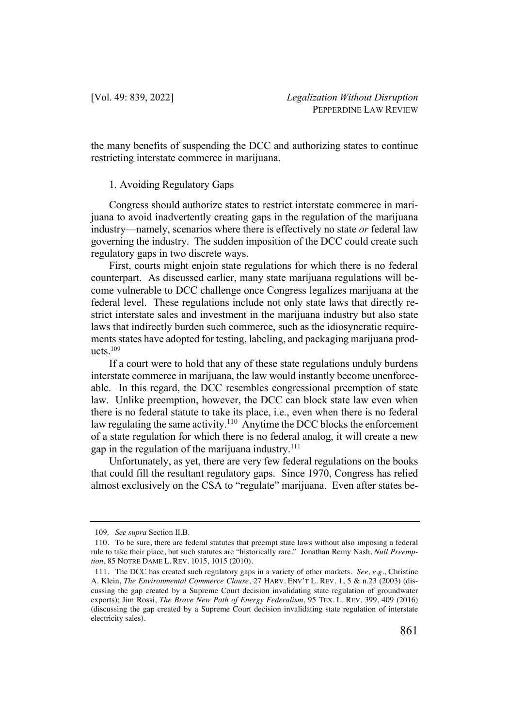the many benefits of suspending the DCC and authorizing states to continue restricting interstate commerce in marijuana.

### 1. Avoiding Regulatory Gaps

Congress should authorize states to restrict interstate commerce in marijuana to avoid inadvertently creating gaps in the regulation of the marijuana industry—namely, scenarios where there is effectively no state *or* federal law governing the industry. The sudden imposition of the DCC could create such regulatory gaps in two discrete ways.

First, courts might enjoin state regulations for which there is no federal counterpart. As discussed earlier, many state marijuana regulations will become vulnerable to DCC challenge once Congress legalizes marijuana at the federal level. These regulations include not only state laws that directly restrict interstate sales and investment in the marijuana industry but also state laws that indirectly burden such commerce, such as the idiosyncratic requirements states have adopted for testing, labeling, and packaging marijuana products.[109]

If a court were to hold that any of these state regulations unduly burdens interstate commerce in marijuana, the law would instantly become unenforceable. In this regard, the DCC resembles congressional preemption of state law. Unlike preemption, however, the DCC can block state law even when there is no federal statute to take its place, i.e., even when there is no federal law regulating the same activity.[110] Anytime the DCC blocks the enforcement of a state regulation for which there is no federal analog, it will create a new gap in the regulation of the marijuana industry.[111]

Unfortunately, as yet, there are very few federal regulations on the books that could fill the resultant regulatory gaps. Since 1970, Congress has relied almost exclusively on the CSA to "regulate" marijuana. Even after states be-

---

109. *See supra* Section II.B.

110. To be sure, there are federal statutes that preempt state laws without also imposing a federal rule to take their place, but such statutes are "historically rare." Jonathan Remy Nash, *Null Preemption*, 85 NOTRE DAME L. REV. 1015, 1015 (2010).

111. The DCC has created such regulatory gaps in a variety of other markets. *See, e.g.*, Christine A. Klein, *The Environmental Commerce Clause*, 27 HARV. ENV'T L. REV. 1, 5 & n.23 (2003) (discussing the gap created by a Supreme Court decision invalidating state regulation of groundwater exports); Jim Rossi, *The Brave New Path of Energy Federalism*, 95 TEX. L. REV. 399, 409 (2016) (discussing the gap created by a Supreme Court decision invalidating state regulation of interstate electricity sales).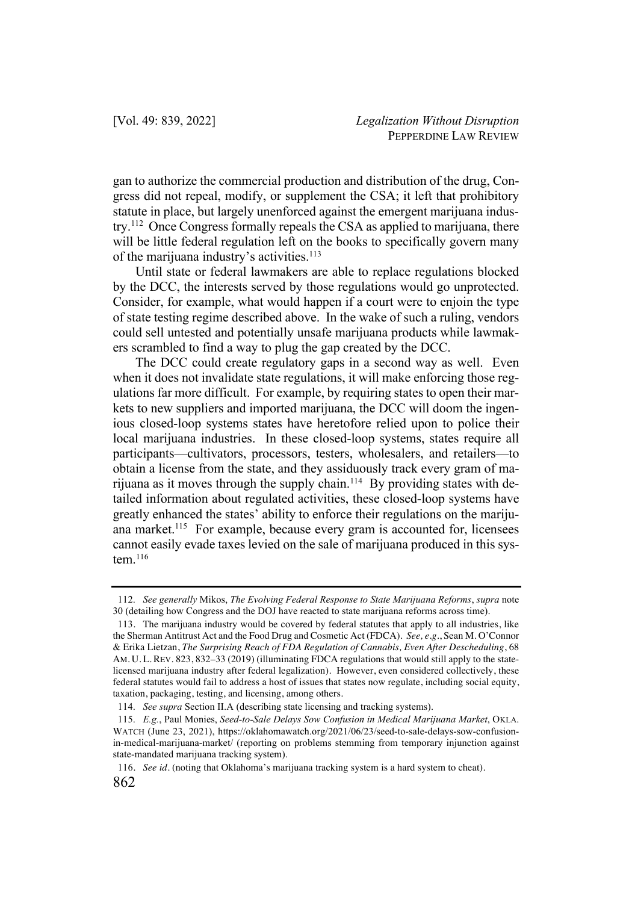gan to authorize the commercial production and distribution of the drug, Congress did not repeal, modify, or supplement the CSA; it left that prohibitory statute in place, but largely unenforced against the emergent marijuana industry.[112] Once Congress formally repeals the CSA as applied to marijuana, there will be little federal regulation left on the books to specifically govern many of the marijuana industry's activities.[113]

Until state or federal lawmakers are able to replace regulations blocked by the DCC, the interests served by those regulations would go unprotected. Consider, for example, what would happen if a court were to enjoin the type of state testing regime described above. In the wake of such a ruling, vendors could sell untested and potentially unsafe marijuana products while lawmakers scrambled to find a way to plug the gap created by the DCC.

The DCC could create regulatory gaps in a second way as well. Even when it does not invalidate state regulations, it will make enforcing those regulations far more difficult. For example, by requiring states to open their markets to new suppliers and imported marijuana, the DCC will doom the ingenious closed-loop systems states have heretofore relied upon to police their local marijuana industries. In these closed-loop systems, states require all participants—cultivators, processors, testers, wholesalers, and retailers—to obtain a license from the state, and they assiduously track every gram of marijuana as it moves through the supply chain.[114] By providing states with detailed information about regulated activities, these closed-loop systems have greatly enhanced the states' ability to enforce their regulations on the marijuana market.[115] For example, because every gram is accounted for, licensees cannot easily evade taxes levied on the sale of marijuana produced in this system.[116]

---

112. *See generally* Mikos, *The Evolving Federal Response to State Marijuana Reforms*, *supra* note 30 (detailing how Congress and the DOJ have reacted to state marijuana reforms across time).

113. The marijuana industry would be covered by federal statutes that apply to all industries, like the Sherman Antitrust Act and the Food Drug and Cosmetic Act (FDCA). *See, e.g.*, Sean M. O'Connor & Erika Lietzan, *The Surprising Reach of FDA Regulation of Cannabis, Even After Descheduling*, 68 AM. U. L. REV. 823, 832–33 (2019) (illuminating FDCA regulations that would still apply to the state-licensed marijuana industry after federal legalization). However, even considered collectively, these federal statutes would fail to address a host of issues that states now regulate, including social equity, taxation, packaging, testing, and licensing, among others.

114. *See supra* Section II.A (describing state licensing and tracking systems).

115. *E.g.*, Paul Monies, *Seed-to-Sale Delays Sow Confusion in Medical Marijuana Market*, OKLA. WATCH (June 23, 2021), https://oklahomawatch.org/2021/06/23/seed-to-sale-delays-sow-confusion-in-medical-marijuana-market/ (reporting on problems stemming from temporary injunction against state-mandated marijuana tracking system).

116. *See id.* (noting that Oklahoma's marijuana tracking system is a hard system to cheat).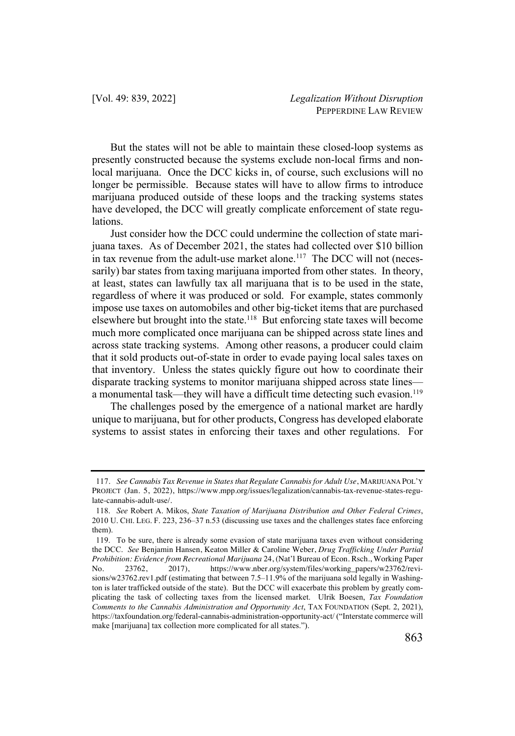But the states will not be able to maintain these closed-loop systems as presently constructed because the systems exclude non-local firms and non-local marijuana. Once the DCC kicks in, of course, such exclusions will no longer be permissible. Because states will have to allow firms to introduce marijuana produced outside of these loops and the tracking systems states have developed, the DCC will greatly complicate enforcement of state regulations.

Just consider how the DCC could undermine the collection of state marijuana taxes. As of December 2021, the states had collected over $10 billion in tax revenue from the adult-use market alone.[117] The DCC will not (necessarily) bar states from taxing marijuana imported from other states. In theory, at least, states can lawfully tax all marijuana that is to be used in the state, regardless of where it was produced or sold. For example, states commonly impose use taxes on automobiles and other big-ticket items that are purchased elsewhere but brought into the state.[118] But enforcing state taxes will become much more complicated once marijuana can be shipped across state lines and across state tracking systems. Among other reasons, a producer could claim that it sold products out-of-state in order to evade paying local sales taxes on that inventory. Unless the states quickly figure out how to coordinate their disparate tracking systems to monitor marijuana shipped across state lines—a monumental task—they will have a difficult time detecting such evasion.[119]

The challenges posed by the emergence of a national market are hardly unique to marijuana, but for other products, Congress has developed elaborate systems to assist states in enforcing their taxes and other regulations. For

---

117. *See Cannabis Tax Revenue in States that Regulate Cannabis for Adult Use*, MARIJUANA POL'Y PROJECT (Jan. 5, 2022), https://www.mpp.org/issues/legalization/cannabis-tax-revenue-states-regulate-cannabis-adult-use/.

118. *See* Robert A. Mikos, *State Taxation of Marijuana Distribution and Other Federal Crimes*, 2010 U. CHI. LEG. F. 223, 236–37 n.53 (discussing use taxes and the challenges states face enforcing them).

119. To be sure, there is already some evasion of state marijuana taxes even without considering the DCC. *See* Benjamin Hansen, Keaton Miller & Caroline Weber, *Drug Trafficking Under Partial Prohibition: Evidence from Recreational Marijuana* 24, (Nat'l Bureau of Econ. Rsch., Working Paper No. 23762, 2017), https://www.nber.org/system/files/working_papers/w23762/revisions/w23762.rev1.pdf (estimating that between 7.5–11.9% of the marijuana sold legally in Washington is later trafficked outside of the state). But the DCC will exacerbate this problem by greatly complicating the task of collecting taxes from the licensed market. Ulrik Boesen, *Tax Foundation Comments to the Cannabis Administration and Opportunity Act*, TAX FOUNDATION (Sept. 2, 2021), https://taxfoundation.org/federal-cannabis-administration-opportunity-act/ ("Interstate commerce will make [marijuana] tax collection more complicated for all states.").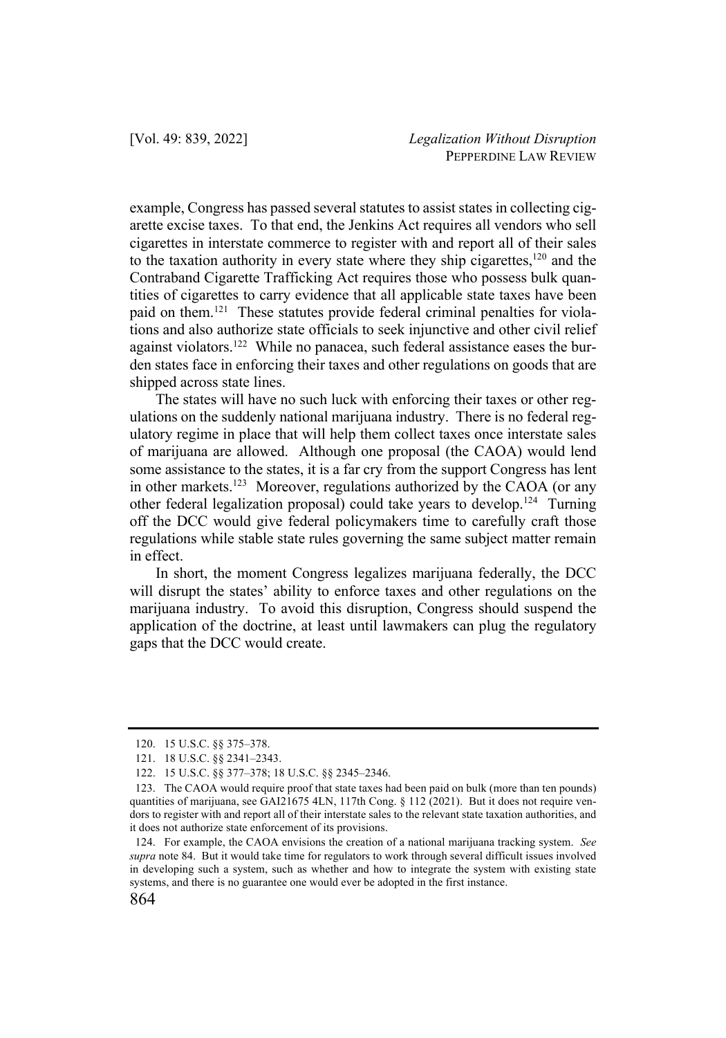example, Congress has passed several statutes to assist states in collecting cigarette excise taxes. To that end, the Jenkins Act requires all vendors who sell cigarettes in interstate commerce to register with and report all of their sales to the taxation authority in every state where they ship cigarettes,[120] and the Contraband Cigarette Trafficking Act requires those who possess bulk quantities of cigarettes to carry evidence that all applicable state taxes have been paid on them.[121] These statutes provide federal criminal penalties for violations and also authorize state officials to seek injunctive and other civil relief against violators.[122] While no panacea, such federal assistance eases the burden states face in enforcing their taxes and other regulations on goods that are shipped across state lines.

The states will have no such luck with enforcing their taxes or other regulations on the suddenly national marijuana industry. There is no federal regulatory regime in place that will help them collect taxes once interstate sales of marijuana are allowed. Although one proposal (the CAOA) would lend some assistance to the states, it is a far cry from the support Congress has lent in other markets.[123] Moreover, regulations authorized by the CAOA (or any other federal legalization proposal) could take years to develop.[124] Turning off the DCC would give federal policymakers time to carefully craft those regulations while stable state rules governing the same subject matter remain in effect.

In short, the moment Congress legalizes marijuana federally, the DCC will disrupt the states' ability to enforce taxes and other regulations on the marijuana industry. To avoid this disruption, Congress should suspend the application of the doctrine, at least until lawmakers can plug the regulatory gaps that the DCC would create.

---

120. 15 U.S.C. §§ 375–378.

121. 18 U.S.C. §§ 2341–2343.

122. 15 U.S.C. §§ 377–378; 18 U.S.C. §§ 2345–2346.

123. The CAOA would require proof that state taxes had been paid on bulk (more than ten pounds) quantities of marijuana, see GAI21675 4LN, 117th Cong. § 112 (2021). But it does not require vendors to register with and report all of their interstate sales to the relevant state taxation authorities, and it does not authorize state enforcement of its provisions.

124. For example, the CAOA envisions the creation of a national marijuana tracking system. *See supra* note 84. But it would take time for regulators to work through several difficult issues involved in developing such a system, such as whether and how to integrate the system with existing state systems, and there is no guarantee one would ever be adopted in the first instance.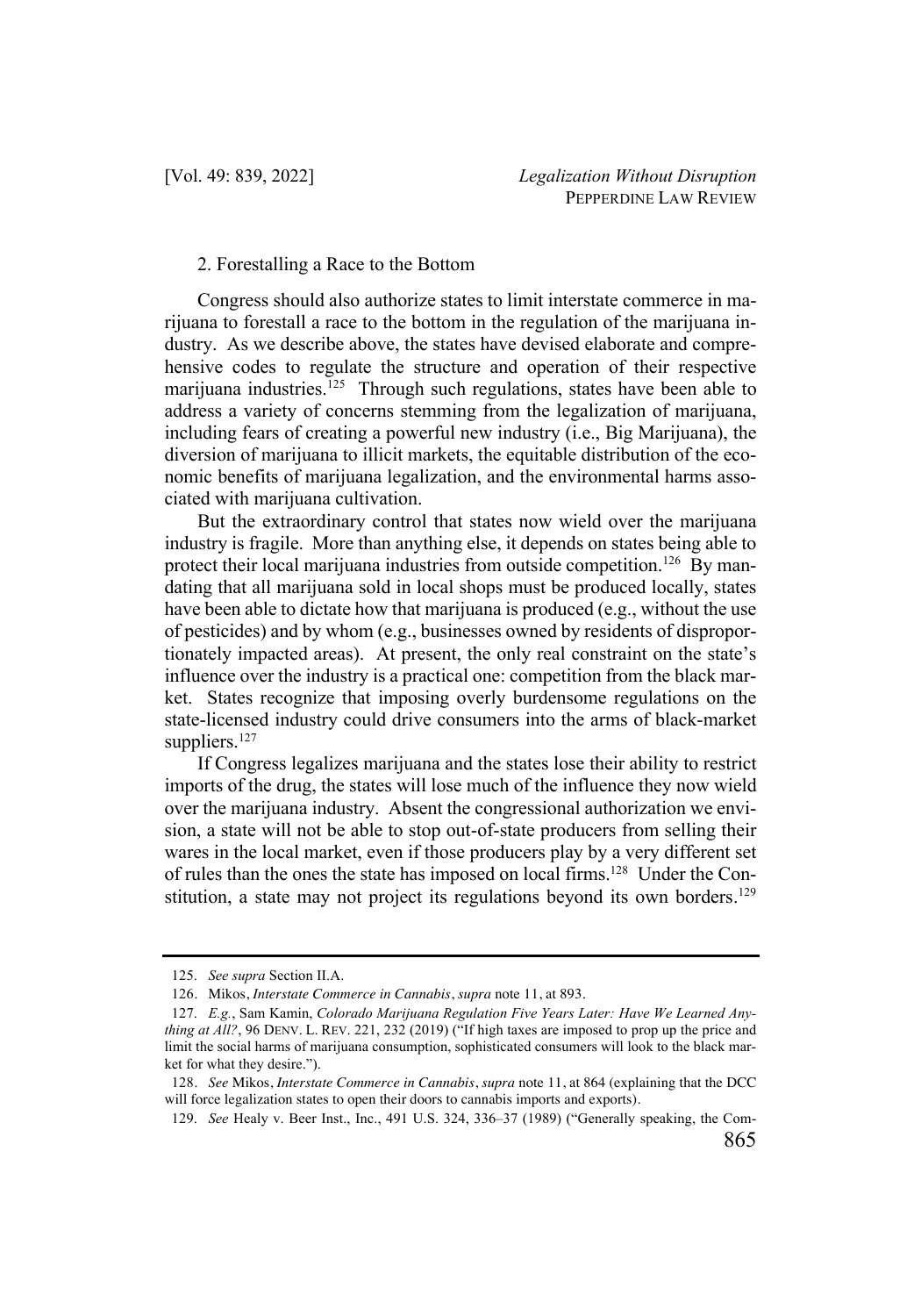### 2. Forestalling a Race to the Bottom

Congress should also authorize states to limit interstate commerce in marijuana to forestall a race to the bottom in the regulation of the marijuana industry. As we describe above, the states have devised elaborate and comprehensive codes to regulate the structure and operation of their respective marijuana industries.[125] Through such regulations, states have been able to address a variety of concerns stemming from the legalization of marijuana, including fears of creating a powerful new industry (i.e., Big Marijuana), the diversion of marijuana to illicit markets, the equitable distribution of the economic benefits of marijuana legalization, and the environmental harms associated with marijuana cultivation.

But the extraordinary control that states now wield over the marijuana industry is fragile. More than anything else, it depends on states being able to protect their local marijuana industries from outside competition.[126] By mandating that all marijuana sold in local shops must be produced locally, states have been able to dictate how that marijuana is produced (e.g., without the use of pesticides) and by whom (e.g., businesses owned by residents of disproportionately impacted areas). At present, the only real constraint on the state's influence over the industry is a practical one: competition from the black market. States recognize that imposing overly burdensome regulations on the state-licensed industry could drive consumers into the arms of black-market suppliers.[127]

If Congress legalizes marijuana and the states lose their ability to restrict imports of the drug, the states will lose much of the influence they now wield over the marijuana industry. Absent the congressional authorization we envision, a state will not be able to stop out-of-state producers from selling their wares in the local market, even if those producers play by a very different set of rules than the ones the state has imposed on local firms.[128] Under the Constitution, a state may not project its regulations beyond its own borders.[129]

---

125. *See supra* Section II.A.

126. Mikos, *Interstate Commerce in Cannabis*, *supra* note 11, at 893.

127. *E.g.*, Sam Kamin, *Colorado Marijuana Regulation Five Years Later: Have We Learned Anything at All?*, 96 DENV. L. REV. 221, 232 (2019) ("If high taxes are imposed to prop up the price and limit the social harms of marijuana consumption, sophisticated consumers will look to the black market for what they desire.").

128. *See* Mikos, *Interstate Commerce in Cannabis*, *supra* note 11, at 864 (explaining that the DCC will force legalization states to open their doors to cannabis imports and exports).

129. *See* Healy v. Beer Inst., Inc., 491 U.S. 324, 336–37 (1989) ("Generally speaking, the Com-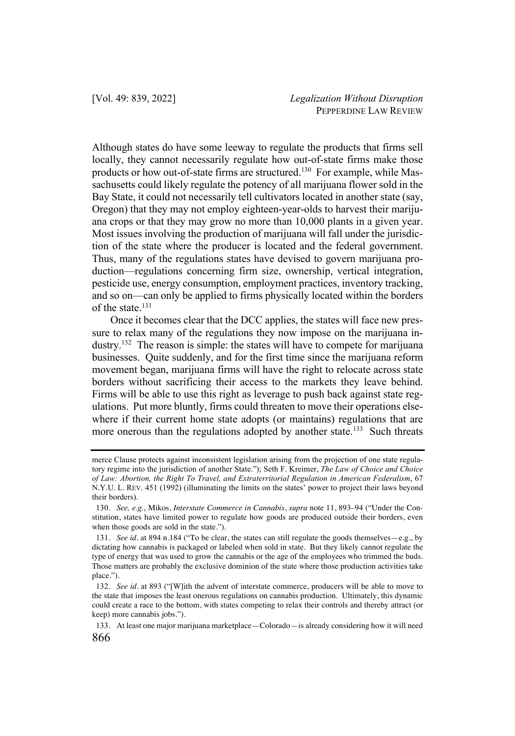Although states do have some leeway to regulate the products that firms sell locally, they cannot necessarily regulate how out-of-state firms make those products or how out-of-state firms are structured.[130] For example, while Massachusetts could likely regulate the potency of all marijuana flower sold in the Bay State, it could not necessarily tell cultivators located in another state (say, Oregon) that they may not employ eighteen-year-olds to harvest their marijuana crops or that they may grow no more than 10,000 plants in a given year. Most issues involving the production of marijuana will fall under the jurisdiction of the state where the producer is located and the federal government. Thus, many of the regulations states have devised to govern marijuana production—regulations concerning firm size, ownership, vertical integration, pesticide use, energy consumption, employment practices, inventory tracking, and so on—can only be applied to firms physically located within the borders of the state.[131]

Once it becomes clear that the DCC applies, the states will face new pressure to relax many of the regulations they now impose on the marijuana industry.[132] The reason is simple: the states will have to compete for marijuana businesses. Quite suddenly, and for the first time since the marijuana reform movement began, marijuana firms will have the right to relocate across state borders without sacrificing their access to the markets they leave behind. Firms will be able to use this right as leverage to push back against state regulations. Put more bluntly, firms could threaten to move their operations elsewhere if their current home state adopts (or maintains) regulations that are more onerous than the regulations adopted by another state.[133] Such threats

---

merce Clause protects against inconsistent legislation arising from the projection of one state regulatory regime into the jurisdiction of another State."); Seth F. Kreimer, *The Law of Choice and Choice of Law: Abortion, the Right To Travel, and Extraterritorial Regulation in American Federalism*, 67 N.Y.U. L. REV. 451 (1992) (illuminating the limits on the states' power to project their laws beyond their borders).

130. *See, e.g.*, Mikos, *Interstate Commerce in Cannabis*, *supra* note 11, 893–94 ("Under the Constitution, states have limited power to regulate how goods are produced outside their borders, even when those goods are sold in the state.").

131. *See id*. at 894 n.184 ("To be clear, the states can still regulate the goods themselves—e.g., by dictating how cannabis is packaged or labeled when sold in state. But they likely cannot regulate the type of energy that was used to grow the cannabis or the age of the employees who trimmed the buds. Those matters are probably the exclusive dominion of the state where those production activities take place.").

132. *See id*. at 893 ("[W]ith the advent of interstate commerce, producers will be able to move to the state that imposes the least onerous regulations on cannabis production. Ultimately, this dynamic could create a race to the bottom, with states competing to relax their controls and thereby attract (or keep) more cannabis jobs.").

133. At least one major marijuana marketplace—Colorado—is already considering how it will need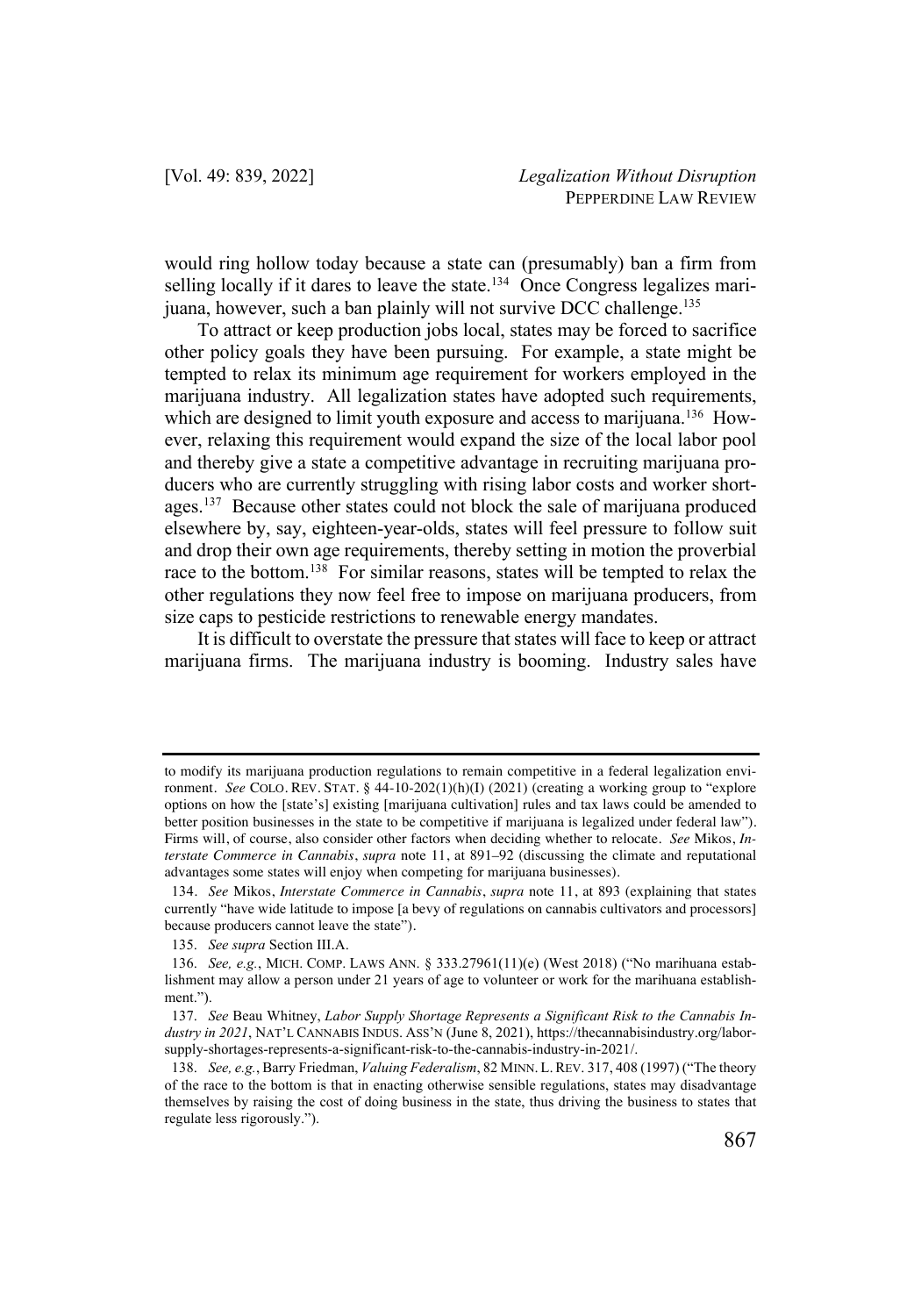would ring hollow today because a state can (presumably) ban a firm from selling locally if it dares to leave the state.[134] Once Congress legalizes marijuana, however, such a ban plainly will not survive DCC challenge.[135]

To attract or keep production jobs local, states may be forced to sacrifice other policy goals they have been pursuing. For example, a state might be tempted to relax its minimum age requirement for workers employed in the marijuana industry. All legalization states have adopted such requirements, which are designed to limit youth exposure and access to marijuana.[136] However, relaxing this requirement would expand the size of the local labor pool and thereby give a state a competitive advantage in recruiting marijuana producers who are currently struggling with rising labor costs and worker shortages.[137] Because other states could not block the sale of marijuana produced elsewhere by, say, eighteen-year-olds, states will feel pressure to follow suit and drop their own age requirements, thereby setting in motion the proverbial race to the bottom.[138] For similar reasons, states will be tempted to relax the other regulations they now feel free to impose on marijuana producers, from size caps to pesticide restrictions to renewable energy mandates.

It is difficult to overstate the pressure that states will face to keep or attract marijuana firms. The marijuana industry is booming. Industry sales have

---

to modify its marijuana production regulations to remain competitive in a federal legalization environment. *See* COLO. REV. STAT. § 44-10-202(1)(h)(I) (2021) (creating a working group to "explore options on how the [state's] existing [marijuana cultivation] rules and tax laws could be amended to better position businesses in the state to be competitive if marijuana is legalized under federal law"). Firms will, of course, also consider other factors when deciding whether to relocate. *See* Mikos, *Interstate Commerce in Cannabis*, *supra* note 11, at 891–92 (discussing the climate and reputational advantages some states will enjoy when competing for marijuana businesses).

134. *See* Mikos, *Interstate Commerce in Cannabis*, *supra* note 11, at 893 (explaining that states currently "have wide latitude to impose [a bevy of regulations on cannabis cultivators and processors] because producers cannot leave the state").

135. *See supra* Section III.A.

136. *See, e.g.*, MICH. COMP. LAWS ANN. § 333.27961(11)(e) (West 2018) ("No marihuana establishment may allow a person under 21 years of age to volunteer or work for the marihuana establishment.").

137. *See* Beau Whitney, *Labor Supply Shortage Represents a Significant Risk to the Cannabis Industry in 2021*, NAT'L CANNABIS INDUS. ASS'N (June 8, 2021), https://thecannabisindustry.org/labor-supply-shortages-represents-a-significant-risk-to-the-cannabis-industry-in-2021/.

138. *See, e.g.*, Barry Friedman, *Valuing Federalism*, 82 MINN. L. REV. 317, 408 (1997) ("The theory of the race to the bottom is that in enacting otherwise sensible regulations, states may disadvantage themselves by raising the cost of doing business in the state, thus driving the business to states that regulate less rigorously.").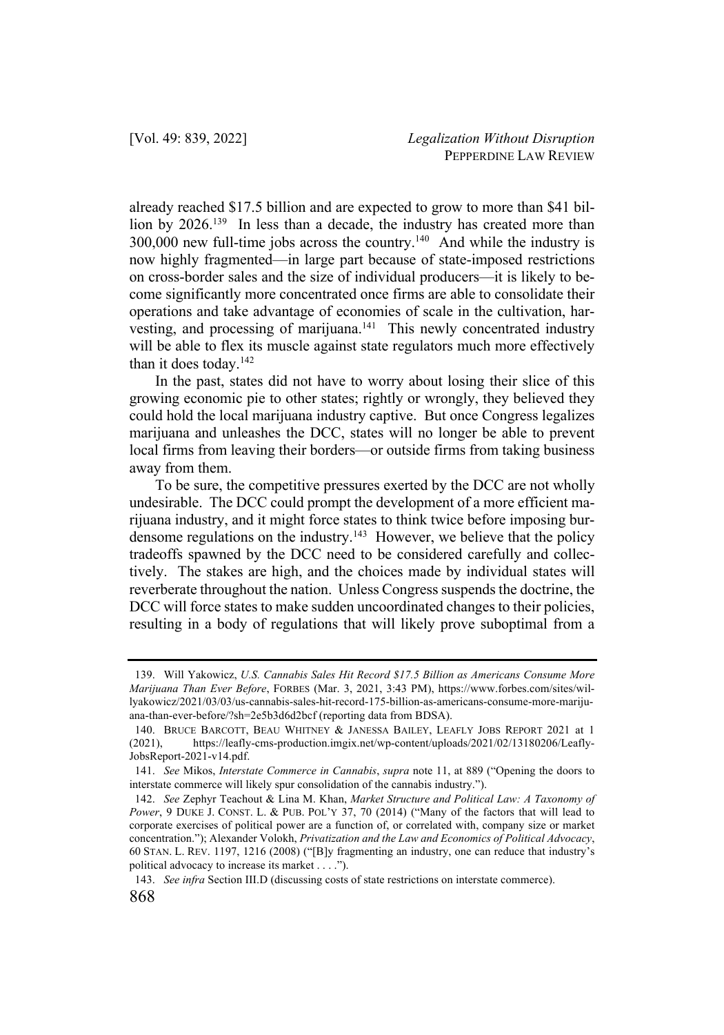already reached $17.5 billion and are expected to grow to more than $41 billion by 2026.[139] In less than a decade, the industry has created more than 300,000 new full-time jobs across the country.[140] And while the industry is now highly fragmented—in large part because of state-imposed restrictions on cross-border sales and the size of individual producers—it is likely to become significantly more concentrated once firms are able to consolidate their operations and take advantage of economies of scale in the cultivation, harvesting, and processing of marijuana.[141] This newly concentrated industry will be able to flex its muscle against state regulators much more effectively than it does today.[142]

In the past, states did not have to worry about losing their slice of this growing economic pie to other states; rightly or wrongly, they believed they could hold the local marijuana industry captive. But once Congress legalizes marijuana and unleashes the DCC, states will no longer be able to prevent local firms from leaving their borders—or outside firms from taking business away from them.

To be sure, the competitive pressures exerted by the DCC are not wholly undesirable. The DCC could prompt the development of a more efficient marijuana industry, and it might force states to think twice before imposing burdensome regulations on the industry.[143] However, we believe that the policy tradeoffs spawned by the DCC need to be considered carefully and collectively. The stakes are high, and the choices made by individual states will reverberate throughout the nation. Unless Congress suspends the doctrine, the DCC will force states to make sudden uncoordinated changes to their policies, resulting in a body of regulations that will likely prove suboptimal from a

---

139. Will Yakowicz, *U.S. Cannabis Sales Hit Record $17.5 Billion as Americans Consume More Marijuana Than Ever Before*, FORBES (Mar. 3, 2021, 3:43 PM), https://www.forbes.com/sites/willyakowicz/2021/03/03/us-cannabis-sales-hit-record-175-billion-as-americans-consume-more-marijuana-than-ever-before/?sh=2e5b3d6d2bcf (reporting data from BDSA).

140. BRUCE BARCOTT, BEAU WHITNEY & JANESSA BAILEY, LEAFLY JOBS REPORT 2021 at 1 (2021), https://leafly-cms-production.imgix.net/wp-content/uploads/2021/02/13180206/Leafly-JobsReport-2021-v14.pdf.

141. *See* Mikos, *Interstate Commerce in Cannabis*, *supra* note 11, at 889 ("Opening the doors to interstate commerce will likely spur consolidation of the cannabis industry.").

142. *See* Zephyr Teachout & Lina M. Khan, *Market Structure and Political Law: A Taxonomy of Power*, 9 DUKE J. CONST. L. & PUB. POL'Y 37, 70 (2014) ("Many of the factors that will lead to corporate exercises of political power are a function of, or correlated with, company size or market concentration."); Alexander Volokh, *Privatization and the Law and Economics of Political Advocacy*, 60 STAN. L. REV. 1197, 1216 (2008) ("[B]y fragmenting an industry, one can reduce that industry's political advocacy to increase its market . . . .").

143. *See infra* Section III.D (discussing costs of state restrictions on interstate commerce).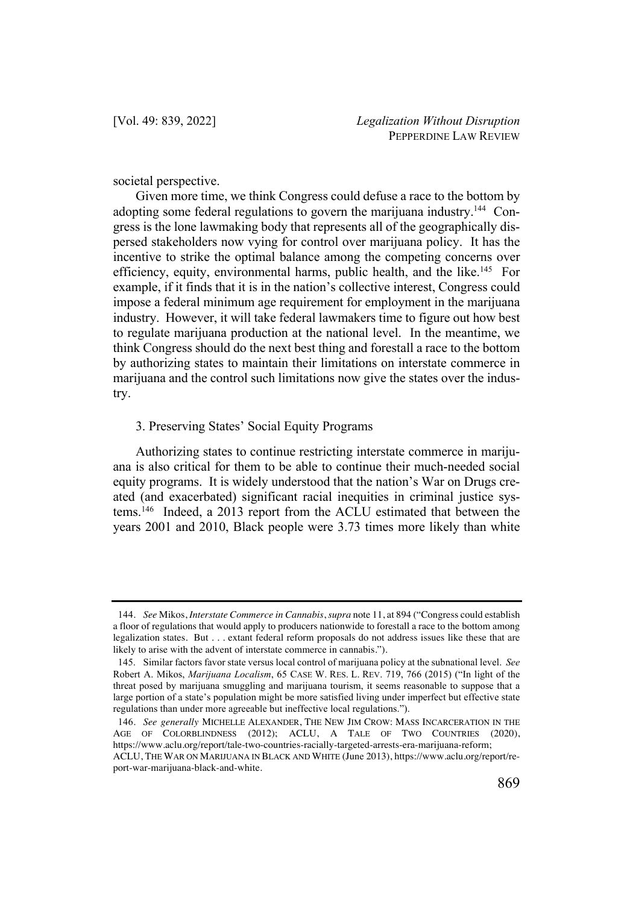societal perspective.

Given more time, we think Congress could defuse a race to the bottom by adopting some federal regulations to govern the marijuana industry.[144] Congress is the lone lawmaking body that represents all of the geographically dispersed stakeholders now vying for control over marijuana policy. It has the incentive to strike the optimal balance among the competing concerns over efficiency, equity, environmental harms, public health, and the like.[145] For example, if it finds that it is in the nation's collective interest, Congress could impose a federal minimum age requirement for employment in the marijuana industry. However, it will take federal lawmakers time to figure out how best to regulate marijuana production at the national level. In the meantime, we think Congress should do the next best thing and forestall a race to the bottom by authorizing states to maintain their limitations on interstate commerce in marijuana and the control such limitations now give the states over the industry.

### 3. Preserving States' Social Equity Programs

Authorizing states to continue restricting interstate commerce in marijuana is also critical for them to be able to continue their much-needed social equity programs. It is widely understood that the nation's War on Drugs created (and exacerbated) significant racial inequities in criminal justice systems.[146] Indeed, a 2013 report from the ACLU estimated that between the years 2001 and 2010, Black people were 3.73 times more likely than white

---

144. *See* Mikos, *Interstate Commerce in Cannabis*, *supra* note 11, at 894 ("Congress could establish a floor of regulations that would apply to producers nationwide to forestall a race to the bottom among legalization states. But . . . extant federal reform proposals do not address issues like these that are likely to arise with the advent of interstate commerce in cannabis.").

145. Similar factors favor state versus local control of marijuana policy at the subnational level. *See* Robert A. Mikos, *Marijuana Localism*, 65 CASE W. RES. L. REV. 719, 766 (2015) ("In light of the threat posed by marijuana smuggling and marijuana tourism, it seems reasonable to suppose that a large portion of a state's population might be more satisfied living under imperfect but effective state regulations than under more agreeable but ineffective local regulations.").

146. *See generally* MICHELLE ALEXANDER, THE NEW JIM CROW: MASS INCARCERATION IN THE AGE OF COLORBLINDNESS (2012); ACLU, A TALE OF TWO COUNTRIES (2020), https://www.aclu.org/report/tale-two-countries-racially-targeted-arrests-era-marijuana-reform; ACLU, THE WAR ON MARIJUANA IN BLACK AND WHITE (June 2013), https://www.aclu.org/report/report-war-marijuana-black-and-white.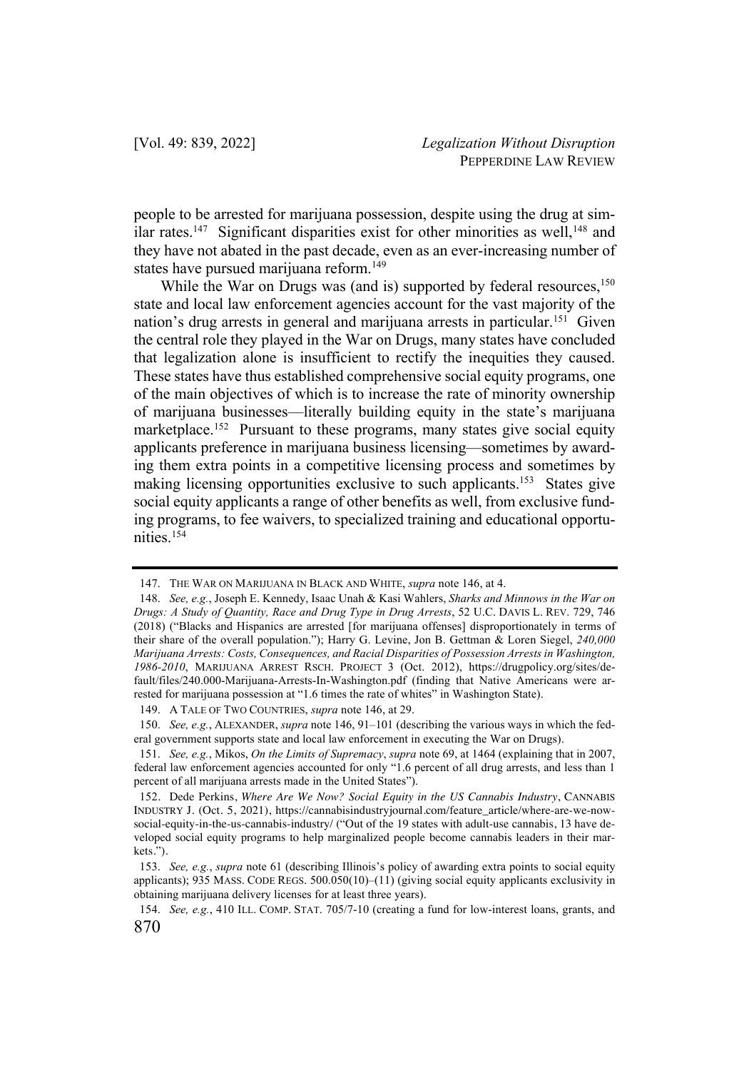people to be arrested for marijuana possession, despite using the drug at similar rates.[147] Significant disparities exist for other minorities as well,[148] and they have not abated in the past decade, even as an ever-increasing number of states have pursued marijuana reform.[149]

While the War on Drugs was (and is) supported by federal resources,[150] state and local law enforcement agencies account for the vast majority of the nation's drug arrests in general and marijuana arrests in particular.[151] Given the central role they played in the War on Drugs, many states have concluded that legalization alone is insufficient to rectify the inequities they caused. These states have thus established comprehensive social equity programs, one of the main objectives of which is to increase the rate of minority ownership of marijuana businesses—literally building equity in the state's marijuana marketplace.[152] Pursuant to these programs, many states give social equity applicants preference in marijuana business licensing—sometimes by awarding them extra points in a competitive licensing process and sometimes by making licensing opportunities exclusive to such applicants.[153] States give social equity applicants a range of other benefits as well, from exclusive funding programs, to fee waivers, to specialized training and educational opportunities.[154]

---

147. THE WAR ON MARIJUANA IN BLACK AND WHITE, *supra* note 146, at 4.

148. *See, e.g.*, Joseph E. Kennedy, Isaac Unah & Kasi Wahlers, *Sharks and Minnows in the War on Drugs: A Study of Quantity, Race and Drug Type in Drug Arrests*, 52 U.C. DAVIS L. REV. 729, 746 (2018) ("Blacks and Hispanics are arrested [for marijuana offenses] disproportionately in terms of their share of the overall population."); Harry G. Levine, Jon B. Gettman & Loren Siegel, *240,000 Marijuana Arrests: Costs, Consequences, and Racial Disparities of Possession Arrests in Washington, 1986-2010*, MARIJUANA ARREST RSCH. PROJECT 3 (Oct. 2012), https://drugpolicy.org/sites/default/files/240.000-Marijuana-Arrests-In-Washington.pdf (finding that Native Americans were arrested for marijuana possession at "1.6 times the rate of whites" in Washington State).

149. A TALE OF TWO COUNTRIES, *supra* note 146, at 29.

150. *See, e.g.*, ALEXANDER, *supra* note 146, 91–101 (describing the various ways in which the federal government supports state and local law enforcement in executing the War on Drugs).

151. *See, e.g.*, Mikos, *On the Limits of Supremacy*, *supra* note 69, at 1464 (explaining that in 2007, federal law enforcement agencies accounted for only "1.6 percent of all drug arrests, and less than 1 percent of all marijuana arrests made in the United States").

152. Dede Perkins, *Where Are We Now? Social Equity in the US Cannabis Industry*, CANNABIS INDUSTRY J. (Oct. 5, 2021), https://cannabisindustryjournal.com/feature_article/where-are-we-now-social-equity-in-the-us-cannabis-industry/ ("Out of the 19 states with adult-use cannabis, 13 have developed social equity programs to help marginalized people become cannabis leaders in their markets.").

153. *See, e.g.*, *supra* note 61 (describing Illinois's policy of awarding extra points to social equity applicants); 935 MASS. CODE REGS. 500.050(10)–(11) (giving social equity applicants exclusivity in obtaining marijuana delivery licenses for at least three years).

154. *See, e.g.*, 410 ILL. COMP. STAT. 705/7-10 (creating a fund for low-interest loans, grants, and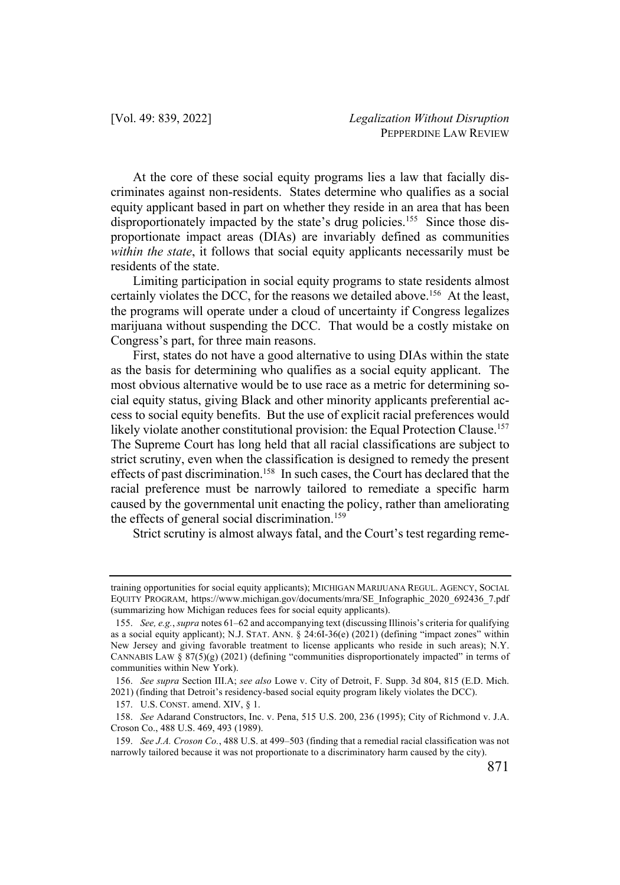At the core of these social equity programs lies a law that facially discriminates against non-residents. States determine who qualifies as a social equity applicant based in part on whether they reside in an area that has been disproportionately impacted by the state's drug policies.[155] Since those disproportionate impact areas (DIAs) are invariably defined as communities *within the state*, it follows that social equity applicants necessarily must be residents of the state.

Limiting participation in social equity programs to state residents almost certainly violates the DCC, for the reasons we detailed above.[156] At the least, the programs will operate under a cloud of uncertainty if Congress legalizes marijuana without suspending the DCC. That would be a costly mistake on Congress's part, for three main reasons.

First, states do not have a good alternative to using DIAs within the state as the basis for determining who qualifies as a social equity applicant. The most obvious alternative would be to use race as a metric for determining social equity status, giving Black and other minority applicants preferential access to social equity benefits. But the use of explicit racial preferences would likely violate another constitutional provision: the Equal Protection Clause.[157] The Supreme Court has long held that all racial classifications are subject to strict scrutiny, even when the classification is designed to remedy the present effects of past discrimination.[158] In such cases, the Court has declared that the racial preference must be narrowly tailored to remediate a specific harm caused by the governmental unit enacting the policy, rather than ameliorating the effects of general social discrimination.[159]

Strict scrutiny is almost always fatal, and the Court's test regarding reme-

---

training opportunities for social equity applicants); MICHIGAN MARIJUANA REGUL. AGENCY, SOCIAL EQUITY PROGRAM, https://www.michigan.gov/documents/mra/SE_Infographic_2020_692436_7.pdf (summarizing how Michigan reduces fees for social equity applicants).

155. *See, e.g.*, *supra* notes 61–62 and accompanying text (discussing Illinois's criteria for qualifying as a social equity applicant); N.J. STAT. ANN. § 24:6I-36(e) (2021) (defining "impact zones" within New Jersey and giving favorable treatment to license applicants who reside in such areas); N.Y. CANNABIS LAW § 87(5)(g) (2021) (defining "communities disproportionately impacted" in terms of communities within New York).

156. *See supra* Section III.A; *see also* Lowe v. City of Detroit, F. Supp. 3d 804, 815 (E.D. Mich. 2021) (finding that Detroit's residency-based social equity program likely violates the DCC).

157. U.S. CONST. amend. XIV, § 1.

158. *See* Adarand Constructors, Inc. v. Pena, 515 U.S. 200, 236 (1995); City of Richmond v. J.A. Croson Co., 488 U.S. 469, 493 (1989).

159. *See J.A. Croson Co.*, 488 U.S. at 499–503 (finding that a remedial racial classification was not narrowly tailored because it was not proportionate to a discriminatory harm caused by the city).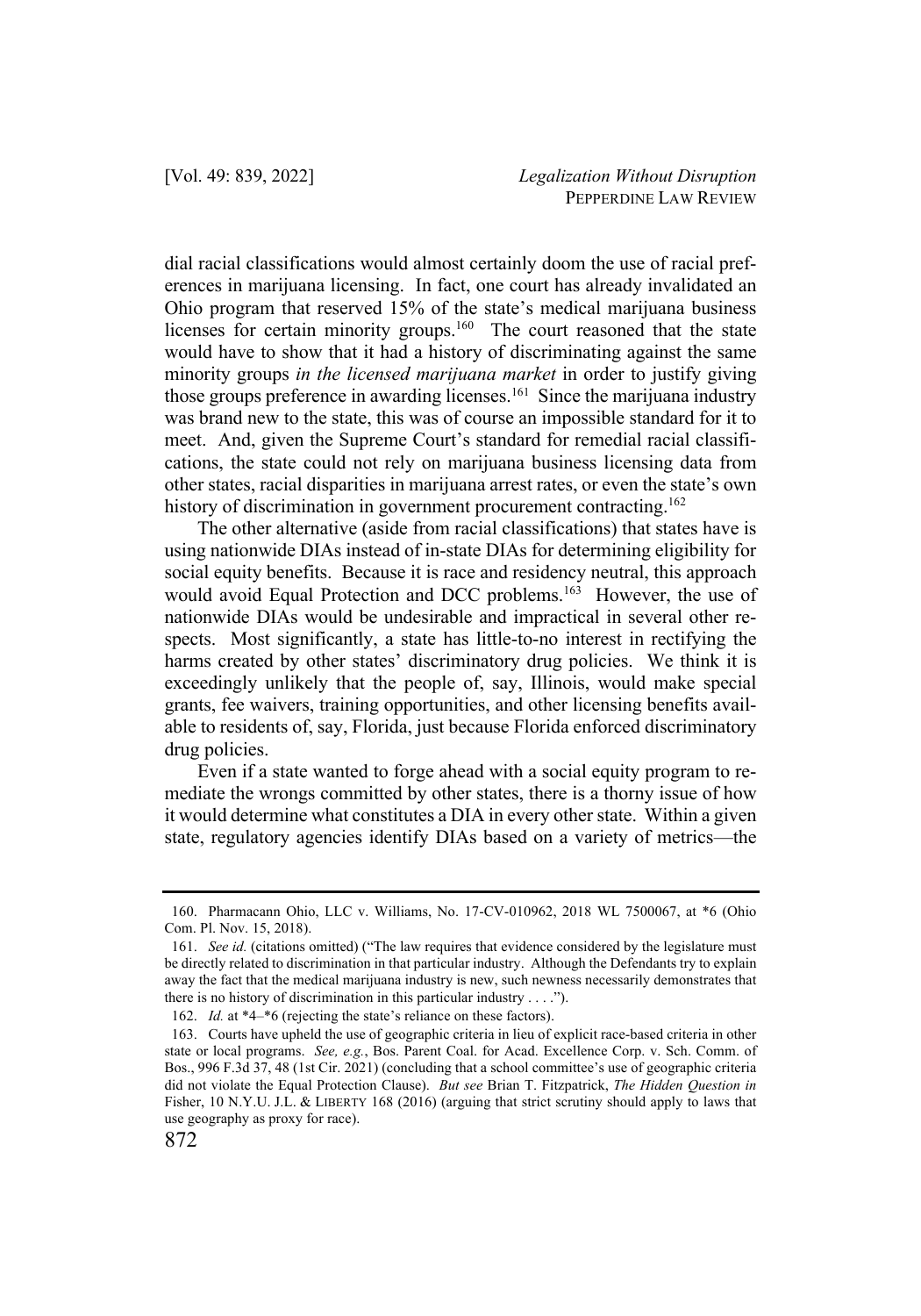dial racial classifications would almost certainly doom the use of racial preferences in marijuana licensing. In fact, one court has already invalidated an Ohio program that reserved 15% of the state's medical marijuana business licenses for certain minority groups.[160] The court reasoned that the state would have to show that it had a history of discriminating against the same minority groups *in the licensed marijuana market* in order to justify giving those groups preference in awarding licenses.[161] Since the marijuana industry was brand new to the state, this was of course an impossible standard for it to meet. And, given the Supreme Court's standard for remedial racial classifications, the state could not rely on marijuana business licensing data from other states, racial disparities in marijuana arrest rates, or even the state's own history of discrimination in government procurement contracting.[162]

The other alternative (aside from racial classifications) that states have is using nationwide DIAs instead of in-state DIAs for determining eligibility for social equity benefits. Because it is race and residency neutral, this approach would avoid Equal Protection and DCC problems.[163] However, the use of nationwide DIAs would be undesirable and impractical in several other respects. Most significantly, a state has little-to-no interest in rectifying the harms created by other states' discriminatory drug policies. We think it is exceedingly unlikely that the people of, say, Illinois, would make special grants, fee waivers, training opportunities, and other licensing benefits available to residents of, say, Florida, just because Florida enforced discriminatory drug policies.

Even if a state wanted to forge ahead with a social equity program to remediate the wrongs committed by other states, there is a thorny issue of how it would determine what constitutes a DIA in every other state. Within a given state, regulatory agencies identify DIAs based on a variety of metrics—the

---

160. Pharmacann Ohio, LLC v. Williams, No. 17-CV-010962, 2018 WL 7500067, at \*6 (Ohio Com. Pl. Nov. 15, 2018).

161. *See id.* (citations omitted) ("The law requires that evidence considered by the legislature must be directly related to discrimination in that particular industry. Although the Defendants try to explain away the fact that the medical marijuana industry is new, such newness necessarily demonstrates that there is no history of discrimination in this particular industry . . . .").

162. *Id.* at \*4–\*6 (rejecting the state's reliance on these factors).

163. Courts have upheld the use of geographic criteria in lieu of explicit race-based criteria in other state or local programs. *See, e.g.*, Bos. Parent Coal. for Acad. Excellence Corp. v. Sch. Comm. of Bos., 996 F.3d 37, 48 (1st Cir. 2021) (concluding that a school committee's use of geographic criteria did not violate the Equal Protection Clause). *But see* Brian T. Fitzpatrick, *The Hidden Question in* Fisher, 10 N.Y.U. J.L. & LIBERTY 168 (2016) (arguing that strict scrutiny should apply to laws that use geography as proxy for race).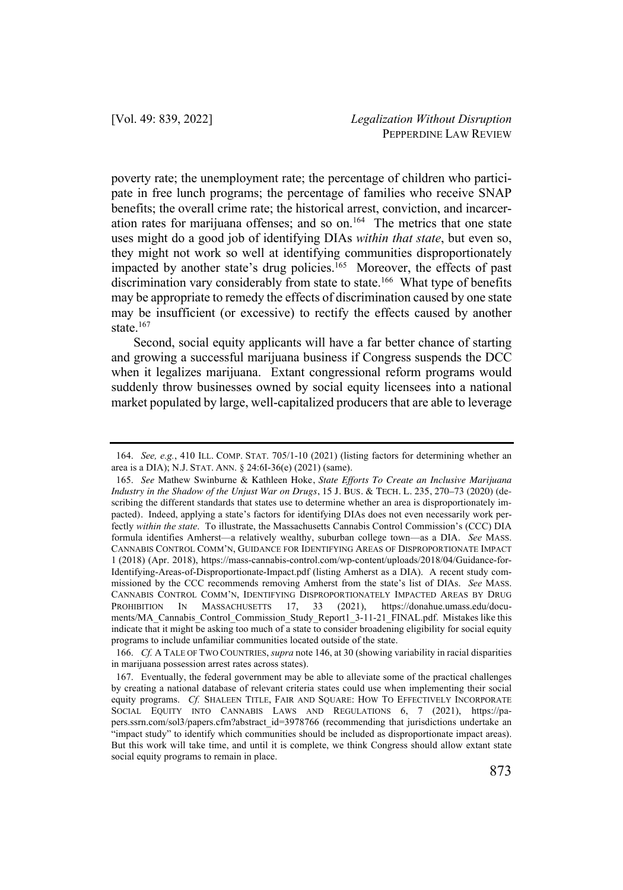poverty rate; the unemployment rate; the percentage of children who participate in free lunch programs; the percentage of families who receive SNAP benefits; the overall crime rate; the historical arrest, conviction, and incarceration rates for marijuana offenses; and so on.[164] The metrics that one state uses might do a good job of identifying DIAs *within that state*, but even so, they might not work so well at identifying communities disproportionately impacted by another state's drug policies.[165] Moreover, the effects of past discrimination vary considerably from state to state.[166] What type of benefits may be appropriate to remedy the effects of discrimination caused by one state may be insufficient (or excessive) to rectify the effects caused by another state.[167]

Second, social equity applicants will have a far better chance of starting and growing a successful marijuana business if Congress suspends the DCC when it legalizes marijuana. Extant congressional reform programs would suddenly throw businesses owned by social equity licensees into a national market populated by large, well-capitalized producers that are able to leverage

---

164. *See, e.g.*, 410 ILL. COMP. STAT. 705/1-10 (2021) (listing factors for determining whether an area is a DIA); N.J. STAT. ANN. § 24:6I-36(e) (2021) (same).

165. *See* Mathew Swinburne & Kathleen Hoke, *State Efforts To Create an Inclusive Marijuana Industry in the Shadow of the Unjust War on Drugs*, 15 J. BUS. & TECH. L. 235, 270–73 (2020) (describing the different standards that states use to determine whether an area is disproportionately impacted). Indeed, applying a state's factors for identifying DIAs does not even necessarily work perfectly *within the state*. To illustrate, the Massachusetts Cannabis Control Commission's (CCC) DIA formula identifies Amherst—a relatively wealthy, suburban college town—as a DIA. *See* MASS. CANNABIS CONTROL COMM'N, GUIDANCE FOR IDENTIFYING AREAS OF DISPROPORTIONATE IMPACT 1 (2018) (Apr. 2018), https://mass-cannabis-control.com/wp-content/uploads/2018/04/Guidance-for-Identifying-Areas-of-Disproportionate-Impact.pdf (listing Amherst as a DIA). A recent study commissioned by the CCC recommends removing Amherst from the state's list of DIAs. *See* MASS. CANNABIS CONTROL COMM'N, IDENTIFYING DISPROPORTIONATELY IMPACTED AREAS BY DRUG PROHIBITION IN MASSACHUSETTS 17, 33 (2021), https://donahue.umass.edu/documents/MA_Cannabis_Control_Commission_Study_Report1_3-11-21_FINAL.pdf. Mistakes like this indicate that it might be asking too much of a state to consider broadening eligibility for social equity programs to include unfamiliar communities located outside of the state.

166. *Cf.* A TALE OF TWO COUNTRIES, *supra* note 146, at 30 (showing variability in racial disparities in marijuana possession arrest rates across states).

167. Eventually, the federal government may be able to alleviate some of the practical challenges by creating a national database of relevant criteria states could use when implementing their social equity programs. *Cf.* SHALEEN TITLE, FAIR AND SQUARE: HOW TO EFFECTIVELY INCORPORATE SOCIAL EQUITY INTO CANNABIS LAWS AND REGULATIONS 6, 7 (2021), https://papers.ssrn.com/sol3/papers.cfm?abstract_id=3978766 (recommending that jurisdictions undertake an "impact study" to identify which communities should be included as disproportionate impact areas). But this work will take time, and until it is complete, we think Congress should allow extant state social equity programs to remain in place.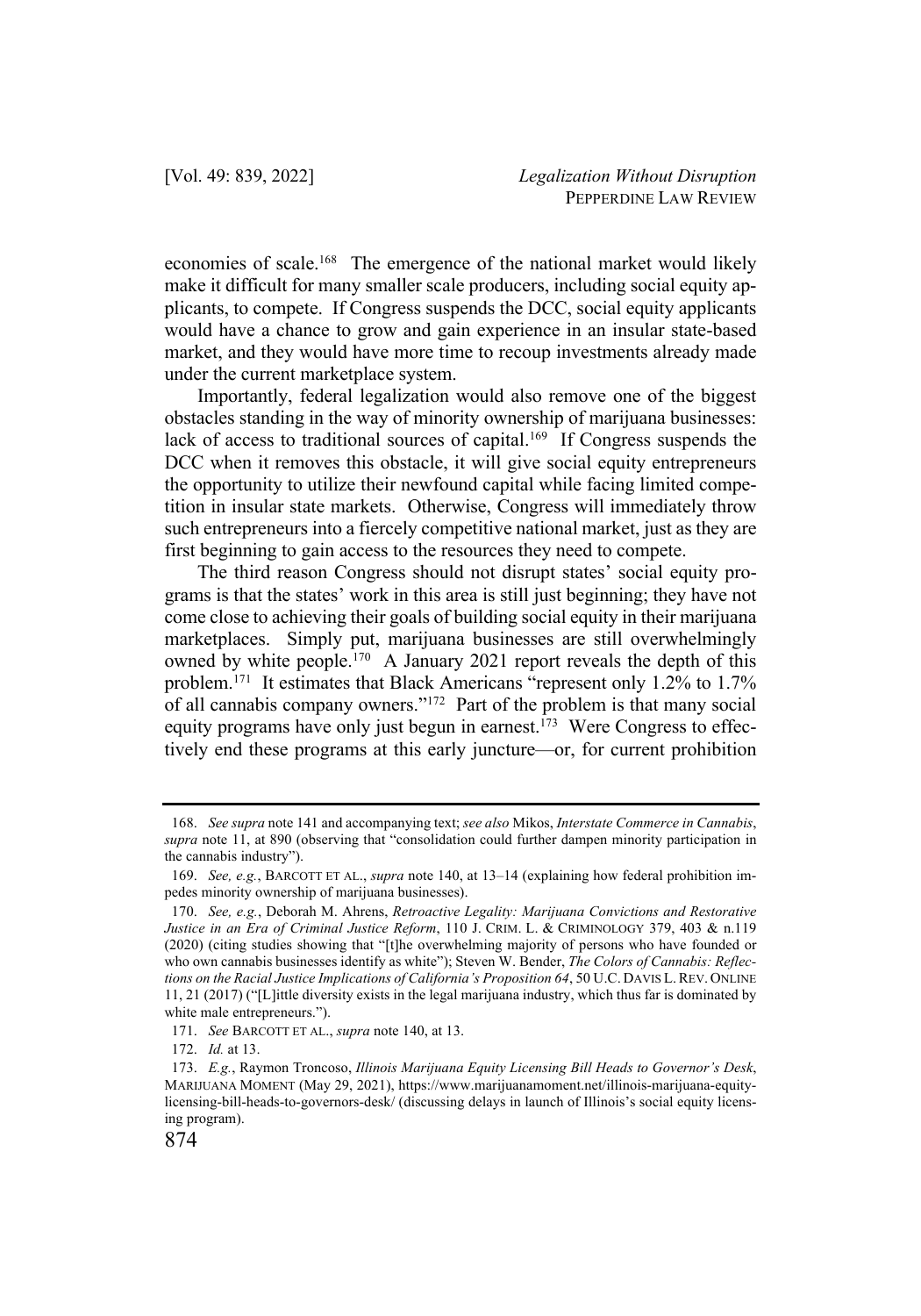economies of scale.[168] The emergence of the national market would likely make it difficult for many smaller scale producers, including social equity applicants, to compete. If Congress suspends the DCC, social equity applicants would have a chance to grow and gain experience in an insular state-based market, and they would have more time to recoup investments already made under the current marketplace system.

Importantly, federal legalization would also remove one of the biggest obstacles standing in the way of minority ownership of marijuana businesses: lack of access to traditional sources of capital.[169] If Congress suspends the DCC when it removes this obstacle, it will give social equity entrepreneurs the opportunity to utilize their newfound capital while facing limited competition in insular state markets. Otherwise, Congress will immediately throw such entrepreneurs into a fiercely competitive national market, just as they are first beginning to gain access to the resources they need to compete.

The third reason Congress should not disrupt states' social equity programs is that the states' work in this area is still just beginning; they have not come close to achieving their goals of building social equity in their marijuana marketplaces. Simply put, marijuana businesses are still overwhelmingly owned by white people.[170] A January 2021 report reveals the depth of this problem.[171] It estimates that Black Americans "represent only 1.2% to 1.7% of all cannabis company owners."[172] Part of the problem is that many social equity programs have only just begun in earnest.[173] Were Congress to effectively end these programs at this early juncture—or, for current prohibition

---

168. *See supra* note 141 and accompanying text; *see also* Mikos, *Interstate Commerce in Cannabis*, *supra* note 11, at 890 (observing that "consolidation could further dampen minority participation in the cannabis industry").

169. *See, e.g.*, BARCOTT ET AL., *supra* note 140, at 13–14 (explaining how federal prohibition impedes minority ownership of marijuana businesses).

170. *See, e.g.*, Deborah M. Ahrens, *Retroactive Legality: Marijuana Convictions and Restorative Justice in an Era of Criminal Justice Reform*, 110 J. CRIM. L. & CRIMINOLOGY 379, 403 & n.119 (2020) (citing studies showing that "[t]he overwhelming majority of persons who have founded or who own cannabis businesses identify as white"); Steven W. Bender, *The Colors of Cannabis: Reflections on the Racial Justice Implications of California's Proposition 64*, 50 U.C. DAVIS L. REV. ONLINE 11, 21 (2017) ("[L]ittle diversity exists in the legal marijuana industry, which thus far is dominated by white male entrepreneurs.").

171. *See* BARCOTT ET AL., *supra* note 140, at 13.

172. *Id.* at 13.

173. *E.g.*, Raymon Troncoso, *Illinois Marijuana Equity Licensing Bill Heads to Governor's Desk*, MARIJUANA MOMENT (May 29, 2021), https://www.marijuanamoment.net/illinois-marijuana-equity-licensing-bill-heads-to-governors-desk/ (discussing delays in launch of Illinois's social equity licensing program).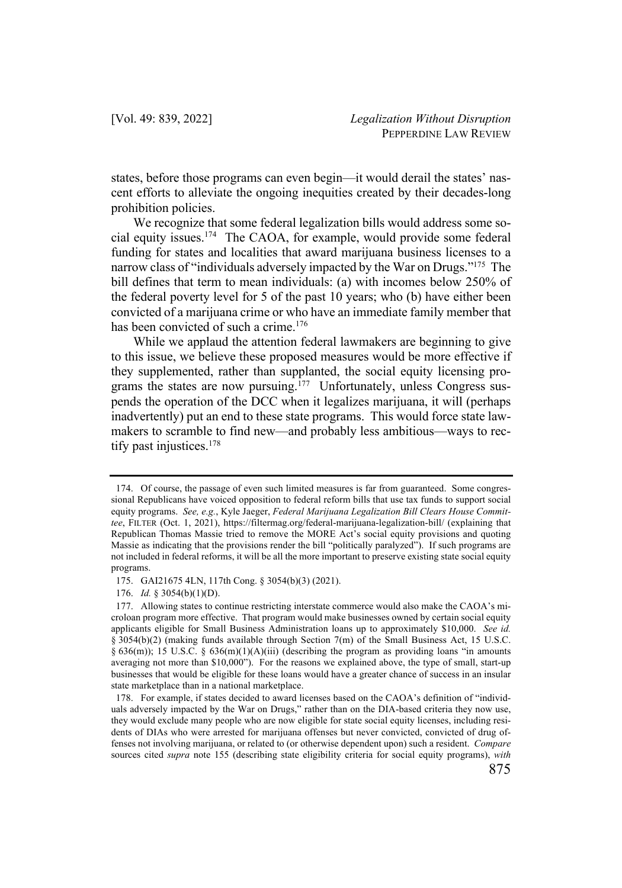states, before those programs can even begin—it would derail the states' nascent efforts to alleviate the ongoing inequities created by their decades-long prohibition policies.

We recognize that some federal legalization bills would address some social equity issues.[174] The CAOA, for example, would provide some federal funding for states and localities that award marijuana business licenses to a narrow class of "individuals adversely impacted by the War on Drugs."[175] The bill defines that term to mean individuals: (a) with incomes below 250% of the federal poverty level for 5 of the past 10 years; who (b) have either been convicted of a marijuana crime or who have an immediate family member that has been convicted of such a crime.[176]

While we applaud the attention federal lawmakers are beginning to give to this issue, we believe these proposed measures would be more effective if they supplemented, rather than supplanted, the social equity licensing programs the states are now pursuing.[177] Unfortunately, unless Congress suspends the operation of the DCC when it legalizes marijuana, it will (perhaps inadvertently) put an end to these state programs. This would force state lawmakers to scramble to find new—and probably less ambitious—ways to rectify past injustices.[178]

---

174. Of course, the passage of even such limited measures is far from guaranteed. Some congressional Republicans have voiced opposition to federal reform bills that use tax funds to support social equity programs. *See, e.g.*, Kyle Jaeger, *Federal Marijuana Legalization Bill Clears House Committee*, FILTER (Oct. 1, 2021), https://filtermag.org/federal-marijuana-legalization-bill/ (explaining that Republican Thomas Massie tried to remove the MORE Act's social equity provisions and quoting Massie as indicating that the provisions render the bill "politically paralyzed"). If such programs are not included in federal reforms, it will be all the more important to preserve existing state social equity programs.

175. GAI21675 4LN, 117th Cong. § 3054(b)(3) (2021).

176. *Id.* § 3054(b)(1)(D).

177. Allowing states to continue restricting interstate commerce would also make the CAOA's microloan program more effective. That program would make businesses owned by certain social equity applicants eligible for Small Business Administration loans up to approximately $10,000. *See id.* § 3054(b)(2) (making funds available through Section 7(m) of the Small Business Act, 15 U.S.C. § 636(m)); 15 U.S.C. § 636(m)(1)(A)(iii) (describing the program as providing loans "in amounts averaging not more than $10,000"). For the reasons we explained above, the type of small, start-up businesses that would be eligible for these loans would have a greater chance of success in an insular state marketplace than in a national marketplace.

178. For example, if states decided to award licenses based on the CAOA's definition of "individuals adversely impacted by the War on Drugs," rather than on the DIA-based criteria they now use, they would exclude many people who are now eligible for state social equity licenses, including residents of DIAs who were arrested for marijuana offenses but never convicted, convicted of drug offenses not involving marijuana, or related to (or otherwise dependent upon) such a resident. *Compare* sources cited *supra* note 155 (describing state eligibility criteria for social equity programs), *with*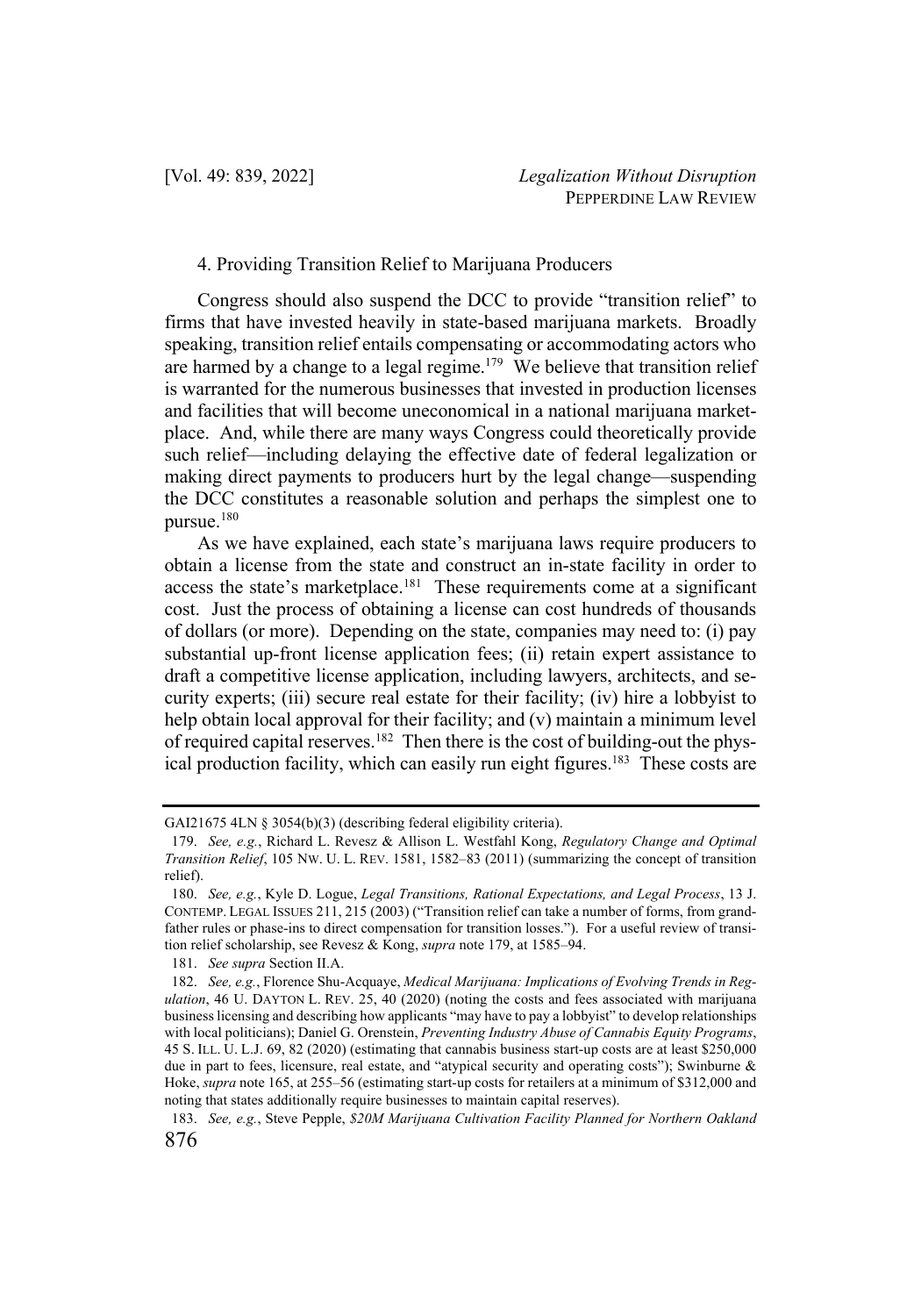#### 4. Providing Transition Relief to Marijuana Producers

Congress should also suspend the DCC to provide "transition relief" to firms that have invested heavily in state-based marijuana markets. Broadly speaking, transition relief entails compensating or accommodating actors who are harmed by a change to a legal regime.[179] We believe that transition relief is warranted for the numerous businesses that invested in production licenses and facilities that will become uneconomical in a national marijuana marketplace. And, while there are many ways Congress could theoretically provide such relief—including delaying the effective date of federal legalization or making direct payments to producers hurt by the legal change—suspending the DCC constitutes a reasonable solution and perhaps the simplest one to pursue.[180]

As we have explained, each state's marijuana laws require producers to obtain a license from the state and construct an in-state facility in order to access the state's marketplace.[181] These requirements come at a significant cost. Just the process of obtaining a license can cost hundreds of thousands of dollars (or more). Depending on the state, companies may need to: (i) pay substantial up-front license application fees; (ii) retain expert assistance to draft a competitive license application, including lawyers, architects, and security experts; (iii) secure real estate for their facility; (iv) hire a lobbyist to help obtain local approval for their facility; and (v) maintain a minimum level of required capital reserves.[182] Then there is the cost of building-out the physical production facility, which can easily run eight figures.[183] These costs are

---

GAI21675 4LN § 3054(b)(3) (describing federal eligibility criteria).

179. *See, e.g.*, Richard L. Revesz & Allison L. Westfahl Kong, *Regulatory Change and Optimal Transition Relief*, 105 NW. U. L. REV. 1581, 1582–83 (2011) (summarizing the concept of transition relief).

180. *See, e.g.*, Kyle D. Logue, *Legal Transitions, Rational Expectations, and Legal Process*, 13 J. CONTEMP. LEGAL ISSUES 211, 215 (2003) ("Transition relief can take a number of forms, from grandfather rules or phase-ins to direct compensation for transition losses."). For a useful review of transition relief scholarship, see Revesz & Kong, *supra* note 179, at 1585–94.

181. *See supra* Section II.A.

182. *See, e.g.*, Florence Shu-Acquaye, *Medical Marijuana: Implications of Evolving Trends in Regulation*, 46 U. DAYTON L. REV. 25, 40 (2020) (noting the costs and fees associated with marijuana business licensing and describing how applicants "may have to pay a lobbyist" to develop relationships with local politicians); Daniel G. Orenstein, *Preventing Industry Abuse of Cannabis Equity Programs*, 45 S. ILL. U. L.J. 69, 82 (2020) (estimating that cannabis business start-up costs are at least $250,000 due in part to fees, licensure, real estate, and "atypical security and operating costs"); Swinburne & Hoke, *supra* note 165, at 255–56 (estimating start-up costs for retailers at a minimum of $312,000 and noting that states additionally require businesses to maintain capital reserves).

183. *See, e.g.*, Steve Pepple, *$20M Marijuana Cultivation Facility Planned for Northern Oakland*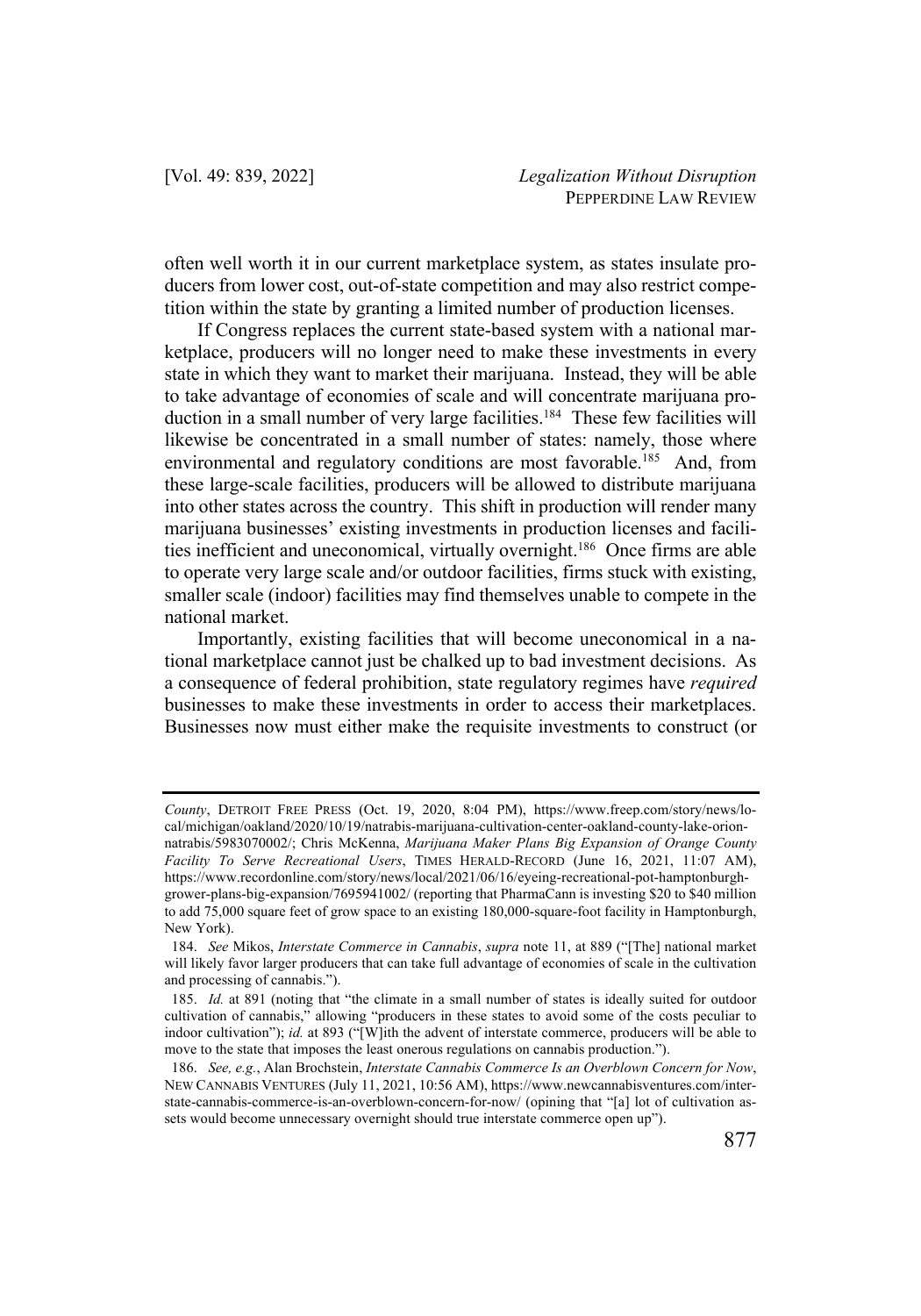often well worth it in our current marketplace system, as states insulate producers from lower cost, out-of-state competition and may also restrict competition within the state by granting a limited number of production licenses.

If Congress replaces the current state-based system with a national marketplace, producers will no longer need to make these investments in every state in which they want to market their marijuana. Instead, they will be able to take advantage of economies of scale and will concentrate marijuana production in a small number of very large facilities.[184] These few facilities will likewise be concentrated in a small number of states: namely, those where environmental and regulatory conditions are most favorable.[185] And, from these large-scale facilities, producers will be allowed to distribute marijuana into other states across the country. This shift in production will render many marijuana businesses' existing investments in production licenses and facilities inefficient and uneconomical, virtually overnight.[186] Once firms are able to operate very large scale and/or outdoor facilities, firms stuck with existing, smaller scale (indoor) facilities may find themselves unable to compete in the national market.

Importantly, existing facilities that will become uneconomical in a national marketplace cannot just be chalked up to bad investment decisions. As a consequence of federal prohibition, state regulatory regimes have *required* businesses to make these investments in order to access their marketplaces. Businesses now must either make the requisite investments to construct (or

---

*County*, DETROIT FREE PRESS (Oct. 19, 2020, 8:04 PM), https://www.freep.com/story/news/local/michigan/oakland/2020/10/19/natrabis-marijuana-cultivation-center-oakland-county-lake-orion-natrabis/5983070002/; Chris McKenna, *Marijuana Maker Plans Big Expansion of Orange County Facility To Serve Recreational Users*, TIMES HERALD-RECORD (June 16, 2021, 11:07 AM), https://www.recordonline.com/story/news/local/2021/06/16/eyeing-recreational-pot-hamptonburgh-grower-plans-big-expansion/7695941002/ (reporting that PharmaCann is investing $20 to $40 million to add 75,000 square feet of grow space to an existing 180,000-square-foot facility in Hamptonburgh, New York).

184. *See* Mikos, *Interstate Commerce in Cannabis*, *supra* note 11, at 889 ("[The] national market will likely favor larger producers that can take full advantage of economies of scale in the cultivation and processing of cannabis.").

185. *Id.* at 891 (noting that "the climate in a small number of states is ideally suited for outdoor cultivation of cannabis," allowing "producers in these states to avoid some of the costs peculiar to indoor cultivation"); *id.* at 893 ("[W]ith the advent of interstate commerce, producers will be able to move to the state that imposes the least onerous regulations on cannabis production.").

186. *See, e.g.*, Alan Brochstein, *Interstate Cannabis Commerce Is an Overblown Concern for Now*, NEW CANNABIS VENTURES (July 11, 2021, 10:56 AM), https://www.newcannabisventures.com/interstate-cannabis-commerce-is-an-overblown-concern-for-now/ (opining that "[a] lot of cultivation assets would become unnecessary overnight should true interstate commerce open up").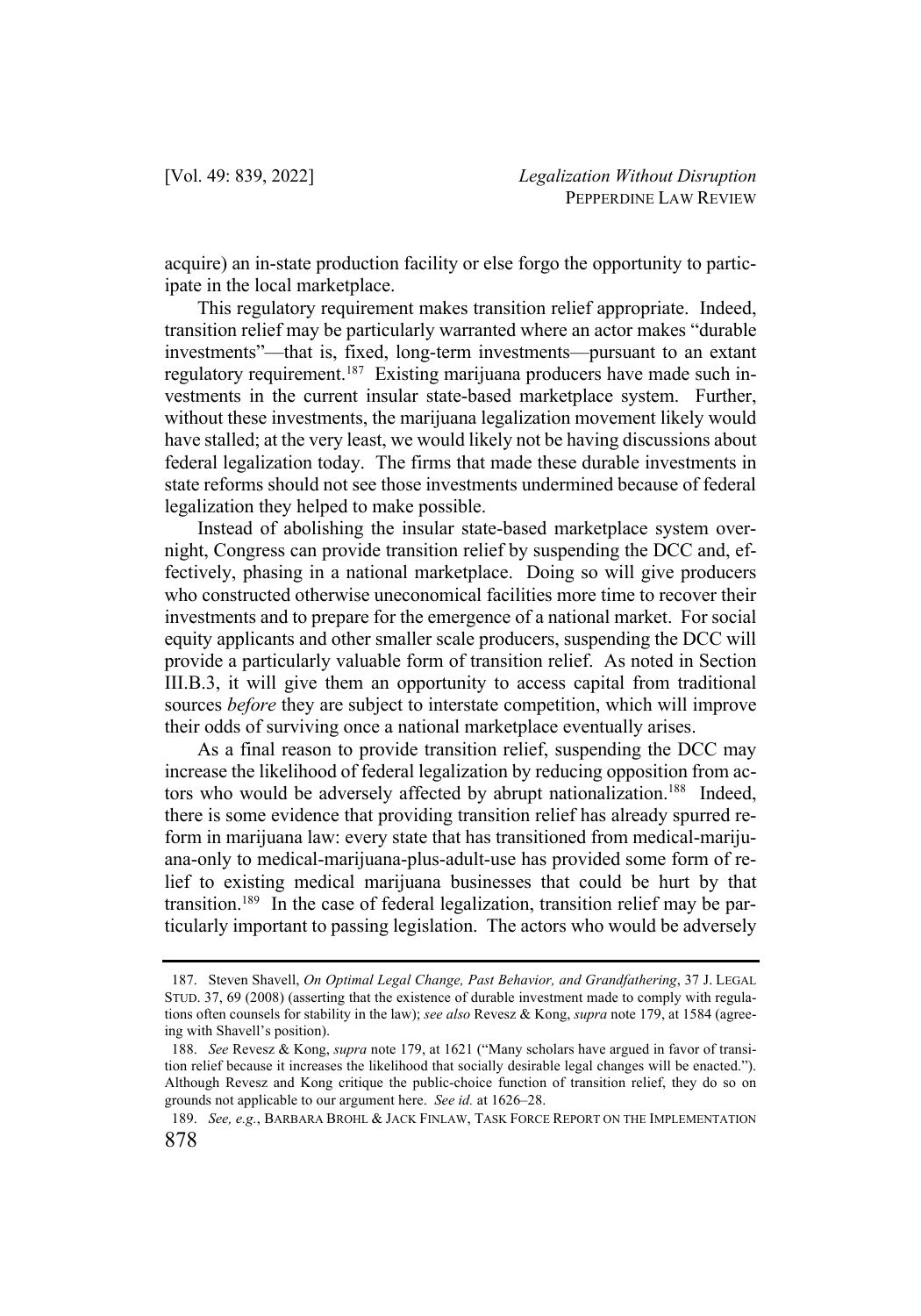acquire) an in-state production facility or else forgo the opportunity to participate in the local marketplace.

This regulatory requirement makes transition relief appropriate. Indeed, transition relief may be particularly warranted where an actor makes "durable investments"—that is, fixed, long-term investments—pursuant to an extant regulatory requirement.[187] Existing marijuana producers have made such investments in the current insular state-based marketplace system. Further, without these investments, the marijuana legalization movement likely would have stalled; at the very least, we would likely not be having discussions about federal legalization today. The firms that made these durable investments in state reforms should not see those investments undermined because of federal legalization they helped to make possible.

Instead of abolishing the insular state-based marketplace system overnight, Congress can provide transition relief by suspending the DCC and, effectively, phasing in a national marketplace. Doing so will give producers who constructed otherwise uneconomical facilities more time to recover their investments and to prepare for the emergence of a national market. For social equity applicants and other smaller scale producers, suspending the DCC will provide a particularly valuable form of transition relief. As noted in Section III.B.3, it will give them an opportunity to access capital from traditional sources *before* they are subject to interstate competition, which will improve their odds of surviving once a national marketplace eventually arises.

As a final reason to provide transition relief, suspending the DCC may increase the likelihood of federal legalization by reducing opposition from actors who would be adversely affected by abrupt nationalization.[188] Indeed, there is some evidence that providing transition relief has already spurred reform in marijuana law: every state that has transitioned from medical-marijuana-only to medical-marijuana-plus-adult-use has provided some form of relief to existing medical marijuana businesses that could be hurt by that transition.[189] In the case of federal legalization, transition relief may be particularly important to passing legislation. The actors who would be adversely

---

187. Steven Shavell, *On Optimal Legal Change, Past Behavior, and Grandfathering*, 37 J. LEGAL STUD. 37, 69 (2008) (asserting that the existence of durable investment made to comply with regulations often counsels for stability in the law); *see also* Revesz & Kong, *supra* note 179, at 1584 (agreeing with Shavell's position).

188. *See* Revesz & Kong, *supra* note 179, at 1621 ("Many scholars have argued in favor of transition relief because it increases the likelihood that socially desirable legal changes will be enacted."). Although Revesz and Kong critique the public-choice function of transition relief, they do so on grounds not applicable to our argument here. *See id.* at 1626–28.

189. *See, e.g.*, BARBARA BROHL & JACK FINLAW, TASK FORCE REPORT ON THE IMPLEMENTATION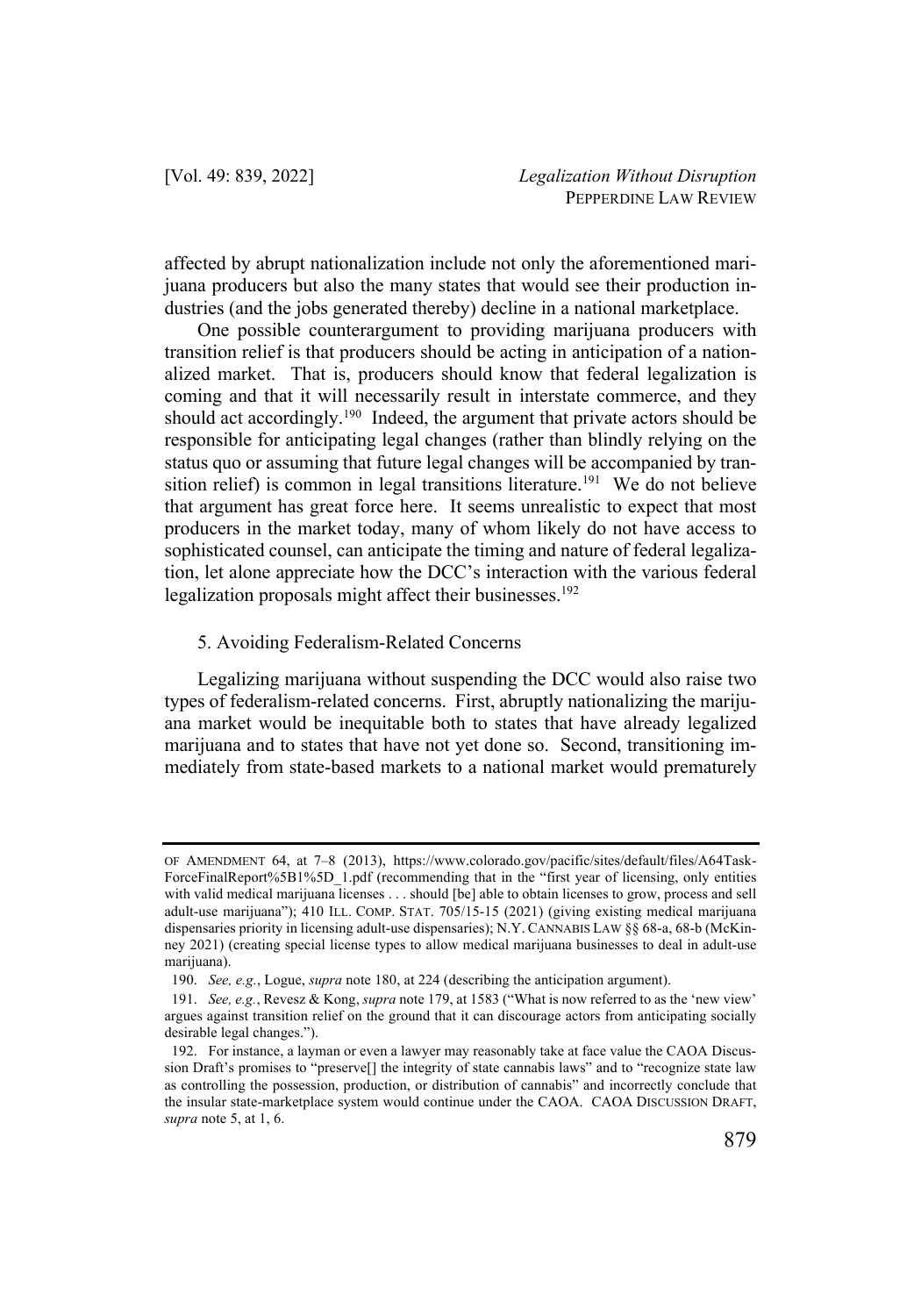affected by abrupt nationalization include not only the aforementioned marijuana producers but also the many states that would see their production industries (and the jobs generated thereby) decline in a national marketplace.

One possible counterargument to providing marijuana producers with transition relief is that producers should be acting in anticipation of a nationalized market. That is, producers should know that federal legalization is coming and that it will necessarily result in interstate commerce, and they should act accordingly.[190] Indeed, the argument that private actors should be responsible for anticipating legal changes (rather than blindly relying on the status quo or assuming that future legal changes will be accompanied by transition relief) is common in legal transitions literature.[191] We do not believe that argument has great force here. It seems unrealistic to expect that most producers in the market today, many of whom likely do not have access to sophisticated counsel, can anticipate the timing and nature of federal legalization, let alone appreciate how the DCC's interaction with the various federal legalization proposals might affect their businesses.[192]

#### 5. Avoiding Federalism-Related Concerns

Legalizing marijuana without suspending the DCC would also raise two types of federalism-related concerns. First, abruptly nationalizing the marijuana market would be inequitable both to states that have already legalized marijuana and to states that have not yet done so. Second, transitioning immediately from state-based markets to a national market would prematurely

---

OF AMENDMENT 64, at 7–8 (2013), https://www.colorado.gov/pacific/sites/default/files/A64TaskForceFinalReport%5B1%5D_1.pdf (recommending that in the "first year of licensing, only entities with valid medical marijuana licenses . . . should [be] able to obtain licenses to grow, process and sell adult-use marijuana"); 410 ILL. COMP. STAT. 705/15-15 (2021) (giving existing medical marijuana dispensaries priority in licensing adult-use dispensaries); N.Y. CANNABIS LAW §§ 68-a, 68-b (McKinney 2021) (creating special license types to allow medical marijuana businesses to deal in adult-use marijuana).

190. *See, e.g.*, Logue, *supra* note 180, at 224 (describing the anticipation argument).

191. *See, e.g.*, Revesz & Kong, *supra* note 179, at 1583 ("What is now referred to as the 'new view' argues against transition relief on the ground that it can discourage actors from anticipating socially desirable legal changes.").

192. For instance, a layman or even a lawyer may reasonably take at face value the CAOA Discussion Draft's promises to "preserve[] the integrity of state cannabis laws" and to "recognize state law as controlling the possession, production, or distribution of cannabis" and incorrectly conclude that the insular state-marketplace system would continue under the CAOA. CAOA DISCUSSION DRAFT, *supra* note 5, at 1, 6.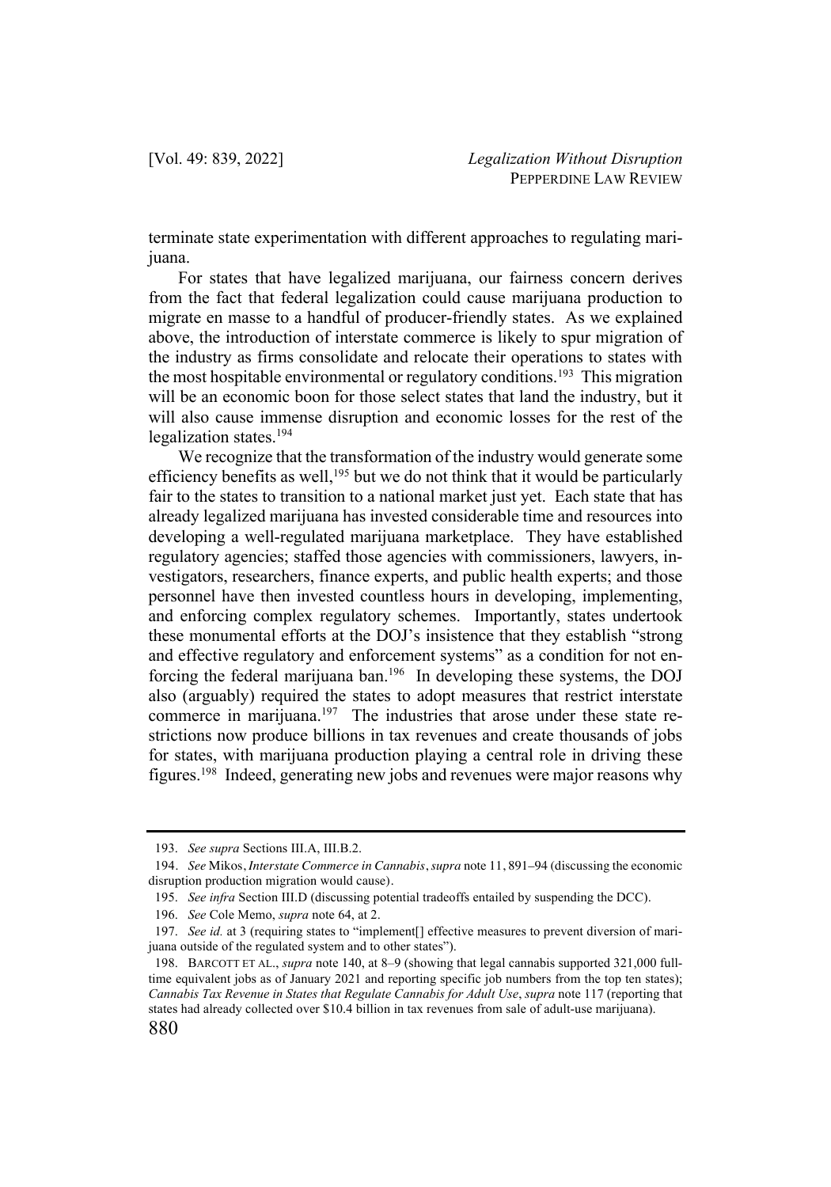terminate state experimentation with different approaches to regulating marijuana.

For states that have legalized marijuana, our fairness concern derives from the fact that federal legalization could cause marijuana production to migrate en masse to a handful of producer-friendly states. As we explained above, the introduction of interstate commerce is likely to spur migration of the industry as firms consolidate and relocate their operations to states with the most hospitable environmental or regulatory conditions.[193] This migration will be an economic boon for those select states that land the industry, but it will also cause immense disruption and economic losses for the rest of the legalization states.[194]

We recognize that the transformation of the industry would generate some efficiency benefits as well,[195] but we do not think that it would be particularly fair to the states to transition to a national market just yet. Each state that has already legalized marijuana has invested considerable time and resources into developing a well-regulated marijuana marketplace. They have established regulatory agencies; staffed those agencies with commissioners, lawyers, investigators, researchers, finance experts, and public health experts; and those personnel have then invested countless hours in developing, implementing, and enforcing complex regulatory schemes. Importantly, states undertook these monumental efforts at the DOJ's insistence that they establish "strong and effective regulatory and enforcement systems" as a condition for not enforcing the federal marijuana ban.[196] In developing these systems, the DOJ also (arguably) required the states to adopt measures that restrict interstate commerce in marijuana.[197] The industries that arose under these state restrictions now produce billions in tax revenues and create thousands of jobs for states, with marijuana production playing a central role in driving these figures.[198] Indeed, generating new jobs and revenues were major reasons why

---

193. *See supra* Sections III.A, III.B.2.

194. *See* Mikos, *Interstate Commerce in Cannabis*, *supra* note 11, 891–94 (discussing the economic disruption production migration would cause).

195. *See infra* Section III.D (discussing potential tradeoffs entailed by suspending the DCC).

196. *See* Cole Memo, *supra* note 64, at 2.

197. *See id.* at 3 (requiring states to "implement[] effective measures to prevent diversion of marijuana outside of the regulated system and to other states").

198. BARCOTT ET AL., *supra* note 140, at 8–9 (showing that legal cannabis supported 321,000 full-time equivalent jobs as of January 2021 and reporting specific job numbers from the top ten states); *Cannabis Tax Revenue in States that Regulate Cannabis for Adult Use*, *supra* note 117 (reporting that states had already collected over $10.4 billion in tax revenues from sale of adult-use marijuana).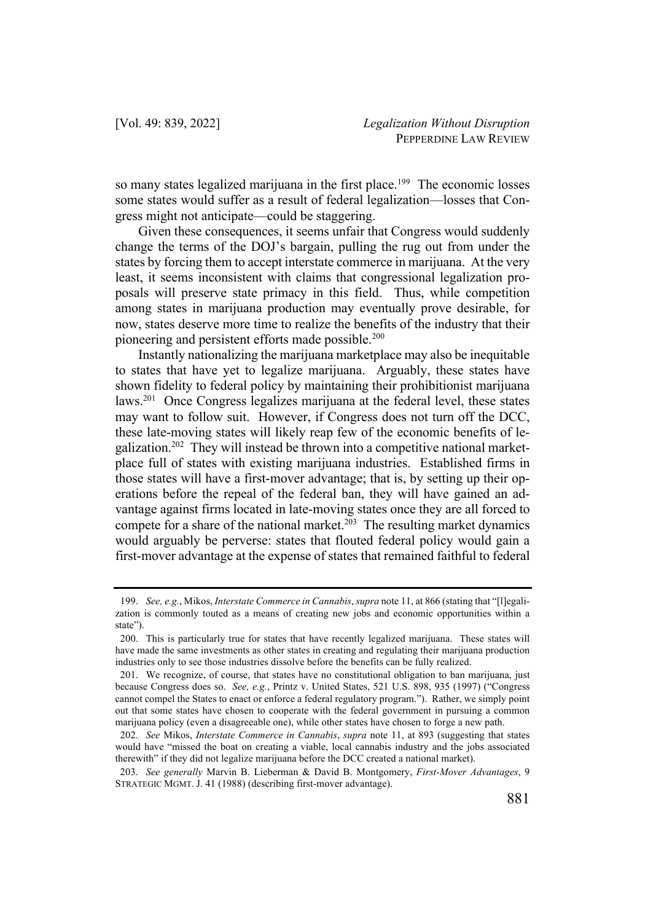so many states legalized marijuana in the first place.[199] The economic losses some states would suffer as a result of federal legalization—losses that Congress might not anticipate—could be staggering.

Given these consequences, it seems unfair that Congress would suddenly change the terms of the DOJ's bargain, pulling the rug out from under the states by forcing them to accept interstate commerce in marijuana. At the very least, it seems inconsistent with claims that congressional legalization proposals will preserve state primacy in this field. Thus, while competition among states in marijuana production may eventually prove desirable, for now, states deserve more time to realize the benefits of the industry that their pioneering and persistent efforts made possible.[200]

Instantly nationalizing the marijuana marketplace may also be inequitable to states that have yet to legalize marijuana. Arguably, these states have shown fidelity to federal policy by maintaining their prohibitionist marijuana laws.[201] Once Congress legalizes marijuana at the federal level, these states may want to follow suit. However, if Congress does not turn off the DCC, these late-moving states will likely reap few of the economic benefits of legalization.[202] They will instead be thrown into a competitive national marketplace full of states with existing marijuana industries. Established firms in those states will have a first-mover advantage; that is, by setting up their operations before the repeal of the federal ban, they will have gained an advantage against firms located in late-moving states once they are all forced to compete for a share of the national market.[203] The resulting market dynamics would arguably be perverse: states that flouted federal policy would gain a first-mover advantage at the expense of states that remained faithful to federal

---

199. *See, e.g.*, Mikos, *Interstate Commerce in Cannabis*, *supra* note 11, at 866 (stating that "[l]egalization is commonly touted as a means of creating new jobs and economic opportunities within a state").

200. This is particularly true for states that have recently legalized marijuana. These states will have made the same investments as other states in creating and regulating their marijuana production industries only to see those industries dissolve before the benefits can be fully realized.

201. We recognize, of course, that states have no constitutional obligation to ban marijuana, just because Congress does so. *See, e.g.*, Printz v. United States, 521 U.S. 898, 935 (1997) ("Congress cannot compel the States to enact or enforce a federal regulatory program."). Rather, we simply point out that some states have chosen to cooperate with the federal government in pursuing a common marijuana policy (even a disagreeable one), while other states have chosen to forge a new path.

202. *See* Mikos, *Interstate Commerce in Cannabis*, *supra* note 11, at 893 (suggesting that states would have "missed the boat on creating a viable, local cannabis industry and the jobs associated therewith" if they did not legalize marijuana before the DCC created a national market).

203. *See generally* Marvin B. Lieberman & David B. Montgomery, *First-Mover Advantages*, 9 STRATEGIC MGMT. J. 41 (1988) (describing first-mover advantage).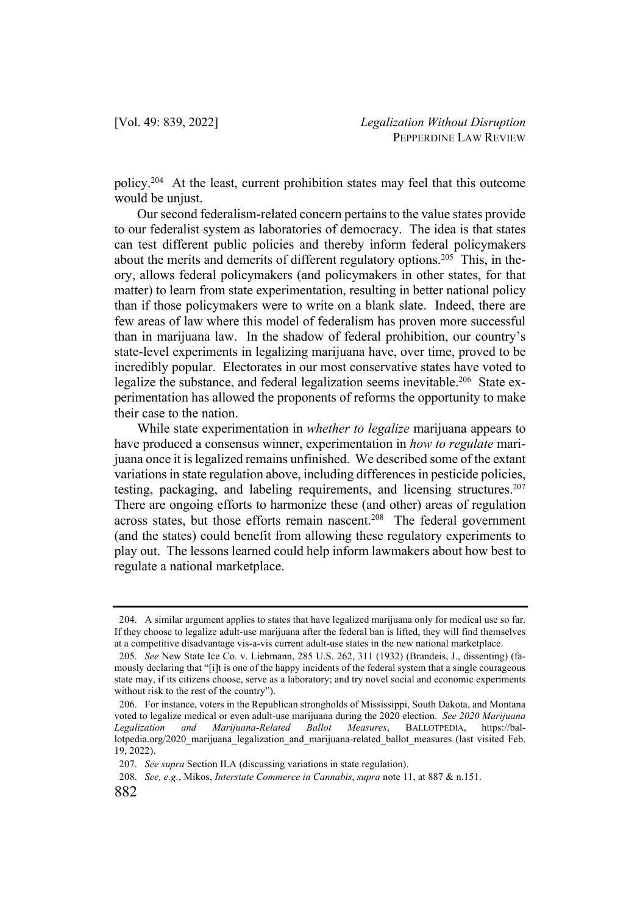policy.[204] At the least, current prohibition states may feel that this outcome would be unjust.

Our second federalism-related concern pertains to the value states provide to our federalist system as laboratories of democracy. The idea is that states can test different public policies and thereby inform federal policymakers about the merits and demerits of different regulatory options.[205] This, in theory, allows federal policymakers (and policymakers in other states, for that matter) to learn from state experimentation, resulting in better national policy than if those policymakers were to write on a blank slate. Indeed, there are few areas of law where this model of federalism has proven more successful than in marijuana law. In the shadow of federal prohibition, our country's state-level experiments in legalizing marijuana have, over time, proved to be incredibly popular. Electorates in our most conservative states have voted to legalize the substance, and federal legalization seems inevitable.[206] State experimentation has allowed the proponents of reforms the opportunity to make their case to the nation.

While state experimentation in *whether to legalize* marijuana appears to have produced a consensus winner, experimentation in *how to regulate* marijuana once it is legalized remains unfinished. We described some of the extant variations in state regulation above, including differences in pesticide policies, testing, packaging, and labeling requirements, and licensing structures.[207] There are ongoing efforts to harmonize these (and other) areas of regulation across states, but those efforts remain nascent.[208] The federal government (and the states) could benefit from allowing these regulatory experiments to play out. The lessons learned could help inform lawmakers about how best to regulate a national marketplace.

---

204. A similar argument applies to states that have legalized marijuana only for medical use so far. If they choose to legalize adult-use marijuana after the federal ban is lifted, they will find themselves at a competitive disadvantage vis-a-vis current adult-use states in the new national marketplace.

205. *See* New State Ice Co. v. Liebmann, 285 U.S. 262, 311 (1932) (Brandeis, J., dissenting) (famously declaring that "[i]t is one of the happy incidents of the federal system that a single courageous state may, if its citizens choose, serve as a laboratory; and try novel social and economic experiments without risk to the rest of the country").

206. For instance, voters in the Republican strongholds of Mississippi, South Dakota, and Montana voted to legalize medical or even adult-use marijuana during the 2020 election. *See 2020 Marijuana Legalization and Marijuana-Related Ballot Measures*, BALLOTPEDIA, https://ballotpedia.org/2020_marijuana_legalization_and_marijuana-related_ballot_measures (last visited Feb. 19, 2022).

207. *See supra* Section II.A (discussing variations in state regulation).

208. *See, e.g.*, Mikos, *Interstate Commerce in Cannabis*, *supra* note 11, at 887 & n.151.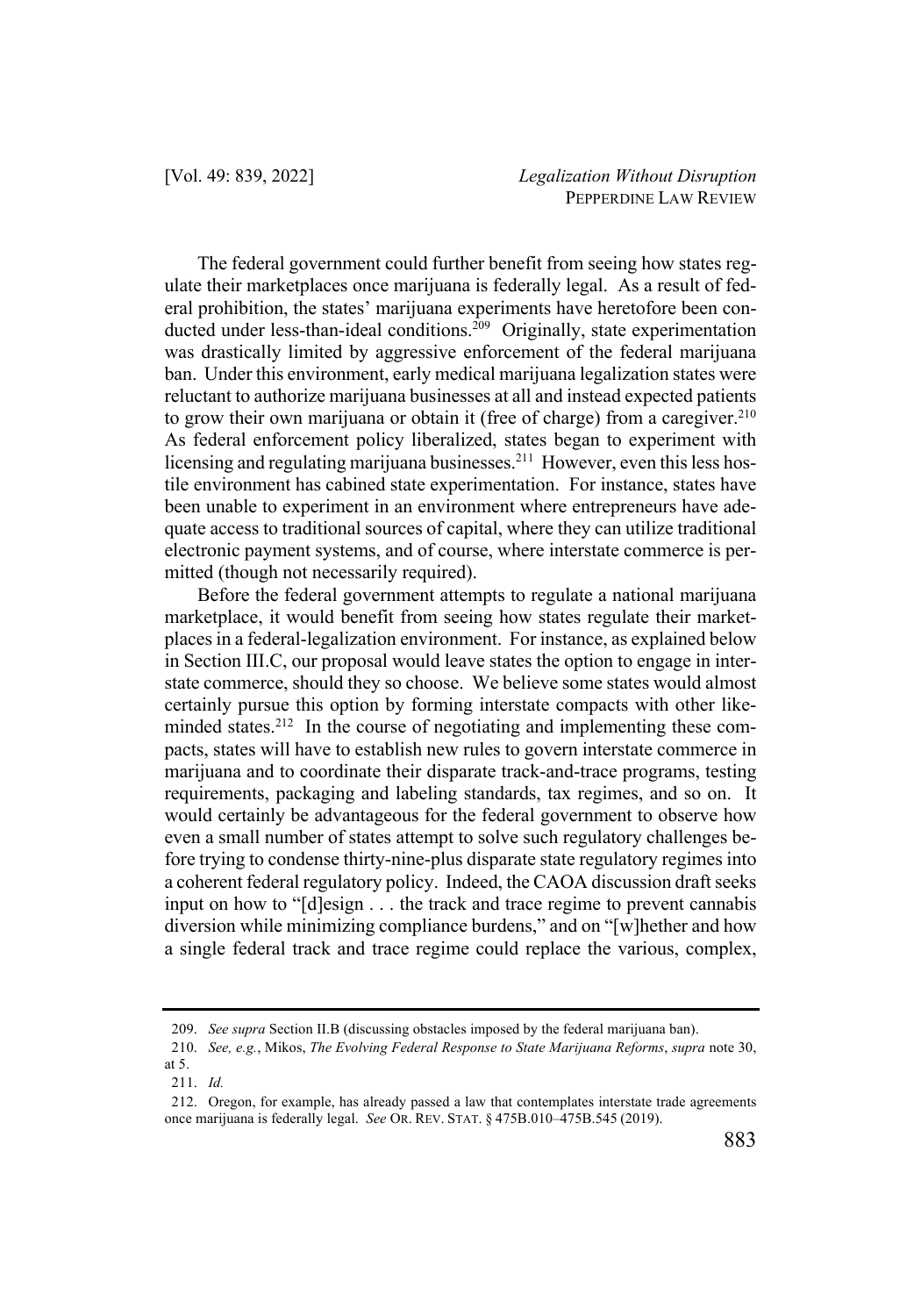The federal government could further benefit from seeing how states regulate their marketplaces once marijuana is federally legal. As a result of federal prohibition, the states' marijuana experiments have heretofore been conducted under less-than-ideal conditions.[209] Originally, state experimentation was drastically limited by aggressive enforcement of the federal marijuana ban. Under this environment, early medical marijuana legalization states were reluctant to authorize marijuana businesses at all and instead expected patients to grow their own marijuana or obtain it (free of charge) from a caregiver.[210] As federal enforcement policy liberalized, states began to experiment with licensing and regulating marijuana businesses.[211] However, even this less hostile environment has cabined state experimentation. For instance, states have been unable to experiment in an environment where entrepreneurs have adequate access to traditional sources of capital, where they can utilize traditional electronic payment systems, and of course, where interstate commerce is permitted (though not necessarily required).

Before the federal government attempts to regulate a national marijuana marketplace, it would benefit from seeing how states regulate their marketplaces in a federal-legalization environment. For instance, as explained below in Section III.C, our proposal would leave states the option to engage in interstate commerce, should they so choose. We believe some states would almost certainly pursue this option by forming interstate compacts with other like-minded states.[212] In the course of negotiating and implementing these compacts, states will have to establish new rules to govern interstate commerce in marijuana and to coordinate their disparate track-and-trace programs, testing requirements, packaging and labeling standards, tax regimes, and so on. It would certainly be advantageous for the federal government to observe how even a small number of states attempt to solve such regulatory challenges before trying to condense thirty-nine-plus disparate state regulatory regimes into a coherent federal regulatory policy. Indeed, the CAOA discussion draft seeks input on how to "[d]esign . . . the track and trace regime to prevent cannabis diversion while minimizing compliance burdens," and on "[w]hether and how a single federal track and trace regime could replace the various, complex,

---

209. *See supra* Section II.B (discussing obstacles imposed by the federal marijuana ban).

210. *See, e.g.*, Mikos, *The Evolving Federal Response to State Marijuana Reforms*, *supra* note 30, at 5.

211. *Id.*

212. Oregon, for example, has already passed a law that contemplates interstate trade agreements once marijuana is federally legal. *See* OR. REV. STAT. § 475B.010–475B.545 (2019).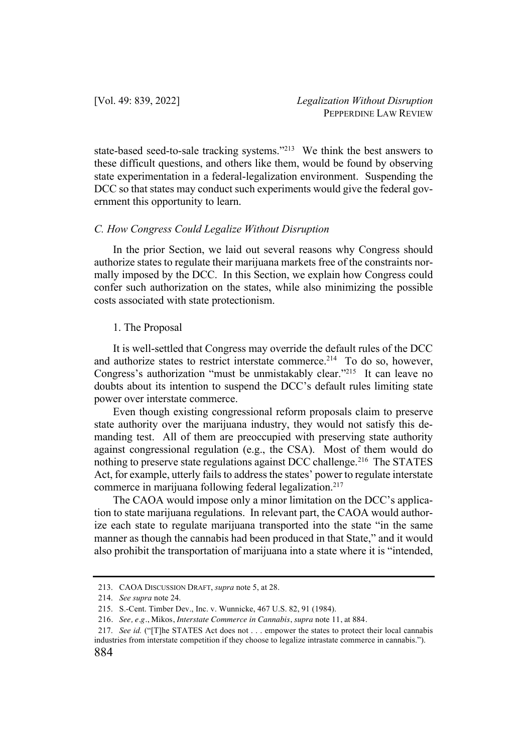state-based seed-to-sale tracking systems."[213] We think the best answers to these difficult questions, and others like them, would be found by observing state experimentation in a federal-legalization environment. Suspending the DCC so that states may conduct such experiments would give the federal government this opportunity to learn.

### *C. How Congress Could Legalize Without Disruption*

In the prior Section, we laid out several reasons why Congress should authorize states to regulate their marijuana markets free of the constraints normally imposed by the DCC. In this Section, we explain how Congress could confer such authorization on the states, while also minimizing the possible costs associated with state protectionism.

#### 1. The Proposal

It is well-settled that Congress may override the default rules of the DCC and authorize states to restrict interstate commerce.[214] To do so, however, Congress's authorization "must be unmistakably clear."[215] It can leave no doubts about its intention to suspend the DCC's default rules limiting state power over interstate commerce.

Even though existing congressional reform proposals claim to preserve state authority over the marijuana industry, they would not satisfy this demanding test. All of them are preoccupied with preserving state authority against congressional regulation (e.g., the CSA). Most of them would do nothing to preserve state regulations against DCC challenge.[216] The STATES Act, for example, utterly fails to address the states' power to regulate interstate commerce in marijuana following federal legalization.[217]

The CAOA would impose only a minor limitation on the DCC's application to state marijuana regulations. In relevant part, the CAOA would authorize each state to regulate marijuana transported into the state "in the same manner as though the cannabis had been produced in that State," and it would also prohibit the transportation of marijuana into a state where it is "intended,

---

213. CAOA DISCUSSION DRAFT, *supra* note 5, at 28.

214. *See supra* note 24.

215. S.-Cent. Timber Dev., Inc. v. Wunnicke, 467 U.S. 82, 91 (1984).

216. *See, e.g.*, Mikos, *Interstate Commerce in Cannabis*, *supra* note 11, at 884.

217. *See id.* ("[T]he STATES Act does not . . . empower the states to protect their local cannabis industries from interstate competition if they choose to legalize intrastate commerce in cannabis.").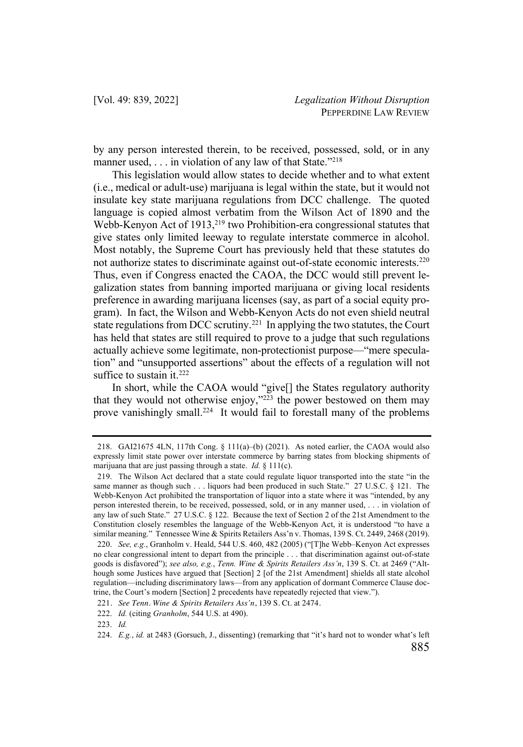by any person interested therein, to be received, possessed, sold, or in any manner used, . . . in violation of any law of that State."[218]

This legislation would allow states to decide whether and to what extent (i.e., medical or adult-use) marijuana is legal within the state, but it would not insulate key state marijuana regulations from DCC challenge. The quoted language is copied almost verbatim from the Wilson Act of 1890 and the Webb-Kenyon Act of 1913,[219] two Prohibition-era congressional statutes that give states only limited leeway to regulate interstate commerce in alcohol. Most notably, the Supreme Court has previously held that these statutes do not authorize states to discriminate against out-of-state economic interests.[220] Thus, even if Congress enacted the CAOA, the DCC would still prevent legalization states from banning imported marijuana or giving local residents preference in awarding marijuana licenses (say, as part of a social equity program). In fact, the Wilson and Webb-Kenyon Acts do not even shield neutral state regulations from DCC scrutiny.[221] In applying the two statutes, the Court has held that states are still required to prove to a judge that such regulations actually achieve some legitimate, non-protectionist purpose—"mere speculation" and "unsupported assertions" about the effects of a regulation will not suffice to sustain it.[222]

In short, while the CAOA would "give[] the States regulatory authority that they would not otherwise enjoy,"[223] the power bestowed on them may prove vanishingly small.[224] It would fail to forestall many of the problems

---

218. GAI21675 4LN, 117th Cong. § 111(a)–(b) (2021). As noted earlier, the CAOA would also expressly limit state power over interstate commerce by barring states from blocking shipments of marijuana that are just passing through a state. *Id.* § 111(c).

219. The Wilson Act declared that a state could regulate liquor transported into the state "in the same manner as though such . . . liquors had been produced in such State." 27 U.S.C. § 121. The Webb-Kenyon Act prohibited the transportation of liquor into a state where it was "intended, by any person interested therein, to be received, possessed, sold, or in any manner used, . . . in violation of any law of such State." 27 U.S.C. § 122. Because the text of Section 2 of the 21st Amendment to the Constitution closely resembles the language of the Webb-Kenyon Act, it is understood "to have a similar meaning." Tennessee Wine & Spirits Retailers Ass'n v. Thomas, 139 S. Ct. 2449, 2468 (2019).

220. *See, e.g.*, Granholm v. Heald, 544 U.S. 460, 482 (2005) ("[T]he Webb–Kenyon Act expresses no clear congressional intent to depart from the principle . . . that discrimination against out-of-state goods is disfavored"); *see also, e.g.*, *Tenn. Wine & Spirits Retailers Ass'n*, 139 S. Ct. at 2469 ("Although some Justices have argued that [Section] 2 [of the 21st Amendment] shields all state alcohol regulation—including discriminatory laws—from any application of dormant Commerce Clause doctrine, the Court's modern [Section] 2 precedents have repeatedly rejected that view.").

221. *See Tenn. Wine & Spirits Retailers Ass'n*, 139 S. Ct. at 2474.

222. *Id.* (citing *Granholm*, 544 U.S. at 490).

223. *Id.*

224. *E.g.*, *id.* at 2483 (Gorsuch, J., dissenting) (remarking that "it's hard not to wonder what's left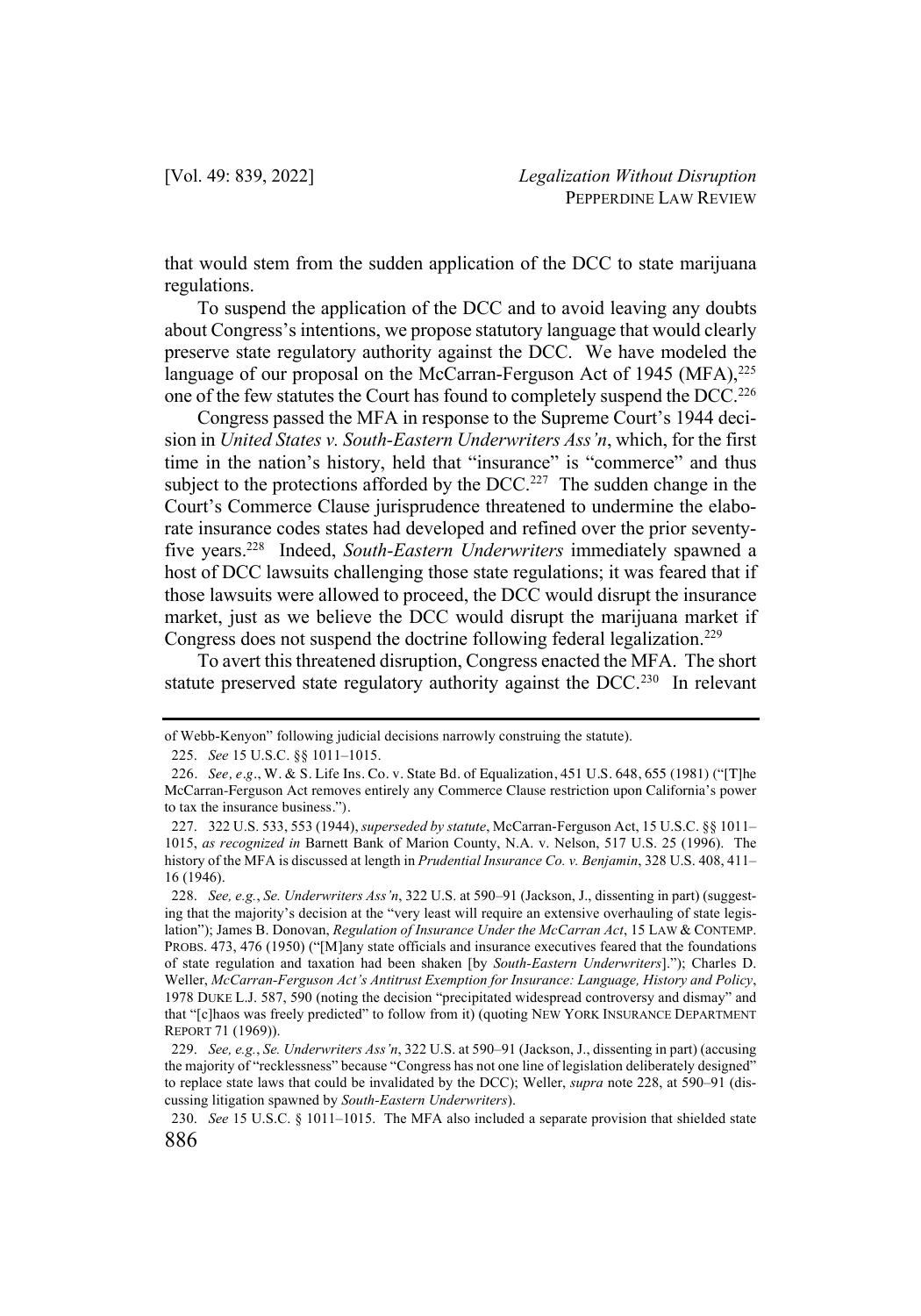that would stem from the sudden application of the DCC to state marijuana regulations.

To suspend the application of the DCC and to avoid leaving any doubts about Congress's intentions, we propose statutory language that would clearly preserve state regulatory authority against the DCC. We have modeled the language of our proposal on the McCarran-Ferguson Act of 1945 (MFA),[225] one of the few statutes the Court has found to completely suspend the DCC.[226]

Congress passed the MFA in response to the Supreme Court's 1944 decision in *United States v. South-Eastern Underwriters Ass'n*, which, for the first time in the nation's history, held that "insurance" is "commerce" and thus subject to the protections afforded by the DCC.[227] The sudden change in the Court's Commerce Clause jurisprudence threatened to undermine the elaborate insurance codes states had developed and refined over the prior seventy-five years.[228] Indeed, *South-Eastern Underwriters* immediately spawned a host of DCC lawsuits challenging those state regulations; it was feared that if those lawsuits were allowed to proceed, the DCC would disrupt the insurance market, just as we believe the DCC would disrupt the marijuana market if Congress does not suspend the doctrine following federal legalization.[229]

To avert this threatened disruption, Congress enacted the MFA. The short statute preserved state regulatory authority against the DCC.[230] In relevant

---

of Webb-Kenyon" following judicial decisions narrowly construing the statute).

225. *See* 15 U.S.C. §§ 1011–1015.

226. *See, e.g.*, W. & S. Life Ins. Co. v. State Bd. of Equalization, 451 U.S. 648, 655 (1981) ("[T]he McCarran-Ferguson Act removes entirely any Commerce Clause restriction upon California's power to tax the insurance business.").

227. 322 U.S. 533, 553 (1944), *superseded by statute*, McCarran-Ferguson Act, 15 U.S.C. §§ 1011–1015, *as recognized in* Barnett Bank of Marion County, N.A. v. Nelson, 517 U.S. 25 (1996). The history of the MFA is discussed at length in *Prudential Insurance Co. v. Benjamin*, 328 U.S. 408, 411–16 (1946).

228. *See, e.g.*, *Se. Underwriters Ass'n*, 322 U.S. at 590–91 (Jackson, J., dissenting in part) (suggesting that the majority's decision at the "very least will require an extensive overhauling of state legislation"); James B. Donovan, *Regulation of Insurance Under the McCarran Act*, 15 LAW & CONTEMP. PROBS. 473, 476 (1950) ("[M]any state officials and insurance executives feared that the foundations of state regulation and taxation had been shaken [by *South-Eastern Underwriters*]."); Charles D. Weller, *McCarran-Ferguson Act's Antitrust Exemption for Insurance: Language, History and Policy*, 1978 DUKE L.J. 587, 590 (noting the decision "precipitated widespread controversy and dismay" and that "[c]haos was freely predicted" to follow from it) (quoting NEW YORK INSURANCE DEPARTMENT REPORT 71 (1969)).

229. *See, e.g.*, *Se. Underwriters Ass'n*, 322 U.S. at 590–91 (Jackson, J., dissenting in part) (accusing the majority of "recklessness" because "Congress has not one line of legislation deliberately designed" to replace state laws that could be invalidated by the DCC); Weller, *supra* note 228, at 590–91 (discussing litigation spawned by *South-Eastern Underwriters*).

230. *See* 15 U.S.C. § 1011–1015. The MFA also included a separate provision that shielded state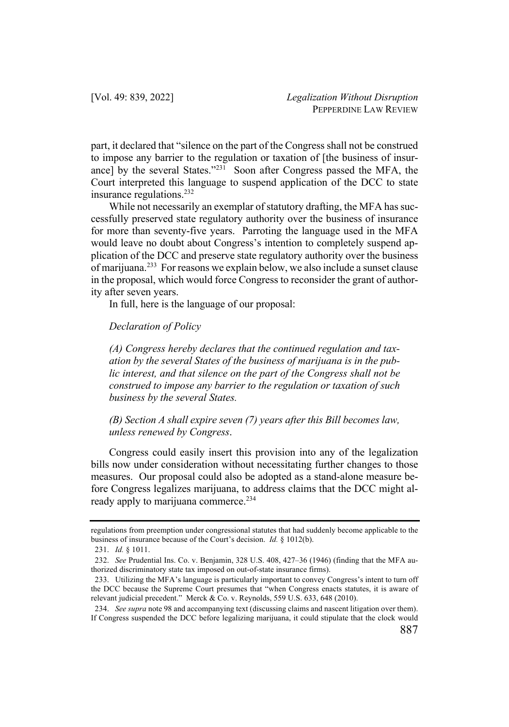part, it declared that "silence on the part of the Congress shall not be construed to impose any barrier to the regulation or taxation of [the business of insurance] by the several States."[231] Soon after Congress passed the MFA, the Court interpreted this language to suspend application of the DCC to state insurance regulations.[232]

While not necessarily an exemplar of statutory drafting, the MFA has successfully preserved state regulatory authority over the business of insurance for more than seventy-five years. Parroting the language used in the MFA would leave no doubt about Congress's intention to completely suspend application of the DCC and preserve state regulatory authority over the business of marijuana.[233] For reasons we explain below, we also include a sunset clause in the proposal, which would force Congress to reconsider the grant of authority after seven years.

In full, here is the language of our proposal:

*Declaration of Policy*

*(A) Congress hereby declares that the continued regulation and taxation by the several States of the business of marijuana is in the public interest, and that silence on the part of the Congress shall not be construed to impose any barrier to the regulation or taxation of such business by the several States.*

*(B) Section A shall expire seven (7) years after this Bill becomes law, unless renewed by Congress*.

Congress could easily insert this provision into any of the legalization bills now under consideration without necessitating further changes to those measures. Our proposal could also be adopted as a stand-alone measure before Congress legalizes marijuana, to address claims that the DCC might already apply to marijuana commerce.[234]

---

regulations from preemption under congressional statutes that had suddenly become applicable to the business of insurance because of the Court's decision. *Id.* § 1012(b).

231. *Id.* § 1011.

232. *See* Prudential Ins. Co. v. Benjamin, 328 U.S. 408, 427–36 (1946) (finding that the MFA authorized discriminatory state tax imposed on out-of-state insurance firms).

233. Utilizing the MFA's language is particularly important to convey Congress's intent to turn off the DCC because the Supreme Court presumes that "when Congress enacts statutes, it is aware of relevant judicial precedent." Merck & Co. v. Reynolds, 559 U.S. 633, 648 (2010).

234. *See supra* note 98 and accompanying text (discussing claims and nascent litigation over them). If Congress suspended the DCC before legalizing marijuana, it could stipulate that the clock would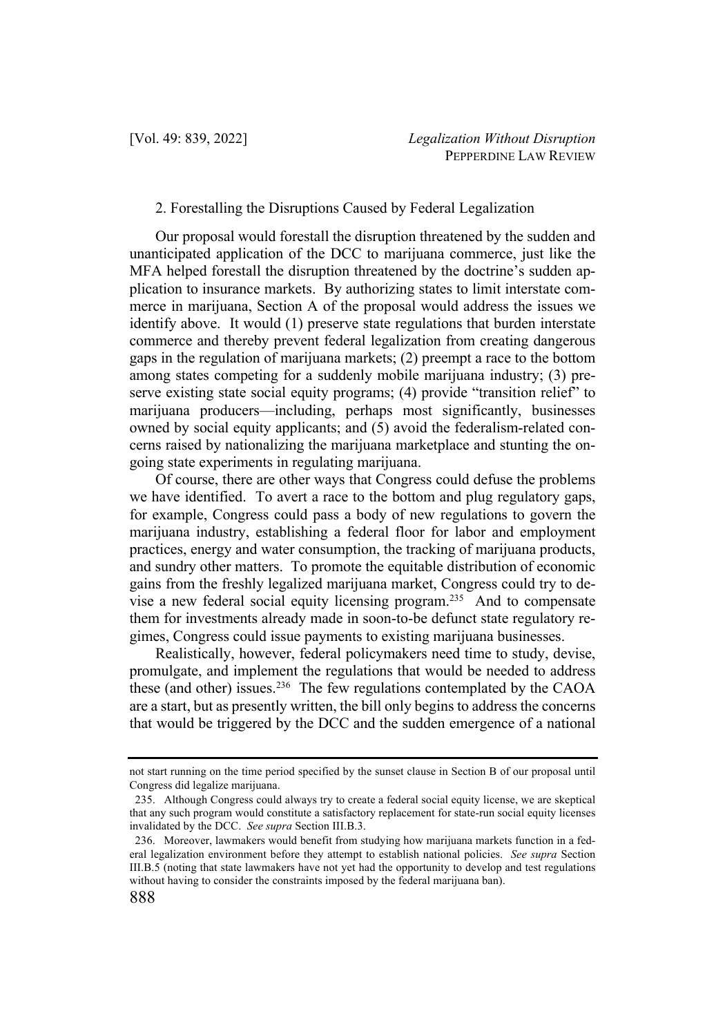### 2. Forestalling the Disruptions Caused by Federal Legalization

Our proposal would forestall the disruption threatened by the sudden and unanticipated application of the DCC to marijuana commerce, just like the MFA helped forestall the disruption threatened by the doctrine's sudden application to insurance markets. By authorizing states to limit interstate commerce in marijuana, Section A of the proposal would address the issues we identify above. It would (1) preserve state regulations that burden interstate commerce and thereby prevent federal legalization from creating dangerous gaps in the regulation of marijuana markets; (2) preempt a race to the bottom among states competing for a suddenly mobile marijuana industry; (3) preserve existing state social equity programs; (4) provide "transition relief" to marijuana producers—including, perhaps most significantly, businesses owned by social equity applicants; and (5) avoid the federalism-related concerns raised by nationalizing the marijuana marketplace and stunting the ongoing state experiments in regulating marijuana.

Of course, there are other ways that Congress could defuse the problems we have identified. To avert a race to the bottom and plug regulatory gaps, for example, Congress could pass a body of new regulations to govern the marijuana industry, establishing a federal floor for labor and employment practices, energy and water consumption, the tracking of marijuana products, and sundry other matters. To promote the equitable distribution of economic gains from the freshly legalized marijuana market, Congress could try to devise a new federal social equity licensing program.[235] And to compensate them for investments already made in soon-to-be defunct state regulatory regimes, Congress could issue payments to existing marijuana businesses.

Realistically, however, federal policymakers need time to study, devise, promulgate, and implement the regulations that would be needed to address these (and other) issues.[236] The few regulations contemplated by the CAOA are a start, but as presently written, the bill only begins to address the concerns that would be triggered by the DCC and the sudden emergence of a national

---

not start running on the time period specified by the sunset clause in Section B of our proposal until Congress did legalize marijuana.

235. Although Congress could always try to create a federal social equity license, we are skeptical that any such program would constitute a satisfactory replacement for state-run social equity licenses invalidated by the DCC. *See supra* Section III.B.3.

236. Moreover, lawmakers would benefit from studying how marijuana markets function in a federal legalization environment before they attempt to establish national policies. *See supra* Section III.B.5 (noting that state lawmakers have not yet had the opportunity to develop and test regulations without having to consider the constraints imposed by the federal marijuana ban).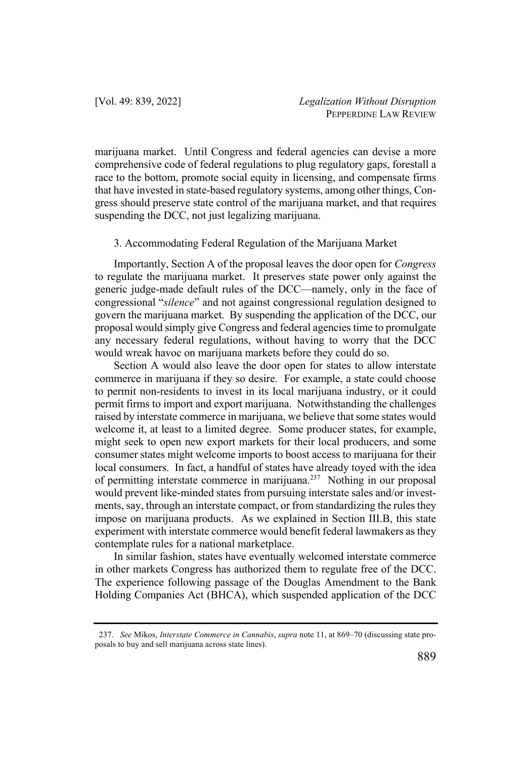marijuana market. Until Congress and federal agencies can devise a more comprehensive code of federal regulations to plug regulatory gaps, forestall a race to the bottom, promote social equity in licensing, and compensate firms that have invested in state-based regulatory systems, among other things, Congress should preserve state control of the marijuana market, and that requires suspending the DCC, not just legalizing marijuana.

### 3. Accommodating Federal Regulation of the Marijuana Market

Importantly, Section A of the proposal leaves the door open for *Congress* to regulate the marijuana market. It preserves state power only against the generic judge-made default rules of the DCC—namely, only in the face of congressional "*silence*" and not against congressional regulation designed to govern the marijuana market. By suspending the application of the DCC, our proposal would simply give Congress and federal agencies time to promulgate any necessary federal regulations, without having to worry that the DCC would wreak havoc on marijuana markets before they could do so.

Section A would also leave the door open for states to allow interstate commerce in marijuana if they so desire. For example, a state could choose to permit non-residents to invest in its local marijuana industry, or it could permit firms to import and export marijuana. Notwithstanding the challenges raised by interstate commerce in marijuana, we believe that some states would welcome it, at least to a limited degree. Some producer states, for example, might seek to open new export markets for their local producers, and some consumer states might welcome imports to boost access to marijuana for their local consumers. In fact, a handful of states have already toyed with the idea of permitting interstate commerce in marijuana.[237] Nothing in our proposal would prevent like-minded states from pursuing interstate sales and/or investments, say, through an interstate compact, or from standardizing the rules they impose on marijuana products. As we explained in Section III.B, this state experiment with interstate commerce would benefit federal lawmakers as they contemplate rules for a national marketplace.

In similar fashion, states have eventually welcomed interstate commerce in other markets Congress has authorized them to regulate free of the DCC. The experience following passage of the Douglas Amendment to the Bank Holding Companies Act (BHCA), which suspended application of the DCC

---

237. *See* Mikos, *Interstate Commerce in Cannabis*, *supra* note 11, at 869–70 (discussing state proposals to buy and sell marijuana across state lines).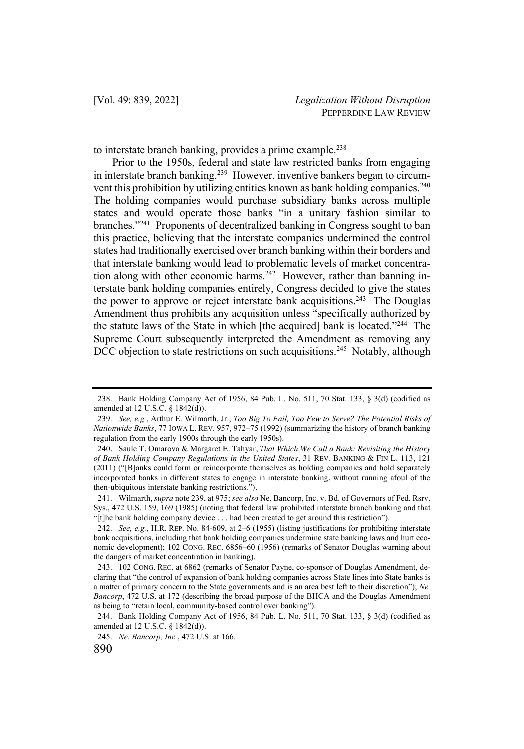to interstate branch banking, provides a prime example.[238]

Prior to the 1950s, federal and state law restricted banks from engaging in interstate branch banking.[239] However, inventive bankers began to circumvent this prohibition by utilizing entities known as bank holding companies.[240] The holding companies would purchase subsidiary banks across multiple states and would operate those banks "in a unitary fashion similar to branches."[241] Proponents of decentralized banking in Congress sought to ban this practice, believing that the interstate companies undermined the control states had traditionally exercised over branch banking within their borders and that interstate banking would lead to problematic levels of market concentration along with other economic harms.[242] However, rather than banning interstate bank holding companies entirely, Congress decided to give the states the power to approve or reject interstate bank acquisitions.[243] The Douglas Amendment thus prohibits any acquisition unless "specifically authorized by the statute laws of the State in which [the acquired] bank is located."[244] The Supreme Court subsequently interpreted the Amendment as removing any DCC objection to state restrictions on such acquisitions.[245] Notably, although

---

238. Bank Holding Company Act of 1956, 84 Pub. L. No. 511, 70 Stat. 133, § 3(d) (codified as amended at 12 U.S.C. § 1842(d)).

239. *See, e.g.*, Arthur E. Wilmarth, Jr., *Too Big To Fail, Too Few to Serve? The Potential Risks of Nationwide Banks*, 77 IOWA L. REV. 957, 972–75 (1992) (summarizing the history of branch banking regulation from the early 1900s through the early 1950s).

240. Saule T. Omarova & Margaret E. Tahyar, *That Which We Call a Bank: Revisiting the History of Bank Holding Company Regulations in the United States*, 31 REV. BANKING & FIN L. 113, 121 (2011) ("[B]anks could form or reincorporate themselves as holding companies and hold separately incorporated banks in different states to engage in interstate banking, without running afoul of the then-ubiquitous interstate banking restrictions.").

241. Wilmarth, *supra* note 239, at 975; *see also* Ne. Bancorp, Inc. v. Bd. of Governors of Fed. Rsrv. Sys., 472 U.S. 159, 169 (1985) (noting that federal law prohibited interstate branch banking and that "[t]he bank holding company device . . . had been created to get around this restriction").

242. *See, e.g.*, H.R. REP. No. 84-609, at 2–6 (1955) (listing justifications for prohibiting interstate bank acquisitions, including that bank holding companies undermine state banking laws and hurt economic development); 102 CONG. REC. 6856–60 (1956) (remarks of Senator Douglas warning about the dangers of market concentration in banking).

243. 102 CONG. REC. at 6862 (remarks of Senator Payne, co-sponsor of Douglas Amendment, declaring that "the control of expansion of bank holding companies across State lines into State banks is a matter of primary concern to the State governments and is an area best left to their discretion"); *Ne. Bancorp*, 472 U.S. at 172 (describing the broad purpose of the BHCA and the Douglas Amendment as being to "retain local, community-based control over banking").

244. Bank Holding Company Act of 1956, 84 Pub. L. No. 511, 70 Stat. 133, § 3(d) (codified as amended at 12 U.S.C. § 1842(d)).

245. *Ne. Bancorp, Inc.*, 472 U.S. at 166.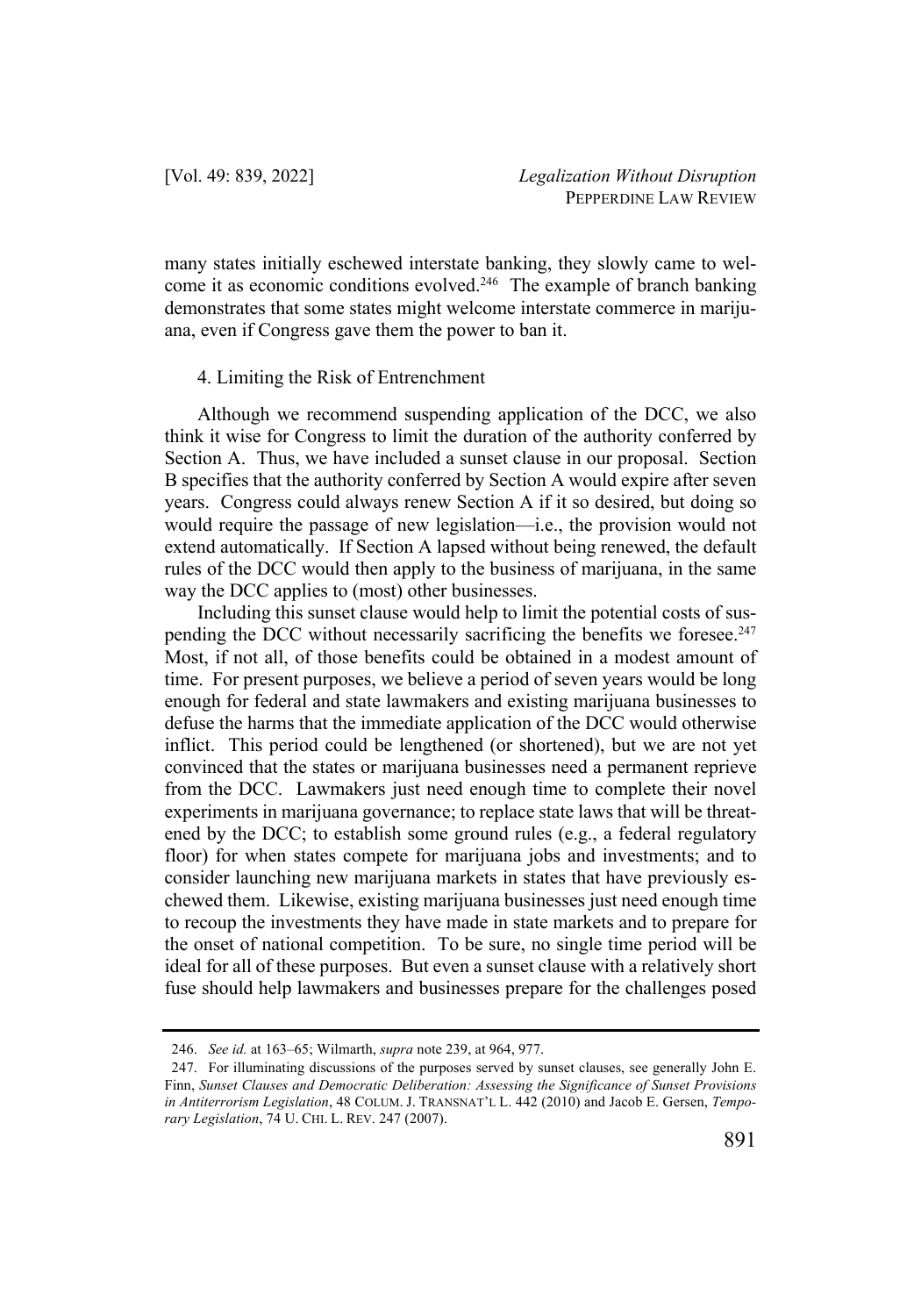many states initially eschewed interstate banking, they slowly came to welcome it as economic conditions evolved.[246] The example of branch banking demonstrates that some states might welcome interstate commerce in marijuana, even if Congress gave them the power to ban it.

#### 4. Limiting the Risk of Entrenchment

Although we recommend suspending application of the DCC, we also think it wise for Congress to limit the duration of the authority conferred by Section A. Thus, we have included a sunset clause in our proposal. Section B specifies that the authority conferred by Section A would expire after seven years. Congress could always renew Section A if it so desired, but doing so would require the passage of new legislation—i.e., the provision would not extend automatically. If Section A lapsed without being renewed, the default rules of the DCC would then apply to the business of marijuana, in the same way the DCC applies to (most) other businesses.

Including this sunset clause would help to limit the potential costs of suspending the DCC without necessarily sacrificing the benefits we foresee.[247] Most, if not all, of those benefits could be obtained in a modest amount of time. For present purposes, we believe a period of seven years would be long enough for federal and state lawmakers and existing marijuana businesses to defuse the harms that the immediate application of the DCC would otherwise inflict. This period could be lengthened (or shortened), but we are not yet convinced that the states or marijuana businesses need a permanent reprieve from the DCC. Lawmakers just need enough time to complete their novel experiments in marijuana governance; to replace state laws that will be threatened by the DCC; to establish some ground rules (e.g., a federal regulatory floor) for when states compete for marijuana jobs and investments; and to consider launching new marijuana markets in states that have previously eschewed them. Likewise, existing marijuana businesses just need enough time to recoup the investments they have made in state markets and to prepare for the onset of national competition. To be sure, no single time period will be ideal for all of these purposes. But even a sunset clause with a relatively short fuse should help lawmakers and businesses prepare for the challenges posed

---

246. *See id.* at 163–65; Wilmarth, *supra* note 239, at 964, 977.

247. For illuminating discussions of the purposes served by sunset clauses, see generally John E. Finn, *Sunset Clauses and Democratic Deliberation: Assessing the Significance of Sunset Provisions in Antiterrorism Legislation*, 48 COLUM. J. TRANSNAT'L L. 442 (2010) and Jacob E. Gersen, *Temporary Legislation*, 74 U. CHI. L. REV. 247 (2007).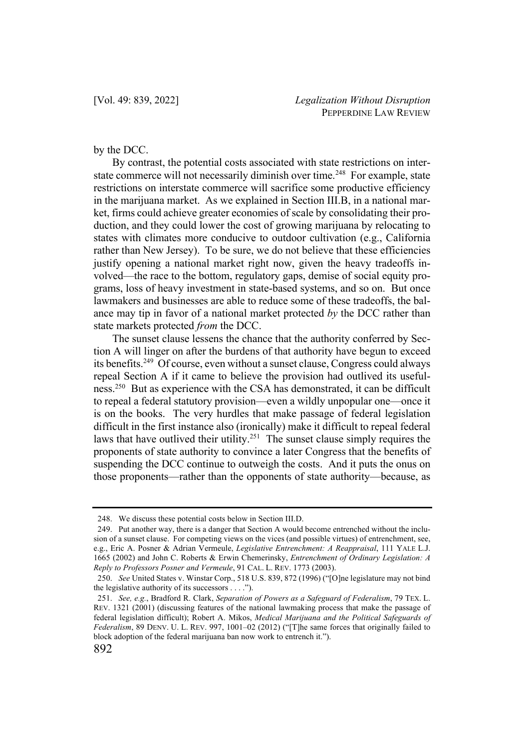by the DCC.

By contrast, the potential costs associated with state restrictions on interstate commerce will not necessarily diminish over time.[248] For example, state restrictions on interstate commerce will sacrifice some productive efficiency in the marijuana market. As we explained in Section III.B, in a national market, firms could achieve greater economies of scale by consolidating their production, and they could lower the cost of growing marijuana by relocating to states with climates more conducive to outdoor cultivation (e.g., California rather than New Jersey). To be sure, we do not believe that these efficiencies justify opening a national market right now, given the heavy tradeoffs involved—the race to the bottom, regulatory gaps, demise of social equity programs, loss of heavy investment in state-based systems, and so on. But once lawmakers and businesses are able to reduce some of these tradeoffs, the balance may tip in favor of a national market protected *by* the DCC rather than state markets protected *from* the DCC.

The sunset clause lessens the chance that the authority conferred by Section A will linger on after the burdens of that authority have begun to exceed its benefits.[249] Of course, even without a sunset clause, Congress could always repeal Section A if it came to believe the provision had outlived its usefulness.[250] But as experience with the CSA has demonstrated, it can be difficult to repeal a federal statutory provision—even a wildly unpopular one—once it is on the books. The very hurdles that make passage of federal legislation difficult in the first instance also (ironically) make it difficult to repeal federal laws that have outlived their utility.[251] The sunset clause simply requires the proponents of state authority to convince a later Congress that the benefits of suspending the DCC continue to outweigh the costs. And it puts the onus on those proponents—rather than the opponents of state authority—because, as

---

248. We discuss these potential costs below in Section III.D.

249. Put another way, there is a danger that Section A would become entrenched without the inclusion of a sunset clause. For competing views on the vices (and possible virtues) of entrenchment, see, e.g., Eric A. Posner & Adrian Vermeule, *Legislative Entrenchment: A Reappraisal*, 111 YALE L.J. 1665 (2002) and John C. Roberts & Erwin Chemerinsky, *Entrenchment of Ordinary Legislation: A Reply to Professors Posner and Vermeule*, 91 CAL. L. REV. 1773 (2003).

250. *See* United States v. Winstar Corp., 518 U.S. 839, 872 (1996) ("[O]ne legislature may not bind the legislative authority of its successors . . . .").

251. *See, e.g.*, Bradford R. Clark, *Separation of Powers as a Safeguard of Federalism*, 79 TEX. L. REV. 1321 (2001) (discussing features of the national lawmaking process that make the passage of federal legislation difficult); Robert A. Mikos, *Medical Marijuana and the Political Safeguards of Federalism*, 89 DENV. U. L. REV. 997, 1001–02 (2012) ("[T]he same forces that originally failed to block adoption of the federal marijuana ban now work to entrench it.").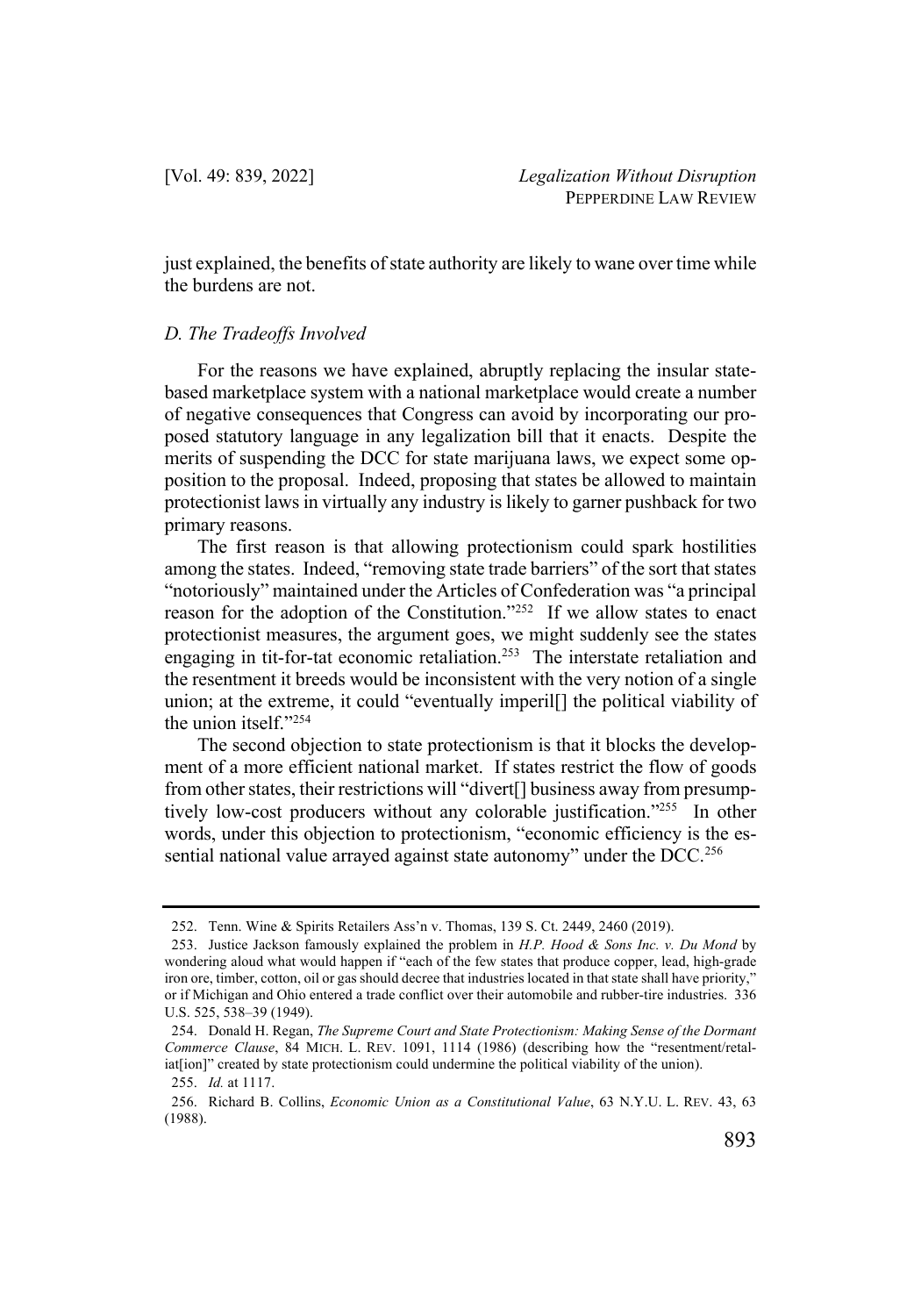just explained, the benefits of state authority are likely to wane over time while the burdens are not.

### *D. The Tradeoffs Involved*

For the reasons we have explained, abruptly replacing the insular state-based marketplace system with a national marketplace would create a number of negative consequences that Congress can avoid by incorporating our proposed statutory language in any legalization bill that it enacts. Despite the merits of suspending the DCC for state marijuana laws, we expect some opposition to the proposal. Indeed, proposing that states be allowed to maintain protectionist laws in virtually any industry is likely to garner pushback for two primary reasons.

The first reason is that allowing protectionism could spark hostilities among the states. Indeed, "removing state trade barriers" of the sort that states "notoriously" maintained under the Articles of Confederation was "a principal reason for the adoption of the Constitution."[252] If we allow states to enact protectionist measures, the argument goes, we might suddenly see the states engaging in tit-for-tat economic retaliation.[253] The interstate retaliation and the resentment it breeds would be inconsistent with the very notion of a single union; at the extreme, it could "eventually imperil[] the political viability of the union itself."[254]

The second objection to state protectionism is that it blocks the development of a more efficient national market. If states restrict the flow of goods from other states, their restrictions will "divert[] business away from presumptively low-cost producers without any colorable justification."[255] In other words, under this objection to protectionism, "economic efficiency is the essential national value arrayed against state autonomy" under the DCC.[256]

---

252. Tenn. Wine & Spirits Retailers Ass'n v. Thomas, 139 S. Ct. 2449, 2460 (2019).

253. Justice Jackson famously explained the problem in *H.P. Hood & Sons Inc. v. Du Mond* by wondering aloud what would happen if "each of the few states that produce copper, lead, high-grade iron ore, timber, cotton, oil or gas should decree that industries located in that state shall have priority," or if Michigan and Ohio entered a trade conflict over their automobile and rubber-tire industries. 336 U.S. 525, 538–39 (1949).

254. Donald H. Regan, *The Supreme Court and State Protectionism: Making Sense of the Dormant Commerce Clause*, 84 MICH. L. REV. 1091, 1114 (1986) (describing how the "resentment/retaliat[ion]" created by state protectionism could undermine the political viability of the union).

255. *Id.* at 1117.

256. Richard B. Collins, *Economic Union as a Constitutional Value*, 63 N.Y.U. L. REV. 43, 63 (1988).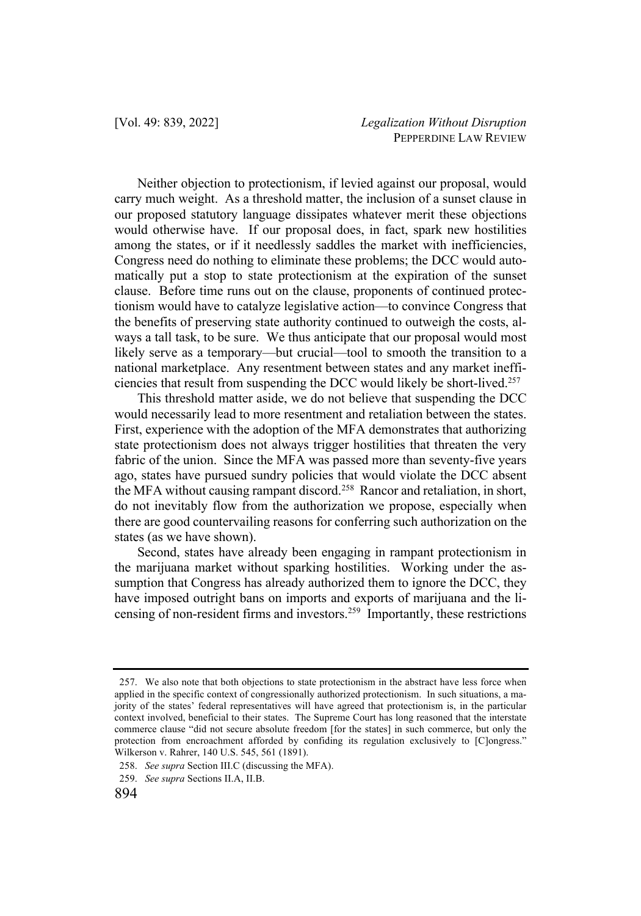Neither objection to protectionism, if levied against our proposal, would carry much weight. As a threshold matter, the inclusion of a sunset clause in our proposed statutory language dissipates whatever merit these objections would otherwise have. If our proposal does, in fact, spark new hostilities among the states, or if it needlessly saddles the market with inefficiencies, Congress need do nothing to eliminate these problems; the DCC would automatically put a stop to state protectionism at the expiration of the sunset clause. Before time runs out on the clause, proponents of continued protectionism would have to catalyze legislative action—to convince Congress that the benefits of preserving state authority continued to outweigh the costs, always a tall task, to be sure. We thus anticipate that our proposal would most likely serve as a temporary—but crucial—tool to smooth the transition to a national marketplace. Any resentment between states and any market inefficiencies that result from suspending the DCC would likely be short-lived.[257]

This threshold matter aside, we do not believe that suspending the DCC would necessarily lead to more resentment and retaliation between the states. First, experience with the adoption of the MFA demonstrates that authorizing state protectionism does not always trigger hostilities that threaten the very fabric of the union. Since the MFA was passed more than seventy-five years ago, states have pursued sundry policies that would violate the DCC absent the MFA without causing rampant discord.[258] Rancor and retaliation, in short, do not inevitably flow from the authorization we propose, especially when there are good countervailing reasons for conferring such authorization on the states (as we have shown).

Second, states have already been engaging in rampant protectionism in the marijuana market without sparking hostilities. Working under the assumption that Congress has already authorized them to ignore the DCC, they have imposed outright bans on imports and exports of marijuana and the licensing of non-resident firms and investors.[259] Importantly, these restrictions

---

257. We also note that both objections to state protectionism in the abstract have less force when applied in the specific context of congressionally authorized protectionism. In such situations, a majority of the states' federal representatives will have agreed that protectionism is, in the particular context involved, beneficial to their states. The Supreme Court has long reasoned that the interstate commerce clause "did not secure absolute freedom [for the states] in such commerce, but only the protection from encroachment afforded by confiding its regulation exclusively to [C]ongress." Wilkerson v. Rahrer, 140 U.S. 545, 561 (1891).

258. *See supra* Section III.C (discussing the MFA).

259. *See supra* Sections II.A, II.B.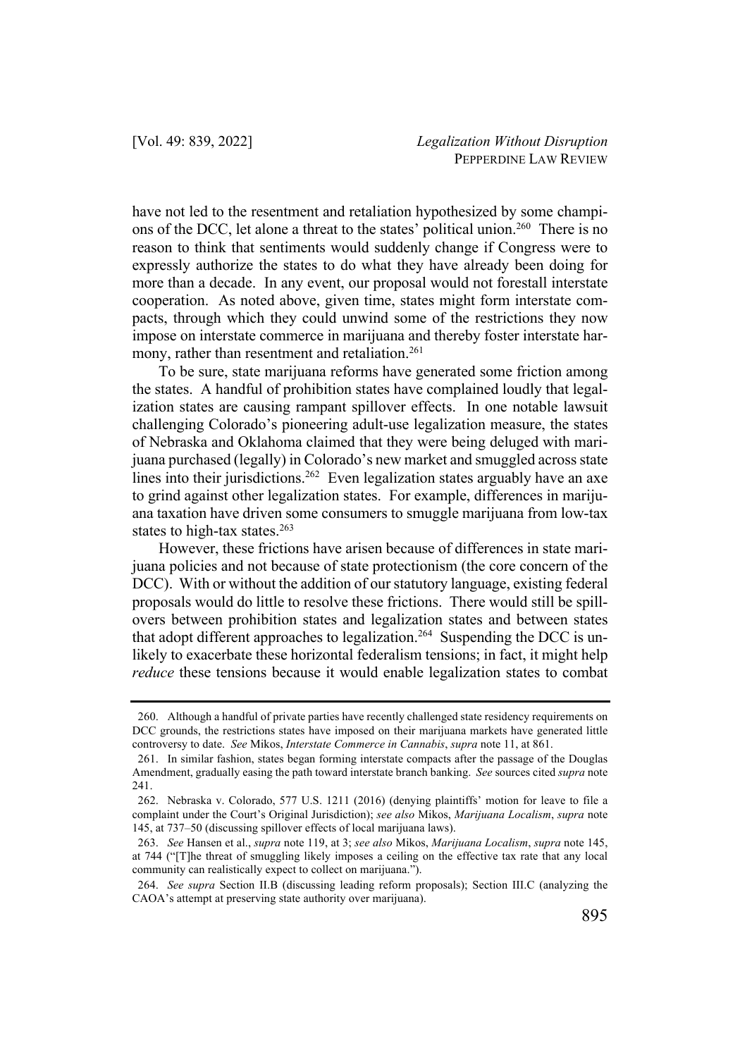have not led to the resentment and retaliation hypothesized by some champions of the DCC, let alone a threat to the states' political union.[260] There is no reason to think that sentiments would suddenly change if Congress were to expressly authorize the states to do what they have already been doing for more than a decade. In any event, our proposal would not forestall interstate cooperation. As noted above, given time, states might form interstate compacts, through which they could unwind some of the restrictions they now impose on interstate commerce in marijuana and thereby foster interstate harmony, rather than resentment and retaliation.[261]

To be sure, state marijuana reforms have generated some friction among the states. A handful of prohibition states have complained loudly that legalization states are causing rampant spillover effects. In one notable lawsuit challenging Colorado's pioneering adult-use legalization measure, the states of Nebraska and Oklahoma claimed that they were being deluged with marijuana purchased (legally) in Colorado's new market and smuggled across state lines into their jurisdictions.[262] Even legalization states arguably have an axe to grind against other legalization states. For example, differences in marijuana taxation have driven some consumers to smuggle marijuana from low-tax states to high-tax states.[263]

However, these frictions have arisen because of differences in state marijuana policies and not because of state protectionism (the core concern of the DCC). With or without the addition of our statutory language, existing federal proposals would do little to resolve these frictions. There would still be spillovers between prohibition states and legalization states and between states that adopt different approaches to legalization.[264] Suspending the DCC is unlikely to exacerbate these horizontal federalism tensions; in fact, it might help *reduce* these tensions because it would enable legalization states to combat

---

260. Although a handful of private parties have recently challenged state residency requirements on DCC grounds, the restrictions states have imposed on their marijuana markets have generated little controversy to date. *See* Mikos, *Interstate Commerce in Cannabis*, *supra* note 11, at 861.

261. In similar fashion, states began forming interstate compacts after the passage of the Douglas Amendment, gradually easing the path toward interstate branch banking. *See* sources cited *supra* note 241.

262. Nebraska v. Colorado, 577 U.S. 1211 (2016) (denying plaintiffs' motion for leave to file a complaint under the Court's Original Jurisdiction); *see also* Mikos, *Marijuana Localism*, *supra* note 145, at 737–50 (discussing spillover effects of local marijuana laws).

263. *See* Hansen et al., *supra* note 119, at 3; *see also* Mikos, *Marijuana Localism*, *supra* note 145, at 744 ("[T]he threat of smuggling likely imposes a ceiling on the effective tax rate that any local community can realistically expect to collect on marijuana.").

264. *See supra* Section II.B (discussing leading reform proposals); Section III.C (analyzing the CAOA's attempt at preserving state authority over marijuana).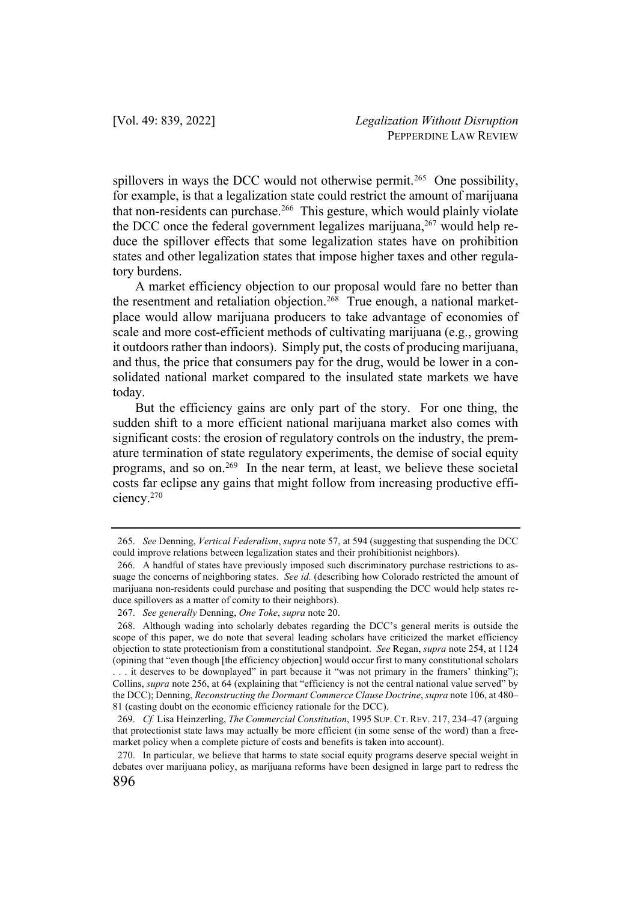spillovers in ways the DCC would not otherwise permit.[265] One possibility, for example, is that a legalization state could restrict the amount of marijuana that non-residents can purchase.[266] This gesture, which would plainly violate the DCC once the federal government legalizes marijuana,[267] would help reduce the spillover effects that some legalization states have on prohibition states and other legalization states that impose higher taxes and other regulatory burdens.

A market efficiency objection to our proposal would fare no better than the resentment and retaliation objection.[268] True enough, a national marketplace would allow marijuana producers to take advantage of economies of scale and more cost-efficient methods of cultivating marijuana (e.g., growing it outdoors rather than indoors). Simply put, the costs of producing marijuana, and thus, the price that consumers pay for the drug, would be lower in a consolidated national market compared to the insulated state markets we have today.

But the efficiency gains are only part of the story. For one thing, the sudden shift to a more efficient national marijuana market also comes with significant costs: the erosion of regulatory controls on the industry, the premature termination of state regulatory experiments, the demise of social equity programs, and so on.[269] In the near term, at least, we believe these societal costs far eclipse any gains that might follow from increasing productive efficiency.[270]

---

265. *See* Denning, *Vertical Federalism*, *supra* note 57, at 594 (suggesting that suspending the DCC could improve relations between legalization states and their prohibitionist neighbors).

266. A handful of states have previously imposed such discriminatory purchase restrictions to assuage the concerns of neighboring states. *See id.* (describing how Colorado restricted the amount of marijuana non-residents could purchase and positing that suspending the DCC would help states reduce spillovers as a matter of comity to their neighbors).

267. *See generally* Denning, *One Toke*, *supra* note 20.

268. Although wading into scholarly debates regarding the DCC's general merits is outside the scope of this paper, we do note that several leading scholars have criticized the market efficiency objection to state protectionism from a constitutional standpoint. *See* Regan, *supra* note 254, at 1124 (opining that "even though [the efficiency objection] would occur first to many constitutional scholars . . . it deserves to be downplayed" in part because it "was not primary in the framers' thinking"); Collins, *supra* note 256, at 64 (explaining that "efficiency is not the central national value served" by the DCC); Denning, *Reconstructing the Dormant Commerce Clause Doctrine*, *supra* note 106, at 480–81 (casting doubt on the economic efficiency rationale for the DCC).

269. *Cf.* Lisa Heinzerling, *The Commercial Constitution*, 1995 SUP. CT. REV. 217, 234–47 (arguing that protectionist state laws may actually be more efficient (in some sense of the word) than a free-market policy when a complete picture of costs and benefits is taken into account).

270. In particular, we believe that harms to state social equity programs deserve special weight in debates over marijuana policy, as marijuana reforms have been designed in large part to redress the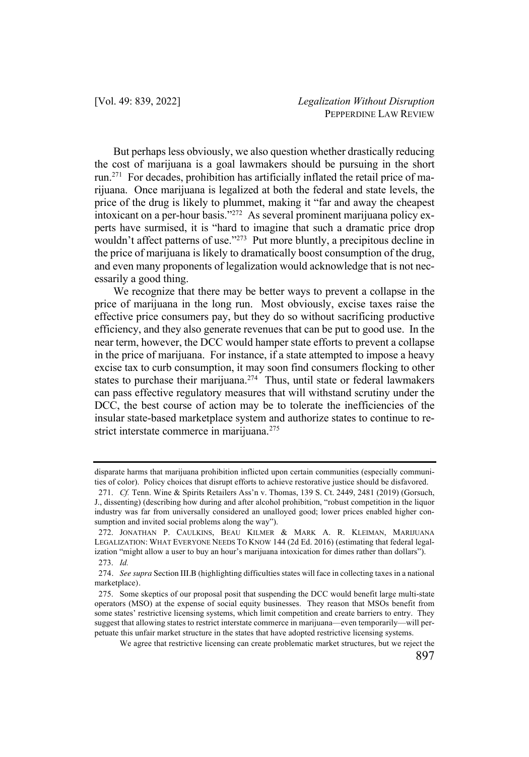But perhaps less obviously, we also question whether drastically reducing the cost of marijuana is a goal lawmakers should be pursuing in the short run.[271] For decades, prohibition has artificially inflated the retail price of marijuana. Once marijuana is legalized at both the federal and state levels, the price of the drug is likely to plummet, making it "far and away the cheapest intoxicant on a per-hour basis."[272] As several prominent marijuana policy experts have surmised, it is "hard to imagine that such a dramatic price drop wouldn't affect patterns of use."[273] Put more bluntly, a precipitous decline in the price of marijuana is likely to dramatically boost consumption of the drug, and even many proponents of legalization would acknowledge that is not necessarily a good thing.

We recognize that there may be better ways to prevent a collapse in the price of marijuana in the long run. Most obviously, excise taxes raise the effective price consumers pay, but they do so without sacrificing productive efficiency, and they also generate revenues that can be put to good use. In the near term, however, the DCC would hamper state efforts to prevent a collapse in the price of marijuana. For instance, if a state attempted to impose a heavy excise tax to curb consumption, it may soon find consumers flocking to other states to purchase their marijuana.[274] Thus, until state or federal lawmakers can pass effective regulatory measures that will withstand scrutiny under the DCC, the best course of action may be to tolerate the inefficiencies of the insular state-based marketplace system and authorize states to continue to restrict interstate commerce in marijuana.[275]

---

disparate harms that marijuana prohibition inflicted upon certain communities (especially communities of color). Policy choices that disrupt efforts to achieve restorative justice should be disfavored.

271. *Cf.* Tenn. Wine & Spirits Retailers Ass'n v. Thomas, 139 S. Ct. 2449, 2481 (2019) (Gorsuch, J., dissenting) (describing how during and after alcohol prohibition, "robust competition in the liquor industry was far from universally considered an unalloyed good; lower prices enabled higher consumption and invited social problems along the way").

272. JONATHAN P. CAULKINS, BEAU KILMER & MARK A. R. KLEIMAN, MARIJUANA LEGALIZATION: WHAT EVERYONE NEEDS TO KNOW 144 (2d Ed. 2016) (estimating that federal legalization "might allow a user to buy an hour's marijuana intoxication for dimes rather than dollars").

273. *Id.*

274. *See supra* Section III.B (highlighting difficulties states will face in collecting taxes in a national marketplace).

275. Some skeptics of our proposal posit that suspending the DCC would benefit large multi-state operators (MSO) at the expense of social equity businesses. They reason that MSOs benefit from some states' restrictive licensing systems, which limit competition and create barriers to entry. They suggest that allowing states to restrict interstate commerce in marijuana—even temporarily—will perpetuate this unfair market structure in the states that have adopted restrictive licensing systems.

We agree that restrictive licensing can create problematic market structures, but we reject the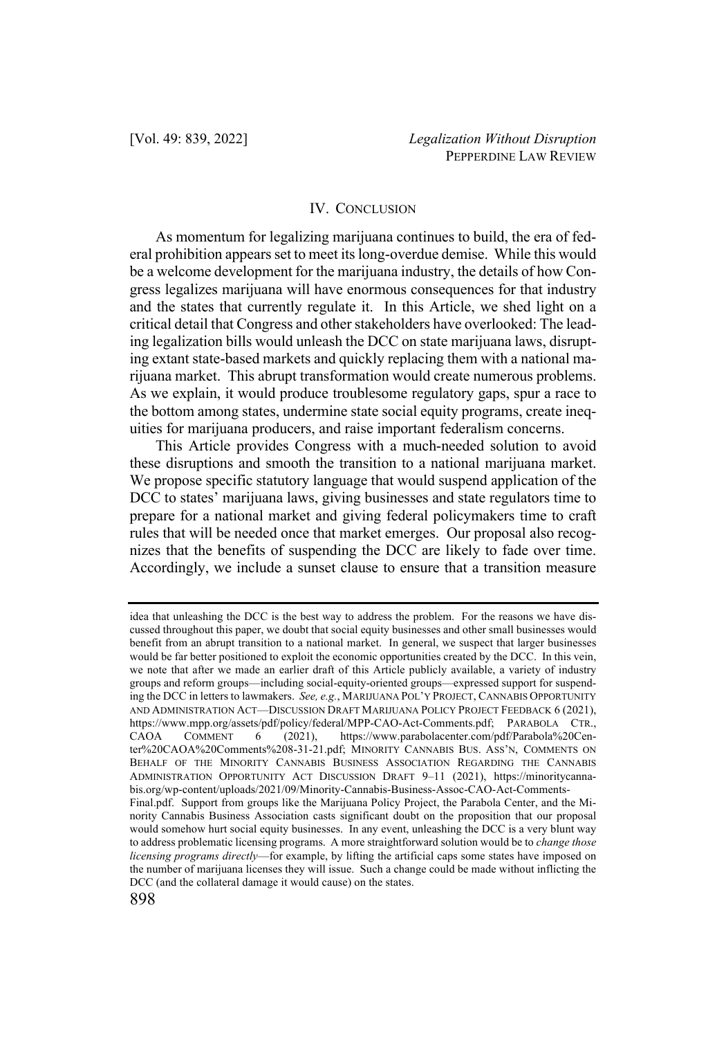## IV. CONCLUSION

As momentum for legalizing marijuana continues to build, the era of federal prohibition appears set to meet its long-overdue demise. While this would be a welcome development for the marijuana industry, the details of how Congress legalizes marijuana will have enormous consequences for that industry and the states that currently regulate it. In this Article, we shed light on a critical detail that Congress and other stakeholders have overlooked: The leading legalization bills would unleash the DCC on state marijuana laws, disrupting extant state-based markets and quickly replacing them with a national marijuana market. This abrupt transformation would create numerous problems. As we explain, it would produce troublesome regulatory gaps, spur a race to the bottom among states, undermine state social equity programs, create inequities for marijuana producers, and raise important federalism concerns.

This Article provides Congress with a much-needed solution to avoid these disruptions and smooth the transition to a national marijuana market. We propose specific statutory language that would suspend application of the DCC to states' marijuana laws, giving businesses and state regulators time to prepare for a national market and giving federal policymakers time to craft rules that will be needed once that market emerges. Our proposal also recognizes that the benefits of suspending the DCC are likely to fade over time. Accordingly, we include a sunset clause to ensure that a transition measure

---

idea that unleashing the DCC is the best way to address the problem. For the reasons we have discussed throughout this paper, we doubt that social equity businesses and other small businesses would benefit from an abrupt transition to a national market. In general, we suspect that larger businesses would be far better positioned to exploit the economic opportunities created by the DCC. In this vein, we note that after we made an earlier draft of this Article publicly available, a variety of industry groups and reform groups—including social-equity-oriented groups—expressed support for suspending the DCC in letters to lawmakers. *See, e.g.*, MARIJUANA POL'Y PROJECT, CANNABIS OPPORTUNITY AND ADMINISTRATION ACT—DISCUSSION DRAFT MARIJUANA POLICY PROJECT FEEDBACK 6 (2021), https://www.mpp.org/assets/pdf/policy/federal/MPP-CAO-Act-Comments.pdf; PARABOLA CTR., CAOA COMMENT 6 (2021), https://www.parabolacenter.com/pdf/Parabola%20Center%20CAOA%20Comments%208-31-21.pdf; MINORITY CANNABIS BUS. ASS'N, COMMENTS ON BEHALF OF THE MINORITY CANNABIS BUSINESS ASSOCIATION REGARDING THE CANNABIS ADMINISTRATION OPPORTUNITY ACT DISCUSSION DRAFT 9–11 (2021), https://minoritycannabis.org/wp-content/uploads/2021/09/Minority-Cannabis-Business-Assoc-CAO-Act-Comments-Final.pdf. Support from groups like the Marijuana Policy Project, the Parabola Center, and the Minority Cannabis Business Association casts significant doubt on the proposition that our proposal would somehow hurt social equity businesses. In any event, unleashing the DCC is a very blunt way to address problematic licensing programs. A more straightforward solution would be to *change those licensing programs directly*—for example, by lifting the artificial caps some states have imposed on the number of marijuana licenses they will issue. Such a change could be made without inflicting the DCC (and the collateral damage it would cause) on the states.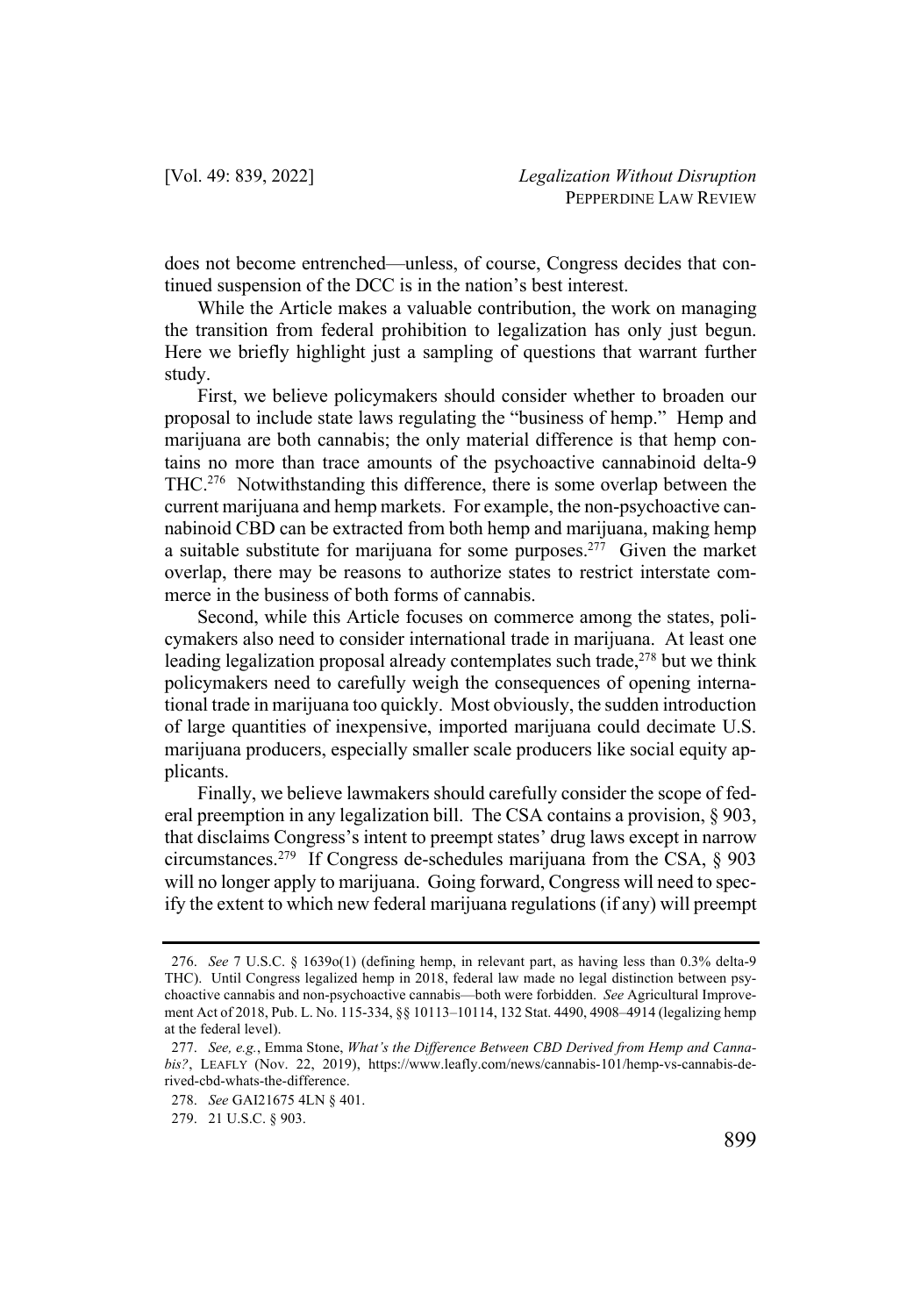does not become entrenched—unless, of course, Congress decides that continued suspension of the DCC is in the nation's best interest.

While the Article makes a valuable contribution, the work on managing the transition from federal prohibition to legalization has only just begun. Here we briefly highlight just a sampling of questions that warrant further study.

First, we believe policymakers should consider whether to broaden our proposal to include state laws regulating the "business of hemp." Hemp and marijuana are both cannabis; the only material difference is that hemp contains no more than trace amounts of the psychoactive cannabinoid delta-9 THC.[276] Notwithstanding this difference, there is some overlap between the current marijuana and hemp markets. For example, the non-psychoactive cannabinoid CBD can be extracted from both hemp and marijuana, making hemp a suitable substitute for marijuana for some purposes.[277] Given the market overlap, there may be reasons to authorize states to restrict interstate commerce in the business of both forms of cannabis.

Second, while this Article focuses on commerce among the states, policymakers also need to consider international trade in marijuana. At least one leading legalization proposal already contemplates such trade,[278] but we think policymakers need to carefully weigh the consequences of opening international trade in marijuana too quickly. Most obviously, the sudden introduction of large quantities of inexpensive, imported marijuana could decimate U.S. marijuana producers, especially smaller scale producers like social equity applicants.

Finally, we believe lawmakers should carefully consider the scope of federal preemption in any legalization bill. The CSA contains a provision, § 903, that disclaims Congress's intent to preempt states' drug laws except in narrow circumstances.[279] If Congress de-schedules marijuana from the CSA, § 903 will no longer apply to marijuana. Going forward, Congress will need to specify the extent to which new federal marijuana regulations (if any) will preempt

---

276. *See* 7 U.S.C. § 1639o(1) (defining hemp, in relevant part, as having less than 0.3% delta-9 THC). Until Congress legalized hemp in 2018, federal law made no legal distinction between psychoactive cannabis and non-psychoactive cannabis—both were forbidden. *See* Agricultural Improvement Act of 2018, Pub. L. No. 115-334, §§ 10113–10114, 132 Stat. 4490, 4908–4914 (legalizing hemp at the federal level).

277. *See, e.g.*, Emma Stone, *What's the Difference Between CBD Derived from Hemp and Cannabis?*, LEAFLY (Nov. 22, 2019), https://www.leafly.com/news/cannabis-101/hemp-vs-cannabis-derived-cbd-whats-the-difference.

278. *See* GAI21675 4LN § 401.

279. 21 U.S.C. § 903.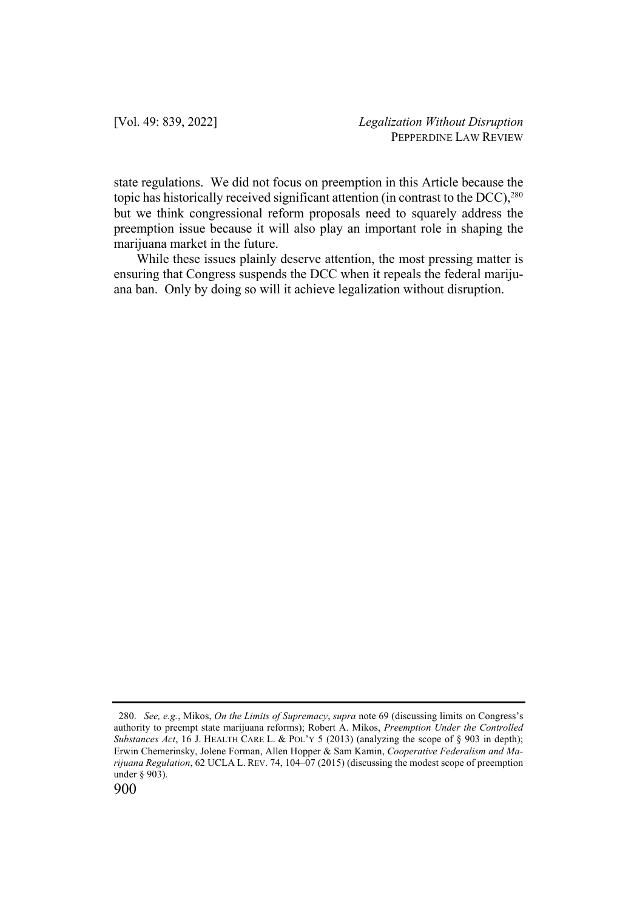state regulations. We did not focus on preemption in this Article because the topic has historically received significant attention (in contrast to the DCC),[280] but we think congressional reform proposals need to squarely address the preemption issue because it will also play an important role in shaping the marijuana market in the future.

While these issues plainly deserve attention, the most pressing matter is ensuring that Congress suspends the DCC when it repeals the federal marijuana ban. Only by doing so will it achieve legalization without disruption.

---

280. *See, e.g.*, Mikos, *On the Limits of Supremacy*, *supra* note 69 (discussing limits on Congress's authority to preempt state marijuana reforms); Robert A. Mikos, *Preemption Under the Controlled Substances Act*, 16 J. HEALTH CARE L. & POL'Y 5 (2013) (analyzing the scope of § 903 in depth); Erwin Chemerinsky, Jolene Forman, Allen Hopper & Sam Kamin, *Cooperative Federalism and Marijuana Regulation*, 62 UCLA L. REV. 74, 104–07 (2015) (discussing the modest scope of preemption under § 903).